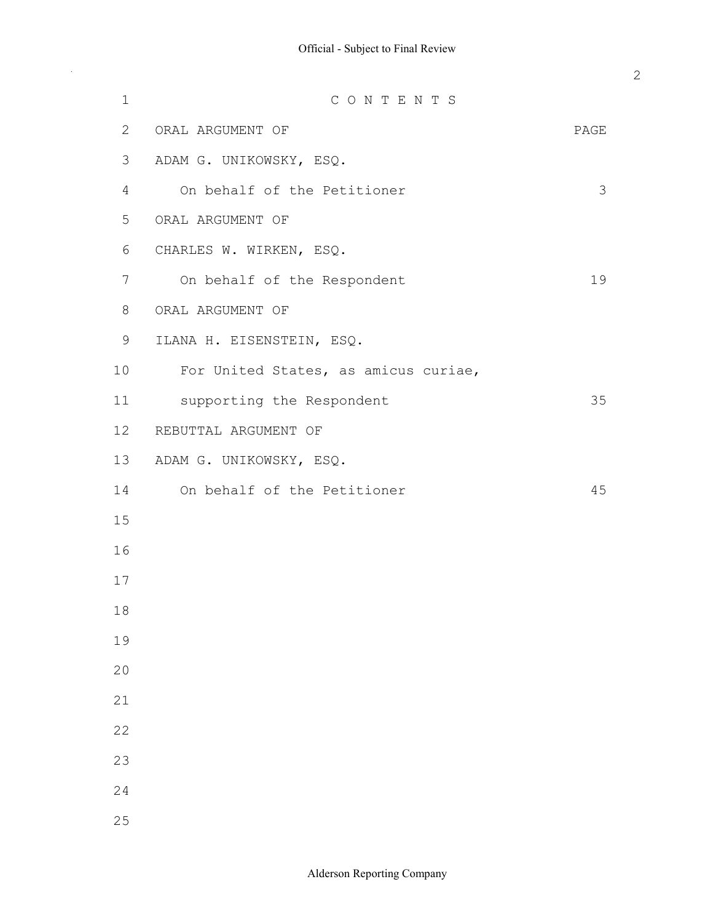# C O N T E N T S

| ORAL ARGUMENT OF | PAGE |
|---|---|
| ADAM G. UNIKOWSKY, ESQ. | |
| On behalf of the Petitioner | 3 |
| ORAL ARGUMENT OF | |
| CHARLES W. WIRKEN, ESQ. | |
| On behalf of the Respondent | 19 |
| ORAL ARGUMENT OF | |
| ILANA H. EISENSTEIN, ESQ. | |
| For United States, as amicus curiae, | |
| supporting the Respondent | 35 |
| REBUTTAL ARGUMENT OF | |
| ADAM G. UNIKOWSKY, ESQ. | |
| On behalf of the Petitioner | 45 |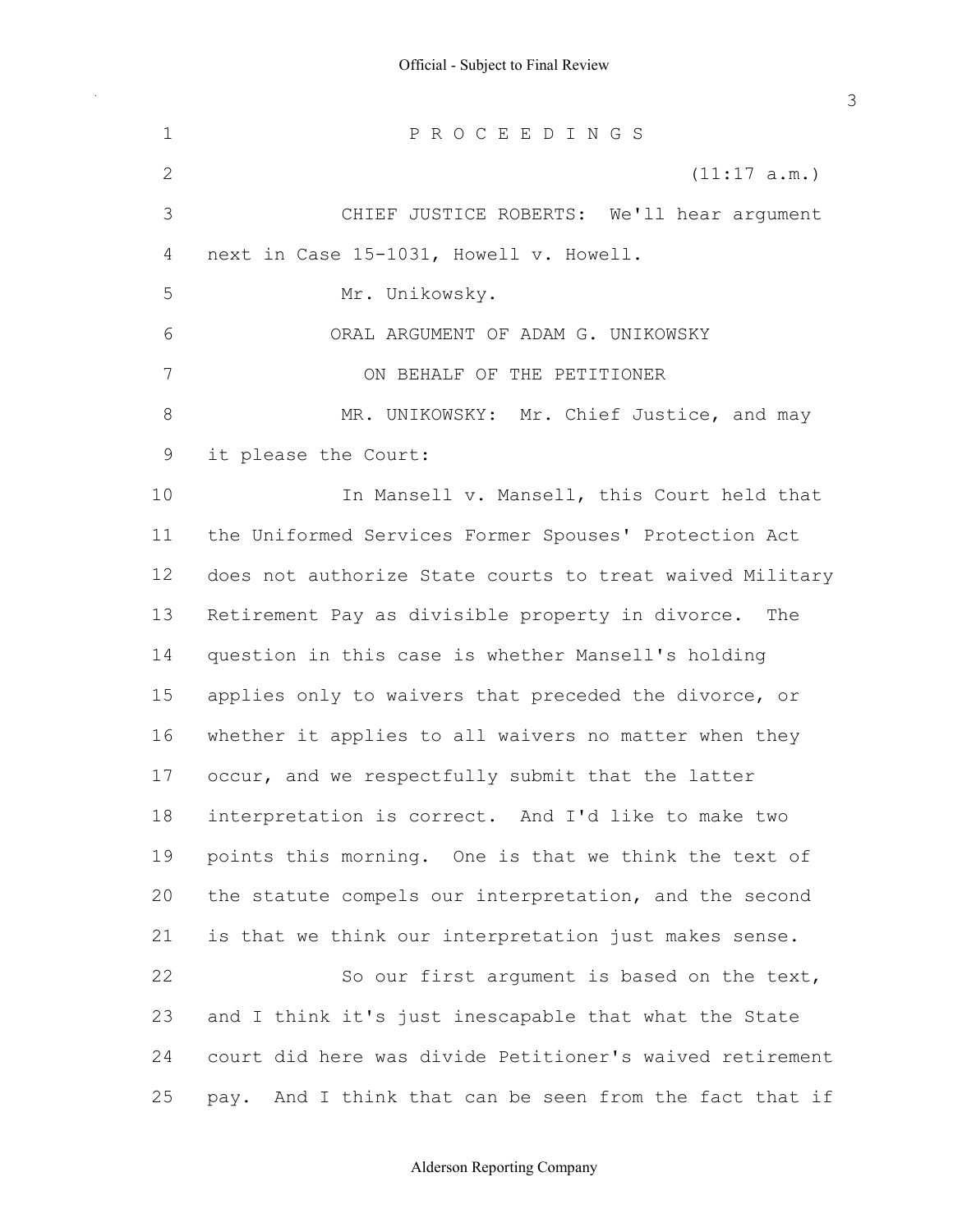P R O C E E D I N G S

(11:17 a.m.)

CHIEF JUSTICE ROBERTS: We'll hear argument next in Case 15-1031, Howell v. Howell.

Mr. Unikowsky.

ORAL ARGUMENT OF ADAM G. UNIKOWSKY

ON BEHALF OF THE PETITIONER

MR. UNIKOWSKY: Mr. Chief Justice, and may it please the Court:

In Mansell v. Mansell, this Court held that the Uniformed Services Former Spouses' Protection Act does not authorize State courts to treat waived Military Retirement Pay as divisible property in divorce. The question in this case is whether Mansell's holding applies only to waivers that preceded the divorce, or whether it applies to all waivers no matter when they occur, and we respectfully submit that the latter interpretation is correct. And I'd like to make two points this morning. One is that we think the text of the statute compels our interpretation, and the second is that we think our interpretation just makes sense.

So our first argument is based on the text, and I think it's just inescapable that what the State court did here was divide Petitioner's waived retirement pay. And I think that can be seen from the fact that if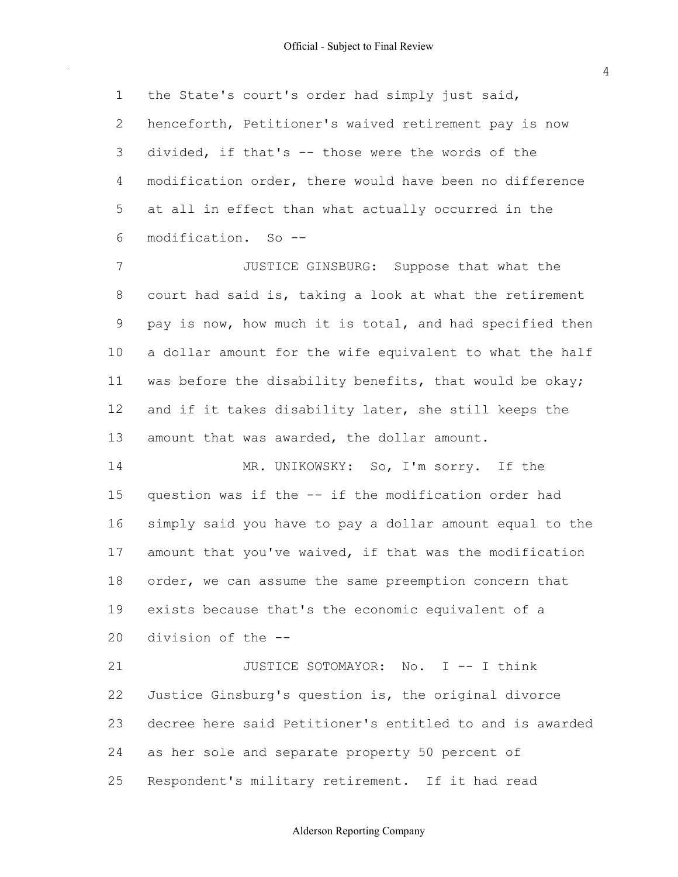the State's court's order had simply just said, henceforth, Petitioner's waived retirement pay is now divided, if that's -- those were the words of the modification order, there would have been no difference at all in effect than what actually occurred in the modification. So --

JUSTICE GINSBURG: Suppose that what the court had said is, taking a look at what the retirement pay is now, how much it is total, and had specified then a dollar amount for the wife equivalent to what the half was before the disability benefits, that would be okay; and if it takes disability later, she still keeps the amount that was awarded, the dollar amount.

MR. UNIKOWSKY: So, I'm sorry. If the question was if the -- if the modification order had simply said you have to pay a dollar amount equal to the amount that you've waived, if that was the modification order, we can assume the same preemption concern that exists because that's the economic equivalent of a division of the --

JUSTICE SOTOMAYOR: No. I -- I think Justice Ginsburg's question is, the original divorce decree here said Petitioner's entitled to and is awarded as her sole and separate property 50 percent of Respondent's military retirement. If it had read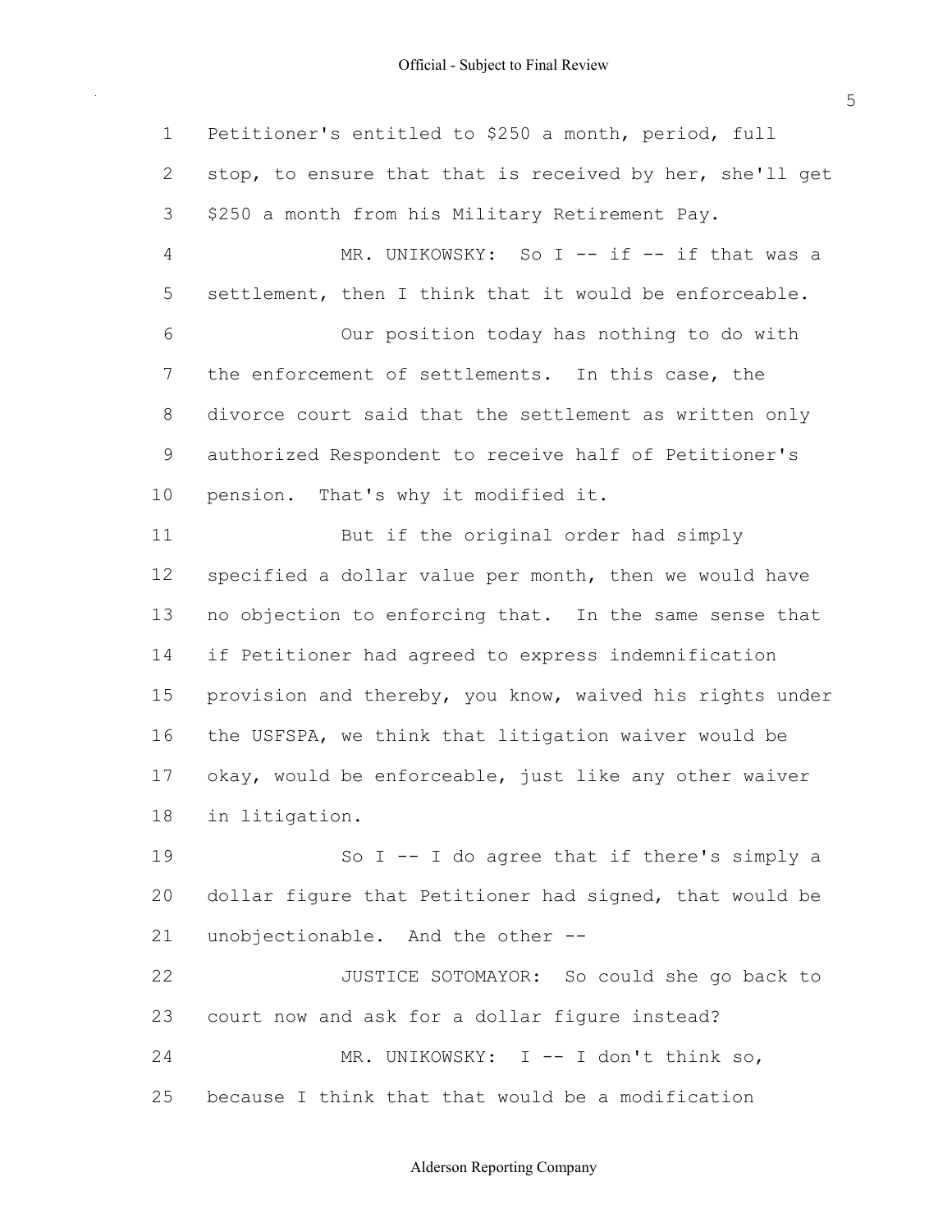Petitioner's entitled to $250 a month, period, full stop, to ensure that that is received by her, she'll get $250 a month from his Military Retirement Pay.

MR. UNIKOWSKY: So I -- if -- if that was a settlement, then I think that it would be enforceable.

Our position today has nothing to do with the enforcement of settlements. In this case, the divorce court said that the settlement as written only authorized Respondent to receive half of Petitioner's pension. That's why it modified it.

But if the original order had simply specified a dollar value per month, then we would have no objection to enforcing that. In the same sense that if Petitioner had agreed to express indemnification provision and thereby, you know, waived his rights under the USFSPA, we think that litigation waiver would be okay, would be enforceable, just like any other waiver in litigation.

So I -- I do agree that if there's simply a dollar figure that Petitioner had signed, that would be unobjectionable. And the other --

JUSTICE SOTOMAYOR: So could she go back to court now and ask for a dollar figure instead?

MR. UNIKOWSKY: I -- I don't think so, because I think that that would be a modification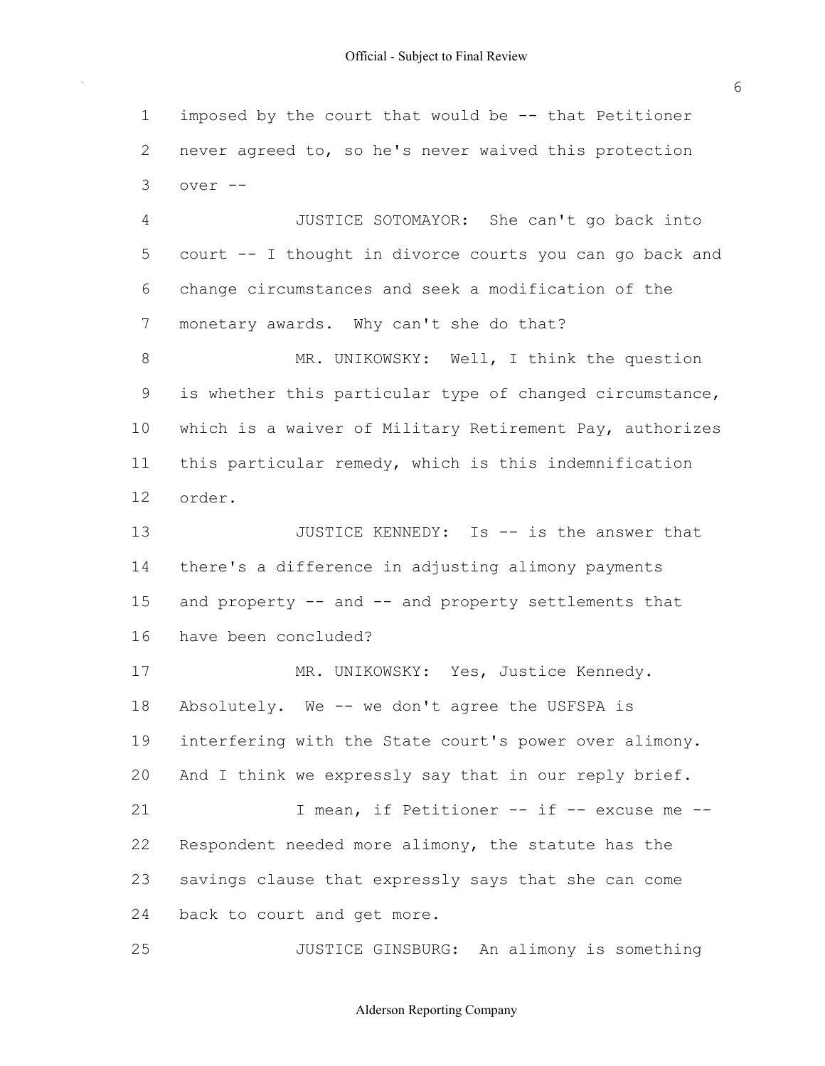imposed by the court that would be -- that Petitioner never agreed to, so he's never waived this protection over --

JUSTICE SOTOMAYOR: She can't go back into court -- I thought in divorce courts you can go back and change circumstances and seek a modification of the monetary awards. Why can't she do that?

MR. UNIKOWSKY: Well, I think the question is whether this particular type of changed circumstance, which is a waiver of Military Retirement Pay, authorizes this particular remedy, which is this indemnification order.

JUSTICE KENNEDY: Is -- is the answer that there's a difference in adjusting alimony payments and property -- and -- and property settlements that have been concluded?

MR. UNIKOWSKY: Yes, Justice Kennedy. Absolutely. We -- we don't agree the USFSPA is interfering with the State court's power over alimony. And I think we expressly say that in our reply brief.

I mean, if Petitioner -- if -- excuse me -- Respondent needed more alimony, the statute has the savings clause that expressly says that she can come back to court and get more.

JUSTICE GINSBURG: An alimony is something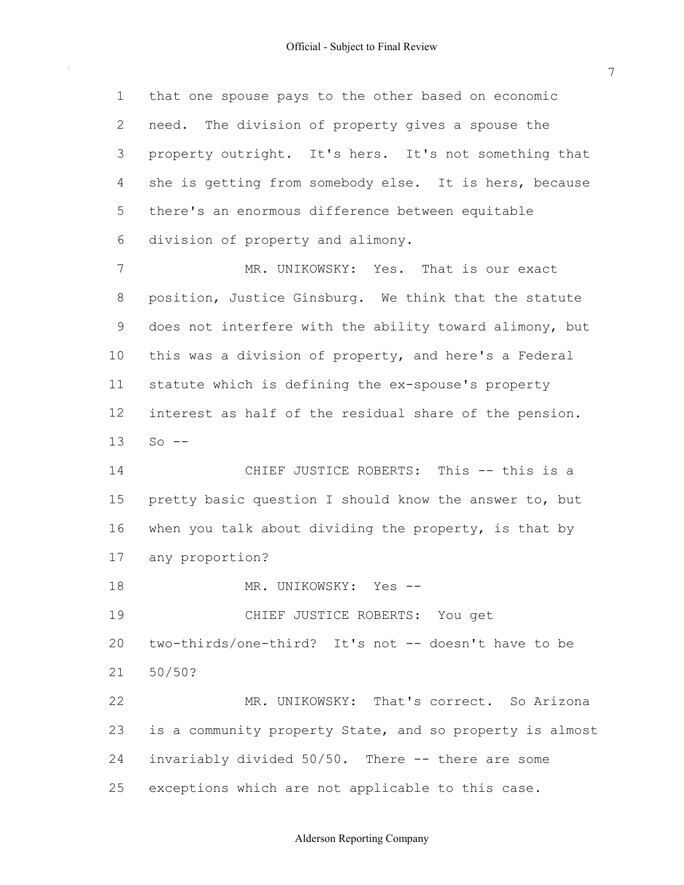that one spouse pays to the other based on economic need. The division of property gives a spouse the property outright. It's hers. It's not something that she is getting from somebody else. It is hers, because there's an enormous difference between equitable division of property and alimony.

MR. UNIKOWSKY: Yes. That is our exact position, Justice Ginsburg. We think that the statute does not interfere with the ability toward alimony, but this was a division of property, and here's a Federal statute which is defining the ex-spouse's property interest as half of the residual share of the pension. So --

CHIEF JUSTICE ROBERTS: This -- this is a pretty basic question I should know the answer to, but when you talk about dividing the property, is that by any proportion?

MR. UNIKOWSKY: Yes --

CHIEF JUSTICE ROBERTS: You get two-thirds/one-third? It's not -- doesn't have to be 50/50?

MR. UNIKOWSKY: That's correct. So Arizona is a community property State, and so property is almost invariably divided 50/50. There -- there are some exceptions which are not applicable to this case.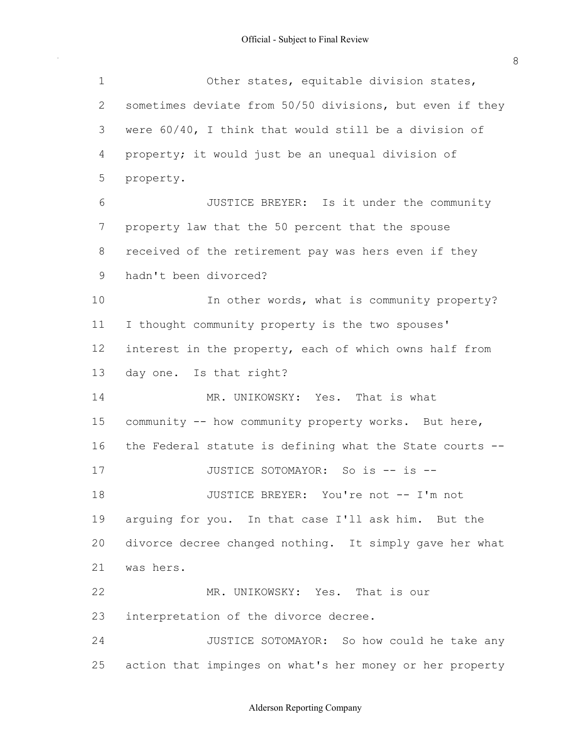Other states, equitable division states, sometimes deviate from 50/50 divisions, but even if they were 60/40, I think that would still be a division of property; it would just be an unequal division of property.

JUSTICE BREYER: Is it under the community property law that the 50 percent that the spouse received of the retirement pay was hers even if they hadn't been divorced?

In other words, what is community property? I thought community property is the two spouses' interest in the property, each of which owns half from day one. Is that right?

MR. UNIKOWSKY: Yes. That is what community -- how community property works. But here, the Federal statute is defining what the State courts --

JUSTICE SOTOMAYOR: So is -- is --

JUSTICE BREYER: You're not -- I'm not arguing for you. In that case I'll ask him. But the divorce decree changed nothing. It simply gave her what was hers.

MR. UNIKOWSKY: Yes. That is our interpretation of the divorce decree.

JUSTICE SOTOMAYOR: So how could he take any action that impinges on what's her money or her property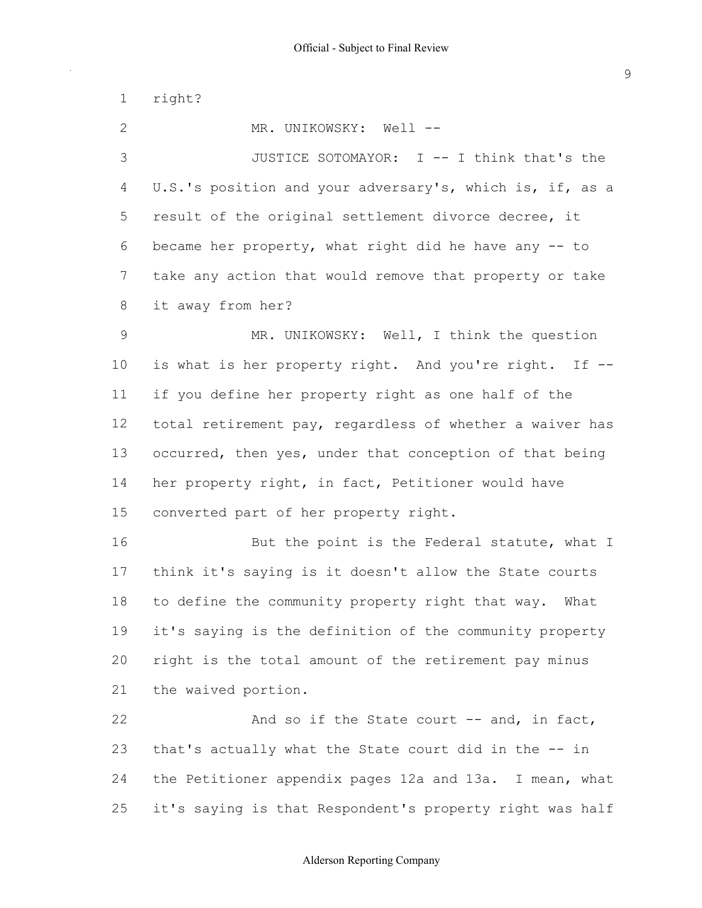right?

MR. UNIKOWSKY: Well --

JUSTICE SOTOMAYOR: I -- I think that's the U.S.'s position and your adversary's, which is, if, as a result of the original settlement divorce decree, it became her property, what right did he have any -- to take any action that would remove that property or take it away from her?

MR. UNIKOWSKY: Well, I think the question is what is her property right. And you're right. If -- if you define her property right as one half of the total retirement pay, regardless of whether a waiver has occurred, then yes, under that conception of that being her property right, in fact, Petitioner would have converted part of her property right.

But the point is the Federal statute, what I think it's saying is it doesn't allow the State courts to define the community property right that way. What it's saying is the definition of the community property right is the total amount of the retirement pay minus the waived portion.

And so if the State court -- and, in fact, that's actually what the State court did in the -- in the Petitioner appendix pages 12a and 13a. I mean, what it's saying is that Respondent's property right was half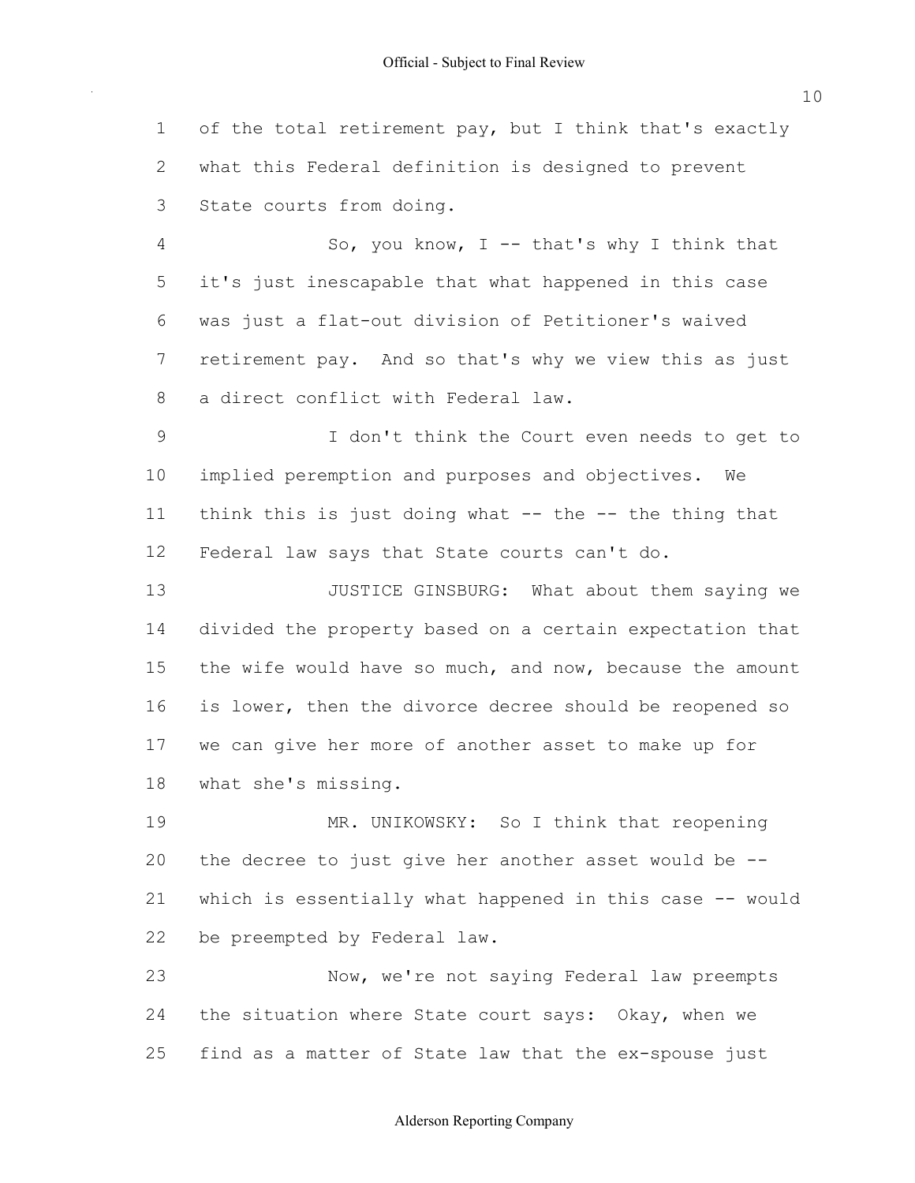of the total retirement pay, but I think that's exactly what this Federal definition is designed to prevent State courts from doing.

So, you know, I -- that's why I think that it's just inescapable that what happened in this case was just a flat-out division of Petitioner's waived retirement pay. And so that's why we view this as just a direct conflict with Federal law.

I don't think the Court even needs to get to implied peremption and purposes and objectives. We think this is just doing what -- the -- the thing that Federal law says that State courts can't do.

JUSTICE GINSBURG: What about them saying we divided the property based on a certain expectation that the wife would have so much, and now, because the amount is lower, then the divorce decree should be reopened so we can give her more of another asset to make up for what she's missing.

MR. UNIKOWSKY: So I think that reopening the decree to just give her another asset would be -- which is essentially what happened in this case -- would be preempted by Federal law.

Now, we're not saying Federal law preempts the situation where State court says: Okay, when we find as a matter of State law that the ex-spouse just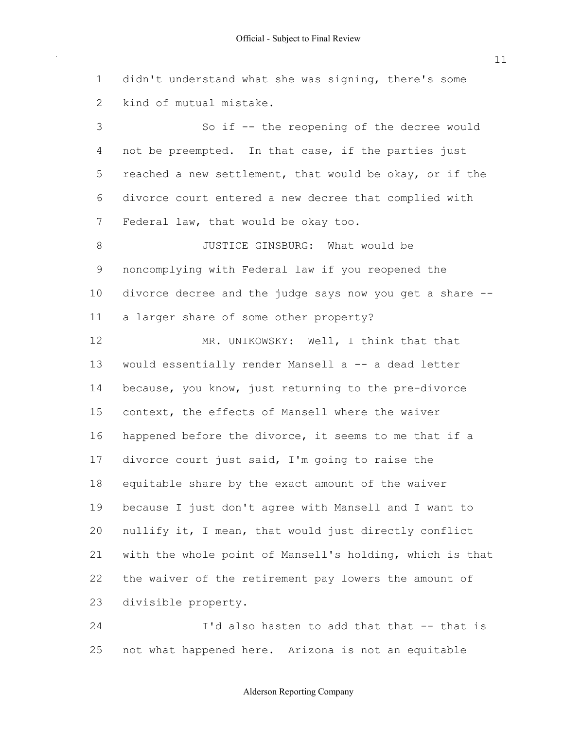didn't understand what she was signing, there's some kind of mutual mistake.

So if -- the reopening of the decree would not be preempted. In that case, if the parties just reached a new settlement, that would be okay, or if the divorce court entered a new decree that complied with Federal law, that would be okay too.

JUSTICE GINSBURG: What would be noncomplying with Federal law if you reopened the divorce decree and the judge says now you get a share -- a larger share of some other property?

MR. UNIKOWSKY: Well, I think that that would essentially render Mansell a -- a dead letter because, you know, just returning to the pre-divorce context, the effects of Mansell where the waiver happened before the divorce, it seems to me that if a divorce court just said, I'm going to raise the equitable share by the exact amount of the waiver because I just don't agree with Mansell and I want to nullify it, I mean, that would just directly conflict with the whole point of Mansell's holding, which is that the waiver of the retirement pay lowers the amount of divisible property.

I'd also hasten to add that that -- that is not what happened here. Arizona is not an equitable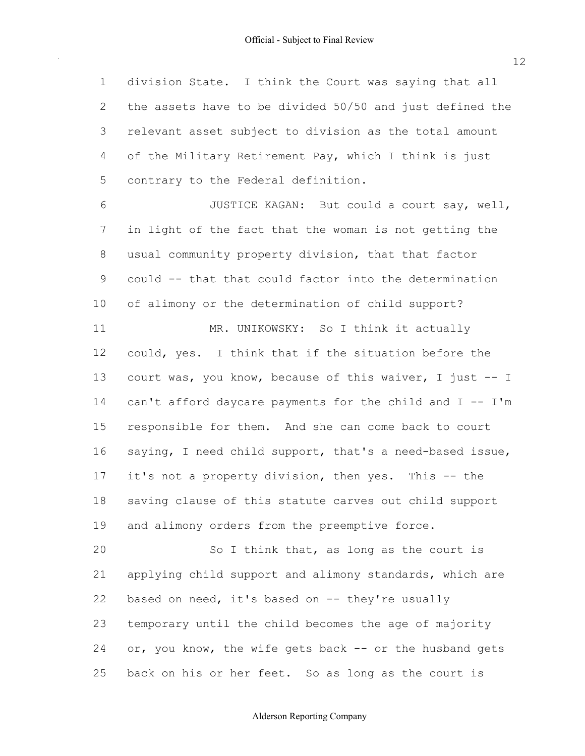division State. I think the Court was saying that all the assets have to be divided 50/50 and just defined the relevant asset subject to division as the total amount of the Military Retirement Pay, which I think is just contrary to the Federal definition.

JUSTICE KAGAN: But could a court say, well, in light of the fact that the woman is not getting the usual community property division, that that factor could -- that that could factor into the determination of alimony or the determination of child support?

MR. UNIKOWSKY: So I think it actually could, yes. I think that if the situation before the court was, you know, because of this waiver, I just -- I can't afford daycare payments for the child and I -- I'm responsible for them. And she can come back to court saying, I need child support, that's a need-based issue, it's not a property division, then yes. This -- the saving clause of this statute carves out child support and alimony orders from the preemptive force.

So I think that, as long as the court is applying child support and alimony standards, which are based on need, it's based on -- they're usually temporary until the child becomes the age of majority or, you know, the wife gets back -- or the husband gets back on his or her feet. So as long as the court is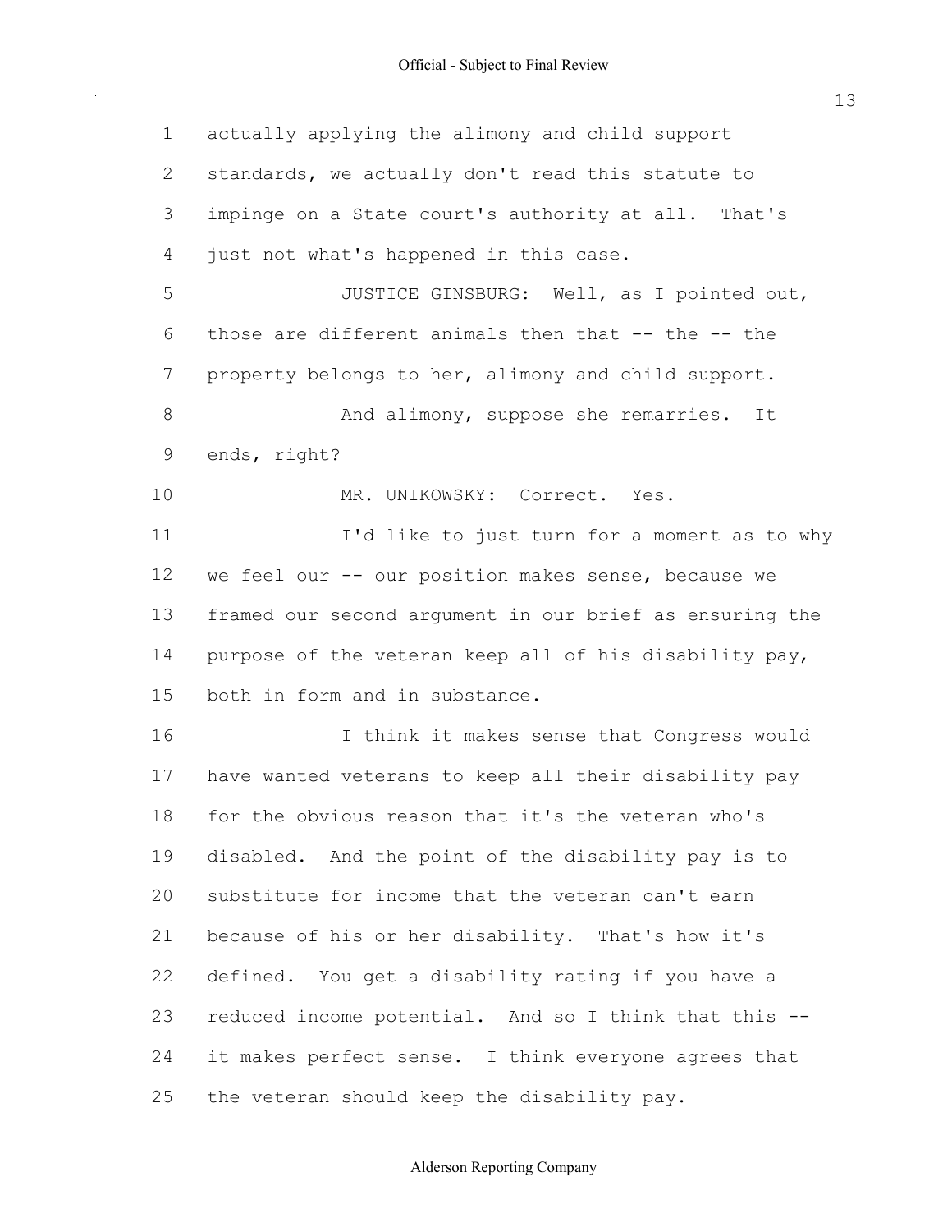actually applying the alimony and child support standards, we actually don't read this statute to impinge on a State court's authority at all. That's just not what's happened in this case.

JUSTICE GINSBURG: Well, as I pointed out, those are different animals then that -- the -- the property belongs to her, alimony and child support.

And alimony, suppose she remarries. It ends, right?

MR. UNIKOWSKY: Correct. Yes.

I'd like to just turn for a moment as to why we feel our -- our position makes sense, because we framed our second argument in our brief as ensuring the purpose of the veteran keep all of his disability pay, both in form and in substance.

I think it makes sense that Congress would have wanted veterans to keep all their disability pay for the obvious reason that it's the veteran who's disabled. And the point of the disability pay is to substitute for income that the veteran can't earn because of his or her disability. That's how it's defined. You get a disability rating if you have a reduced income potential. And so I think that this -- it makes perfect sense. I think everyone agrees that the veteran should keep the disability pay.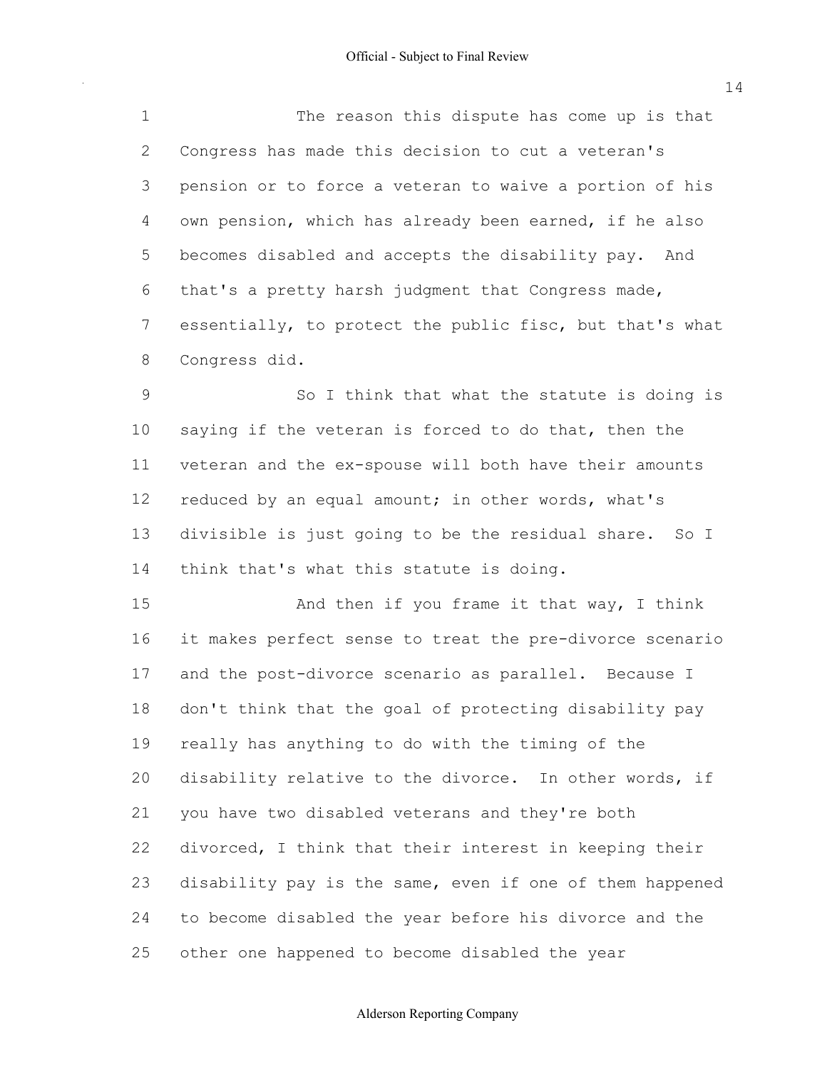The reason this dispute has come up is that Congress has made this decision to cut a veteran's pension or to force a veteran to waive a portion of his own pension, which has already been earned, if he also becomes disabled and accepts the disability pay. And that's a pretty harsh judgment that Congress made, essentially, to protect the public fisc, but that's what Congress did.

So I think that what the statute is doing is saying if the veteran is forced to do that, then the veteran and the ex-spouse will both have their amounts reduced by an equal amount; in other words, what's divisible is just going to be the residual share. So I think that's what this statute is doing.

And then if you frame it that way, I think it makes perfect sense to treat the pre-divorce scenario and the post-divorce scenario as parallel. Because I don't think that the goal of protecting disability pay really has anything to do with the timing of the disability relative to the divorce. In other words, if you have two disabled veterans and they're both divorced, I think that their interest in keeping their disability pay is the same, even if one of them happened to become disabled the year before his divorce and the other one happened to become disabled the year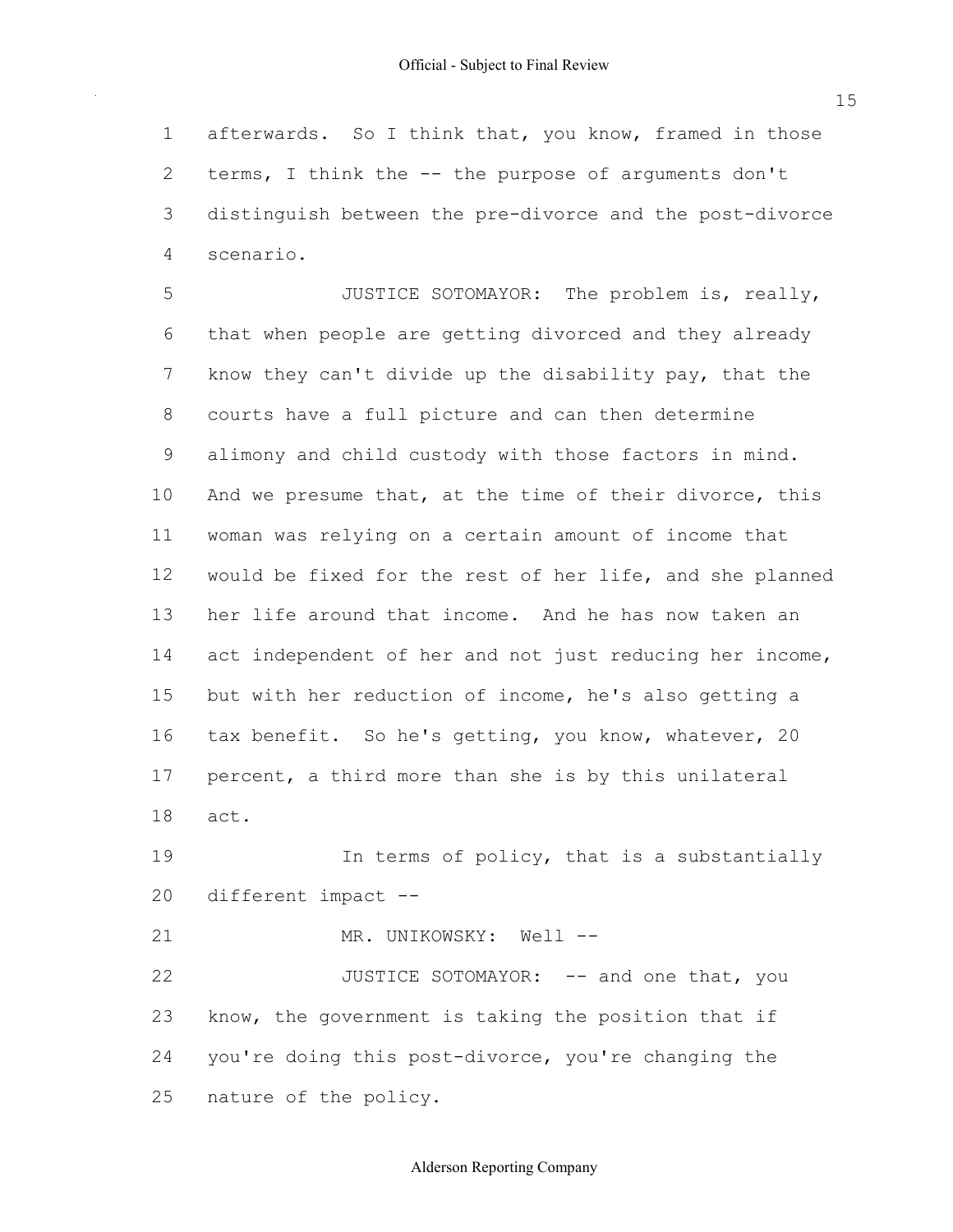afterwards. So I think that, you know, framed in those terms, I think the -- the purpose of arguments don't distinguish between the pre-divorce and the post-divorce scenario.

JUSTICE SOTOMAYOR: The problem is, really, that when people are getting divorced and they already know they can't divide up the disability pay, that the courts have a full picture and can then determine alimony and child custody with those factors in mind. And we presume that, at the time of their divorce, this woman was relying on a certain amount of income that would be fixed for the rest of her life, and she planned her life around that income. And he has now taken an act independent of her and not just reducing her income, but with her reduction of income, he's also getting a tax benefit. So he's getting, you know, whatever, 20 percent, a third more than she is by this unilateral act.

In terms of policy, that is a substantially different impact --

MR. UNIKOWSKY: Well --

JUSTICE SOTOMAYOR: -- and one that, you know, the government is taking the position that if you're doing this post-divorce, you're changing the nature of the policy.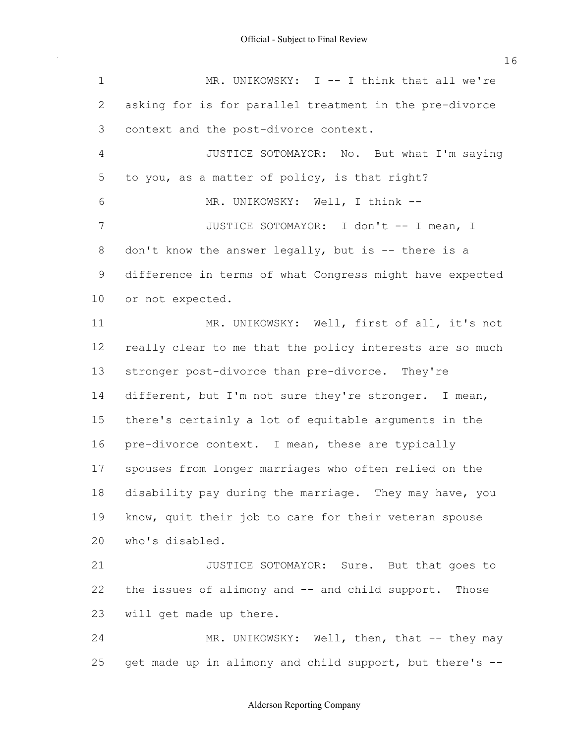MR. UNIKOWSKY: I -- I think that all we're asking for is for parallel treatment in the pre-divorce context and the post-divorce context.

JUSTICE SOTOMAYOR: No. But what I'm saying to you, as a matter of policy, is that right?

MR. UNIKOWSKY: Well, I think --

JUSTICE SOTOMAYOR: I don't -- I mean, I don't know the answer legally, but is -- there is a difference in terms of what Congress might have expected or not expected.

MR. UNIKOWSKY: Well, first of all, it's not really clear to me that the policy interests are so much stronger post-divorce than pre-divorce. They're different, but I'm not sure they're stronger. I mean, there's certainly a lot of equitable arguments in the pre-divorce context. I mean, these are typically spouses from longer marriages who often relied on the disability pay during the marriage. They may have, you know, quit their job to care for their veteran spouse who's disabled.

JUSTICE SOTOMAYOR: Sure. But that goes to the issues of alimony and -- and child support. Those will get made up there.

MR. UNIKOWSKY: Well, then, that -- they may get made up in alimony and child support, but there's --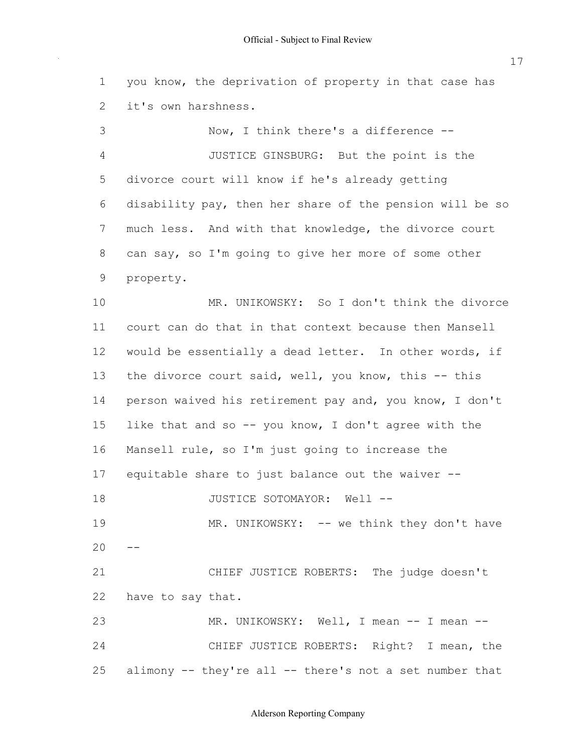1 you know, the deprivation of property in that case has
2 it's own harshness.

3 Now, I think there's a difference --

4 JUSTICE GINSBURG: But the point is the
5 divorce court will know if he's already getting
6 disability pay, then her share of the pension will be so
7 much less. And with that knowledge, the divorce court
8 can say, so I'm going to give her more of some other
9 property.

10 MR. UNIKOWSKY: So I don't think the divorce
11 court can do that in that context because then Mansell
12 would be essentially a dead letter. In other words, if
13 the divorce court said, well, you know, this -- this
14 person waived his retirement pay and, you know, I don't
15 like that and so -- you know, I don't agree with the
16 Mansell rule, so I'm just going to increase the
17 equitable share to just balance out the waiver --

18 JUSTICE SOTOMAYOR: Well --

19 MR. UNIKOWSKY: -- we think they don't have
20 --

21 CHIEF JUSTICE ROBERTS: The judge doesn't
22 have to say that.

23 MR. UNIKOWSKY: Well, I mean -- I mean --

24 CHIEF JUSTICE ROBERTS: Right? I mean, the
25 alimony -- they're all -- there's not a set number that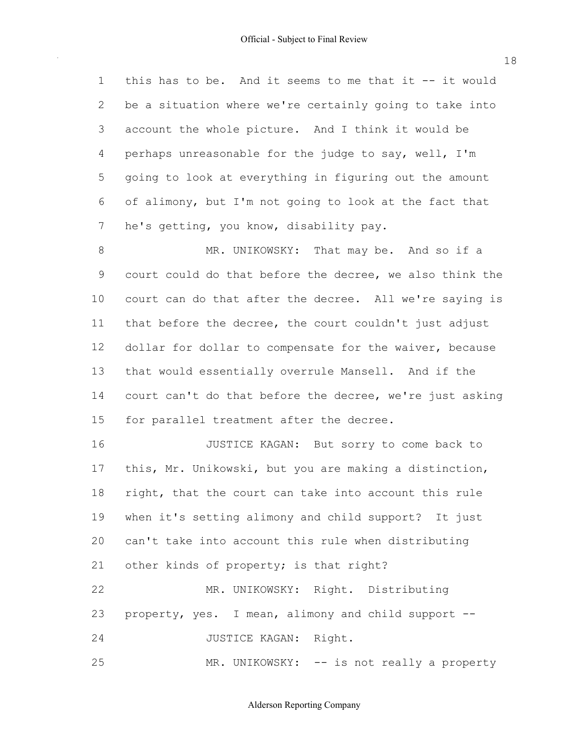this has to be. And it seems to me that it -- it would be a situation where we're certainly going to take into account the whole picture. And I think it would be perhaps unreasonable for the judge to say, well, I'm going to look at everything in figuring out the amount of alimony, but I'm not going to look at the fact that he's getting, you know, disability pay.

MR. UNIKOWSKY: That may be. And so if a court could do that before the decree, we also think the court can do that after the decree. All we're saying is that before the decree, the court couldn't just adjust dollar for dollar to compensate for the waiver, because that would essentially overrule Mansell. And if the court can't do that before the decree, we're just asking for parallel treatment after the decree.

JUSTICE KAGAN: But sorry to come back to this, Mr. Unikowski, but you are making a distinction, right, that the court can take into account this rule when it's setting alimony and child support? It just can't take into account this rule when distributing other kinds of property; is that right?

MR. UNIKOWSKY: Right. Distributing property, yes. I mean, alimony and child support --

JUSTICE KAGAN: Right.

MR. UNIKOWSKY: -- is not really a property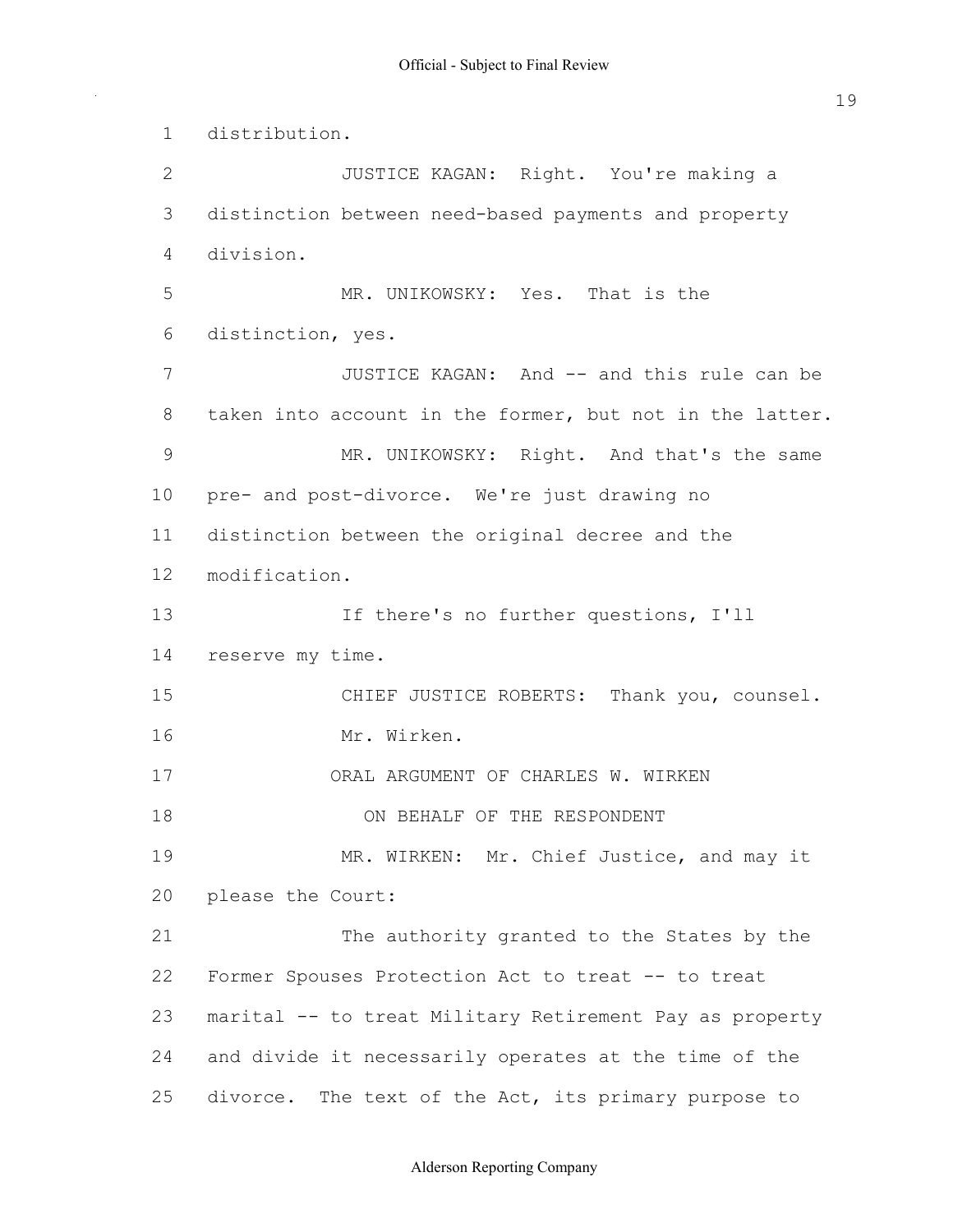distribution.

JUSTICE KAGAN: Right. You're making a distinction between need-based payments and property division.

MR. UNIKOWSKY: Yes. That is the distinction, yes.

JUSTICE KAGAN: And -- and this rule can be taken into account in the former, but not in the latter.

MR. UNIKOWSKY: Right. And that's the same pre- and post-divorce. We're just drawing no distinction between the original decree and the modification.

If there's no further questions, I'll reserve my time.

CHIEF JUSTICE ROBERTS: Thank you, counsel.

Mr. Wirken.

ORAL ARGUMENT OF CHARLES W. WIRKEN

ON BEHALF OF THE RESPONDENT

MR. WIRKEN: Mr. Chief Justice, and may it please the Court:

The authority granted to the States by the Former Spouses Protection Act to treat -- to treat marital -- to treat Military Retirement Pay as property and divide it necessarily operates at the time of the divorce. The text of the Act, its primary purpose to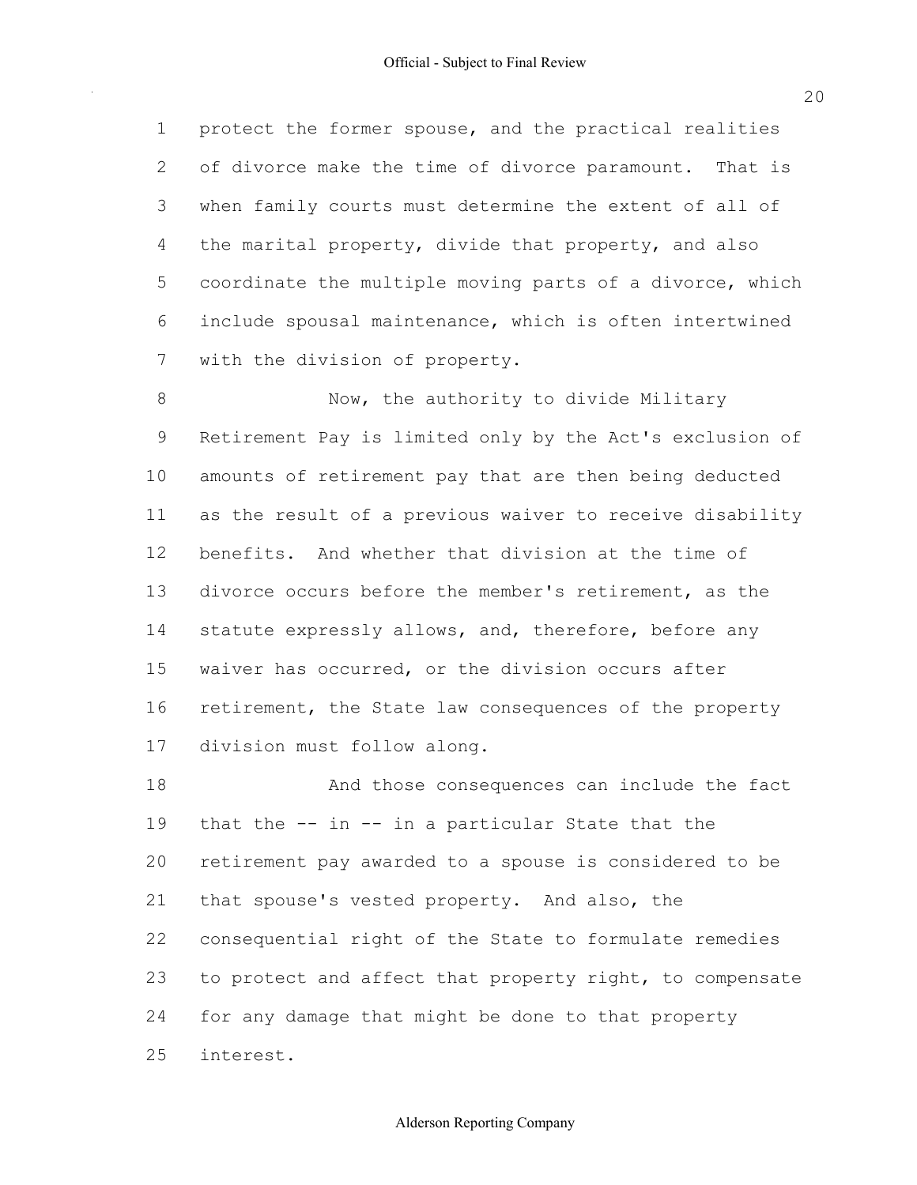protect the former spouse, and the practical realities of divorce make the time of divorce paramount. That is when family courts must determine the extent of all of the marital property, divide that property, and also coordinate the multiple moving parts of a divorce, which include spousal maintenance, which is often intertwined with the division of property.

Now, the authority to divide Military Retirement Pay is limited only by the Act's exclusion of amounts of retirement pay that are then being deducted as the result of a previous waiver to receive disability benefits. And whether that division at the time of divorce occurs before the member's retirement, as the statute expressly allows, and, therefore, before any waiver has occurred, or the division occurs after retirement, the State law consequences of the property division must follow along.

And those consequences can include the fact that the -- in -- in a particular State that the retirement pay awarded to a spouse is considered to be that spouse's vested property. And also, the consequential right of the State to formulate remedies to protect and affect that property right, to compensate for any damage that might be done to that property interest.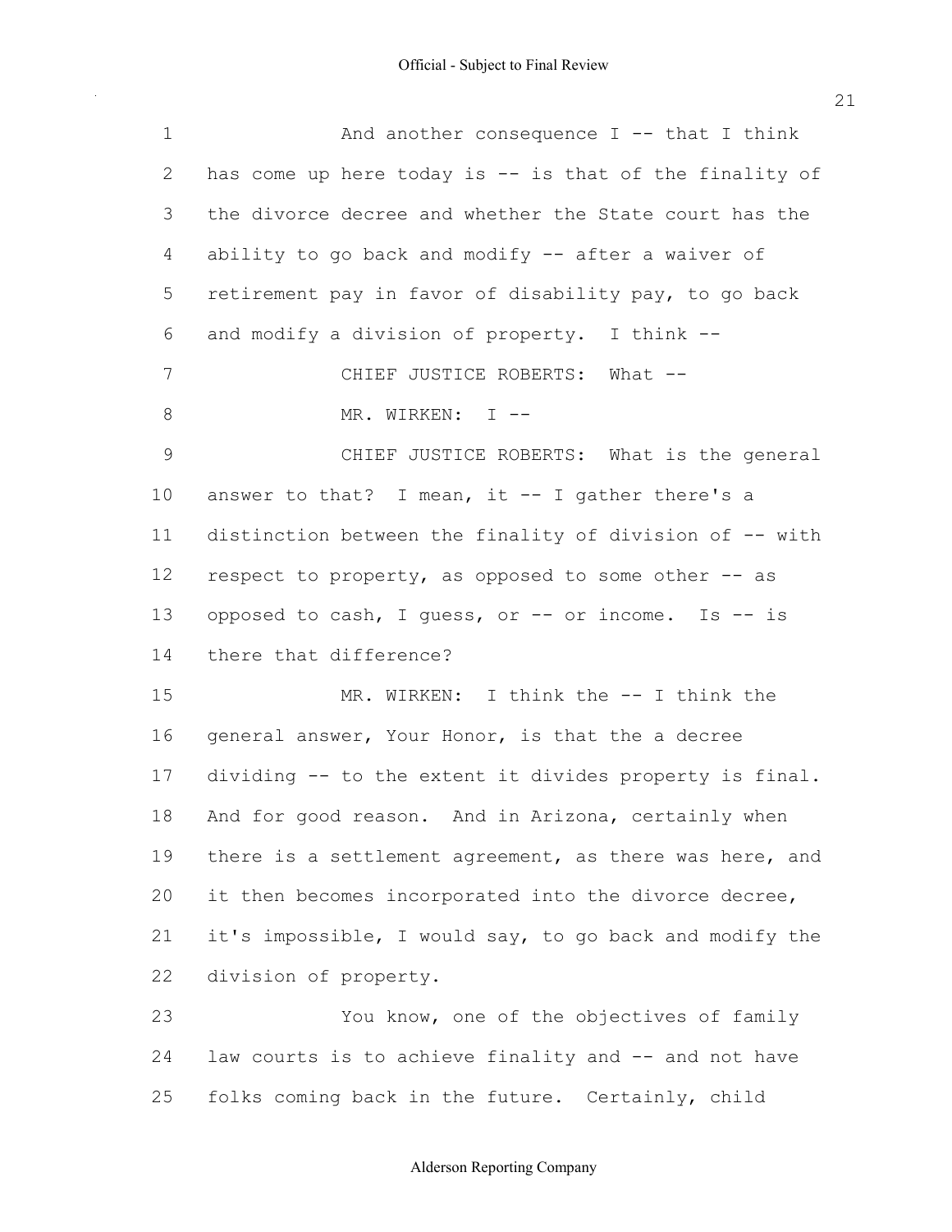And another consequence I -- that I think has come up here today is -- is that of the finality of the divorce decree and whether the State court has the ability to go back and modify -- after a waiver of retirement pay in favor of disability pay, to go back and modify a division of property. I think --

CHIEF JUSTICE ROBERTS: What --

MR. WIRKEN: I --

CHIEF JUSTICE ROBERTS: What is the general answer to that? I mean, it -- I gather there's a distinction between the finality of division of -- with respect to property, as opposed to some other -- as opposed to cash, I guess, or -- or income. Is -- is there that difference?

MR. WIRKEN: I think the -- I think the general answer, Your Honor, is that the a decree dividing -- to the extent it divides property is final. And for good reason. And in Arizona, certainly when there is a settlement agreement, as there was here, and it then becomes incorporated into the divorce decree, it's impossible, I would say, to go back and modify the division of property.

You know, one of the objectives of family law courts is to achieve finality and -- and not have folks coming back in the future. Certainly, child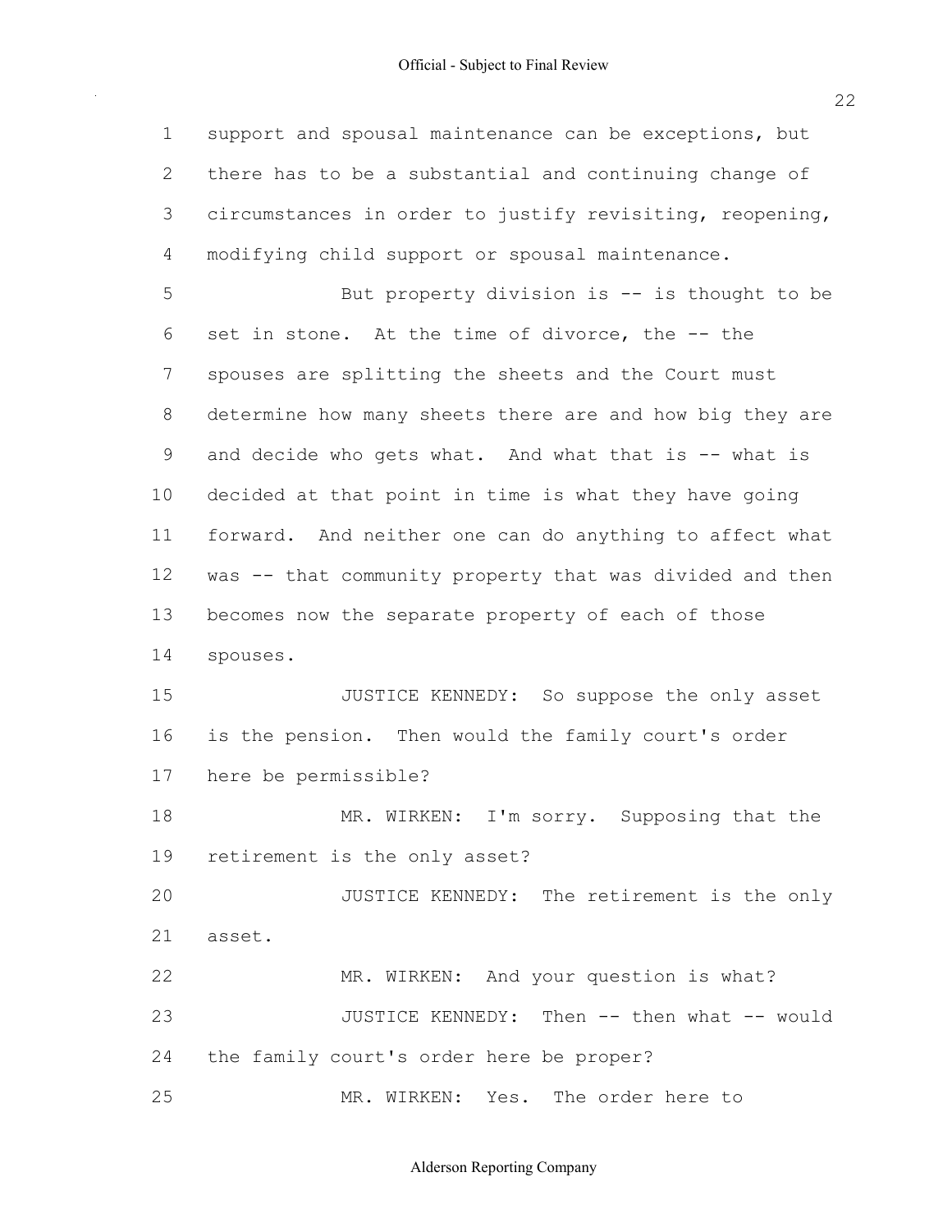support and spousal maintenance can be exceptions, but there has to be a substantial and continuing change of circumstances in order to justify revisiting, reopening, modifying child support or spousal maintenance.

But property division is -- is thought to be set in stone. At the time of divorce, the -- the spouses are splitting the sheets and the Court must determine how many sheets there are and how big they are and decide who gets what. And what that is -- what is decided at that point in time is what they have going forward. And neither one can do anything to affect what was -- that community property that was divided and then becomes now the separate property of each of those spouses.

JUSTICE KENNEDY: So suppose the only asset is the pension. Then would the family court's order here be permissible?

MR. WIRKEN: I'm sorry. Supposing that the retirement is the only asset?

JUSTICE KENNEDY: The retirement is the only asset.

MR. WIRKEN: And your question is what?

JUSTICE KENNEDY: Then -- then what -- would the family court's order here be proper?

MR. WIRKEN: Yes. The order here to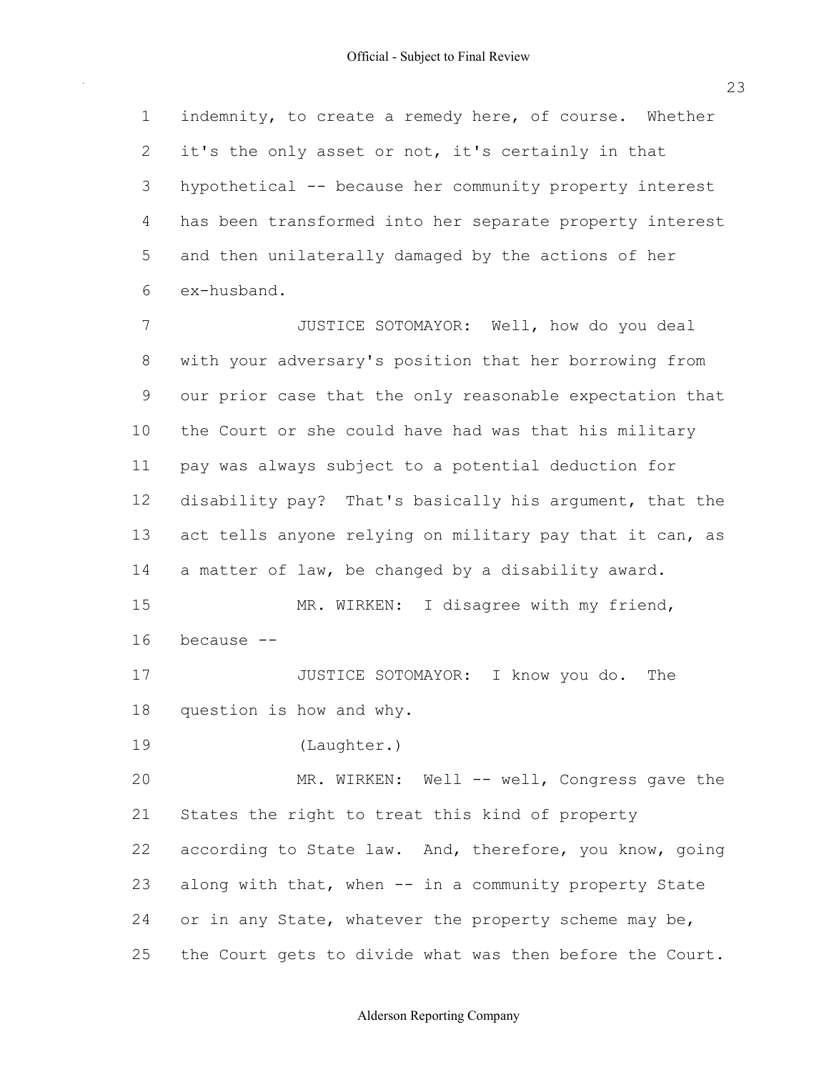indemnity, to create a remedy here, of course. Whether it's the only asset or not, it's certainly in that hypothetical -- because her community property interest has been transformed into her separate property interest and then unilaterally damaged by the actions of her ex-husband.

JUSTICE SOTOMAYOR: Well, how do you deal with your adversary's position that her borrowing from our prior case that the only reasonable expectation that the Court or she could have had was that his military pay was always subject to a potential deduction for disability pay? That's basically his argument, that the act tells anyone relying on military pay that it can, as a matter of law, be changed by a disability award.

MR. WIRKEN: I disagree with my friend, because --

JUSTICE SOTOMAYOR: I know you do. The question is how and why.

(Laughter.)

MR. WIRKEN: Well -- well, Congress gave the States the right to treat this kind of property according to State law. And, therefore, you know, going along with that, when -- in a community property State or in any State, whatever the property scheme may be, the Court gets to divide what was then before the Court.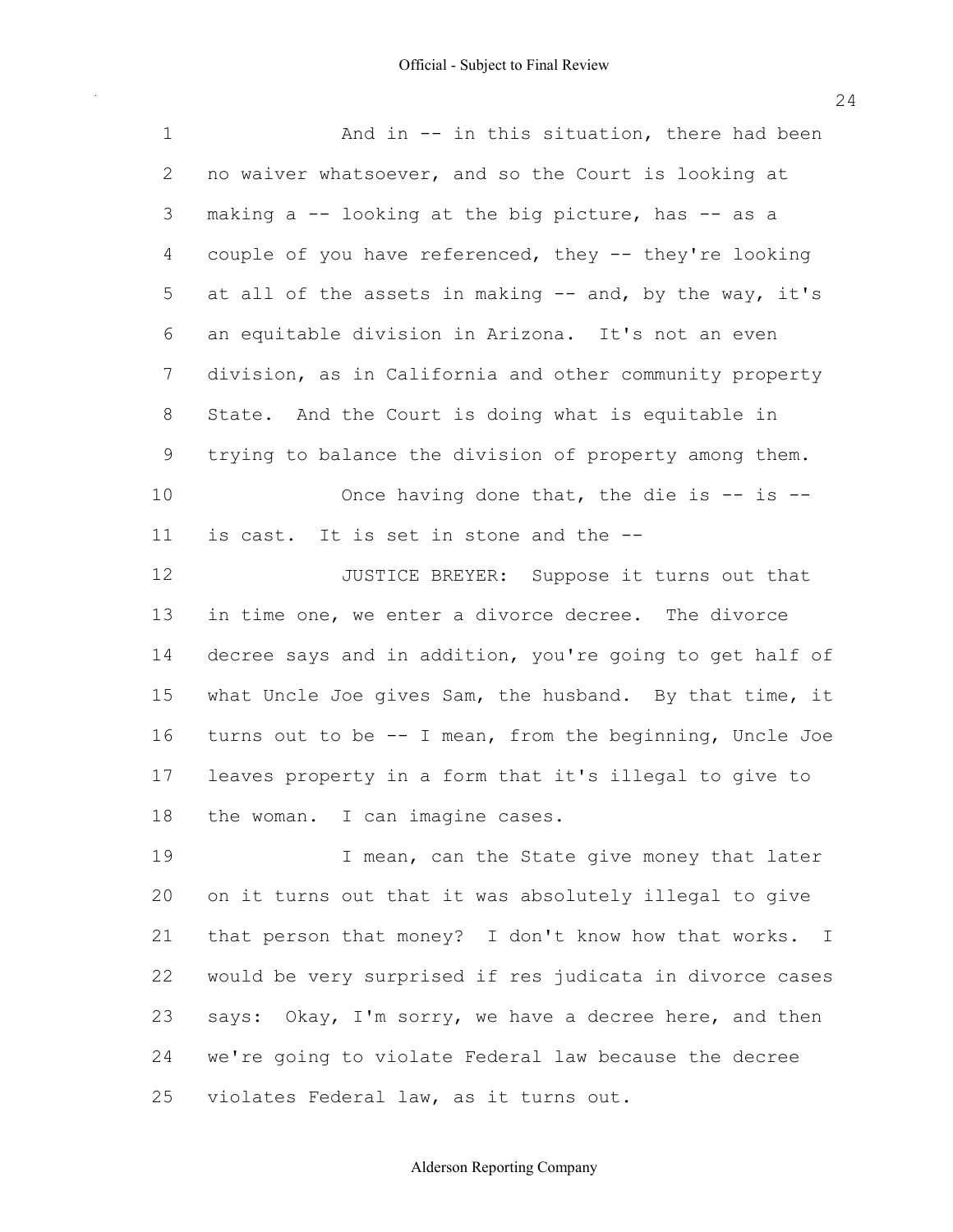And in -- in this situation, there had been no waiver whatsoever, and so the Court is looking at making a -- looking at the big picture, has -- as a couple of you have referenced, they -- they're looking at all of the assets in making -- and, by the way, it's an equitable division in Arizona. It's not an even division, as in California and other community property State. And the Court is doing what is equitable in trying to balance the division of property among them.

Once having done that, the die is -- is -- is cast. It is set in stone and the --

JUSTICE BREYER: Suppose it turns out that in time one, we enter a divorce decree. The divorce decree says and in addition, you're going to get half of what Uncle Joe gives Sam, the husband. By that time, it turns out to be -- I mean, from the beginning, Uncle Joe leaves property in a form that it's illegal to give to the woman. I can imagine cases.

I mean, can the State give money that later on it turns out that it was absolutely illegal to give that person that money? I don't know how that works. I would be very surprised if res judicata in divorce cases says: Okay, I'm sorry, we have a decree here, and then we're going to violate Federal law because the decree violates Federal law, as it turns out.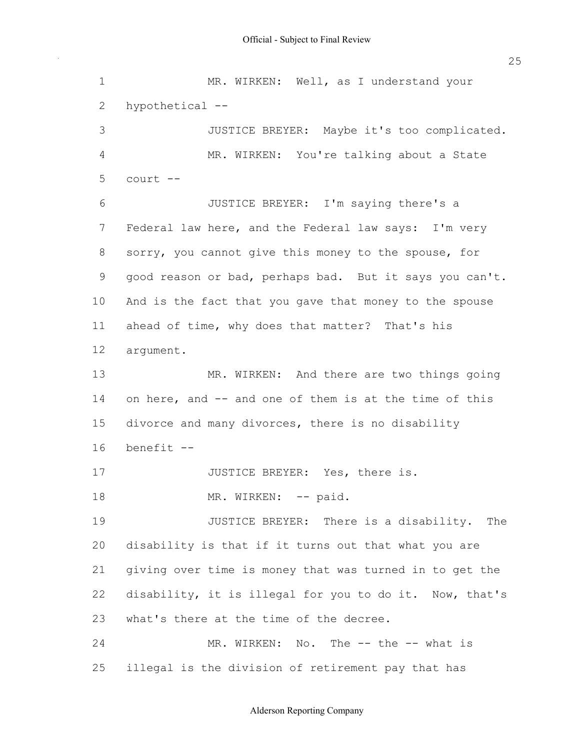MR. WIRKEN: Well, as I understand your hypothetical --

JUSTICE BREYER: Maybe it's too complicated.

MR. WIRKEN: You're talking about a State court --

JUSTICE BREYER: I'm saying there's a Federal law here, and the Federal law says: I'm very sorry, you cannot give this money to the spouse, for good reason or bad, perhaps bad. But it says you can't. And is the fact that you gave that money to the spouse ahead of time, why does that matter? That's his argument.

MR. WIRKEN: And there are two things going on here, and -- and one of them is at the time of this divorce and many divorces, there is no disability benefit --

JUSTICE BREYER: Yes, there is.

MR. WIRKEN: -- paid.

JUSTICE BREYER: There is a disability. The disability is that if it turns out that what you are giving over time is money that was turned in to get the disability, it is illegal for you to do it. Now, that's what's there at the time of the decree.

MR. WIRKEN: No. The -- the -- what is illegal is the division of retirement pay that has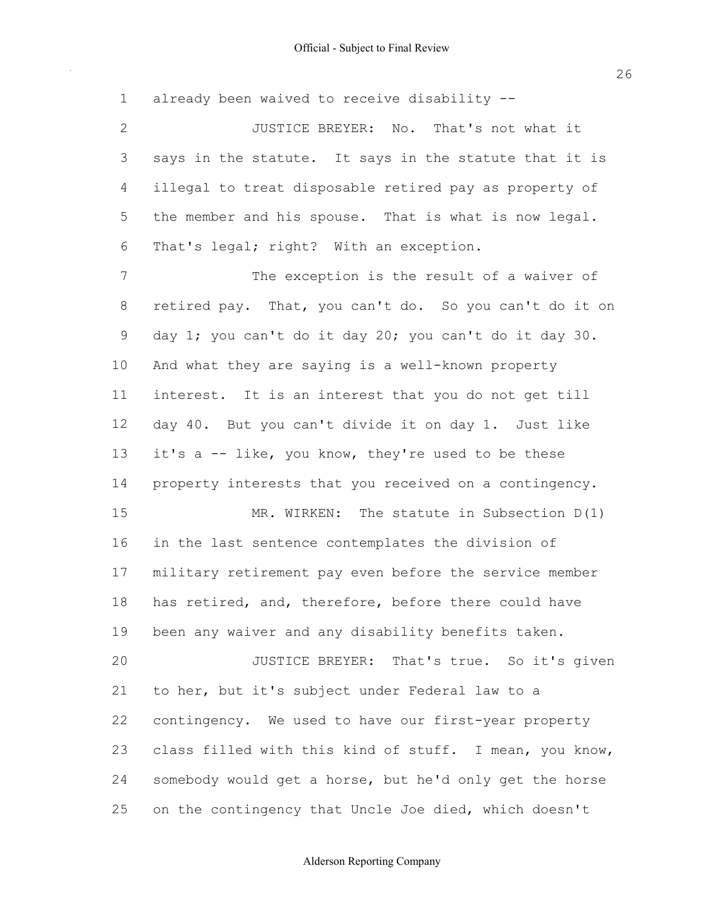already been waived to receive disability --

JUSTICE BREYER: No. That's not what it says in the statute. It says in the statute that it is illegal to treat disposable retired pay as property of the member and his spouse. That is what is now legal. That's legal; right? With an exception.

The exception is the result of a waiver of retired pay. That, you can't do. So you can't do it on day 1; you can't do it day 20; you can't do it day 30. And what they are saying is a well-known property interest. It is an interest that you do not get till day 40. But you can't divide it on day 1. Just like it's a -- like, you know, they're used to be these property interests that you received on a contingency.

MR. WIRKEN: The statute in Subsection D(1) in the last sentence contemplates the division of military retirement pay even before the service member has retired, and, therefore, before there could have been any waiver and any disability benefits taken.

JUSTICE BREYER: That's true. So it's given to her, but it's subject under Federal law to a contingency. We used to have our first-year property class filled with this kind of stuff. I mean, you know, somebody would get a horse, but he'd only get the horse on the contingency that Uncle Joe died, which doesn't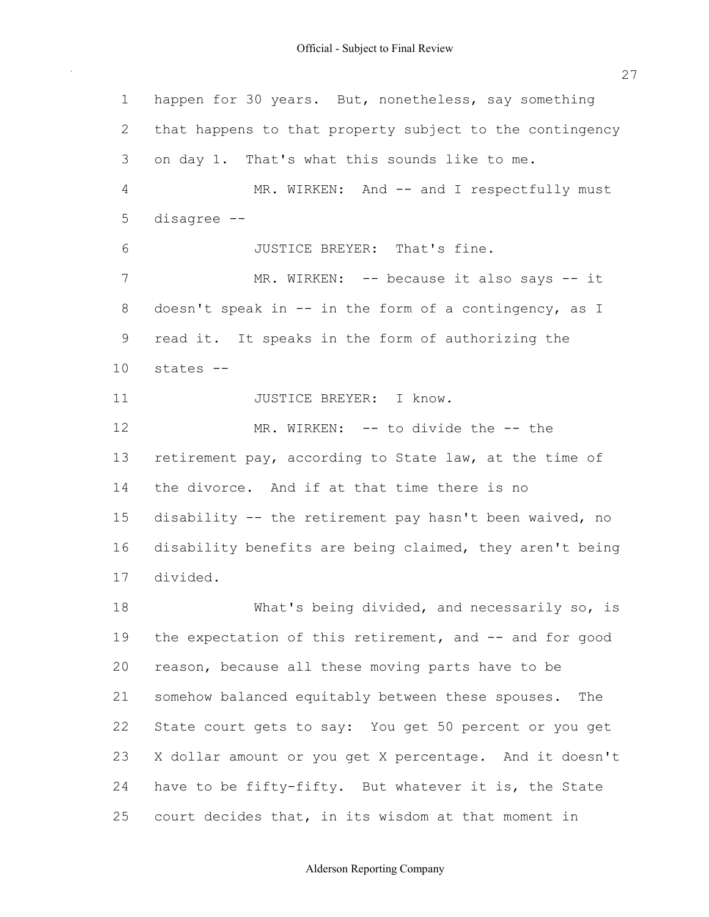happen for 30 years. But, nonetheless, say something that happens to that property subject to the contingency on day 1. That's what this sounds like to me.

MR. WIRKEN: And -- and I respectfully must disagree --

JUSTICE BREYER: That's fine.

MR. WIRKEN: -- because it also says -- it doesn't speak in -- in the form of a contingency, as I read it. It speaks in the form of authorizing the states --

JUSTICE BREYER: I know.

MR. WIRKEN: -- to divide the -- the retirement pay, according to State law, at the time of the divorce. And if at that time there is no disability -- the retirement pay hasn't been waived, no disability benefits are being claimed, they aren't being divided.

What's being divided, and necessarily so, is the expectation of this retirement, and -- and for good reason, because all these moving parts have to be somehow balanced equitably between these spouses. The State court gets to say: You get 50 percent or you get X dollar amount or you get X percentage. And it doesn't have to be fifty-fifty. But whatever it is, the State court decides that, in its wisdom at that moment in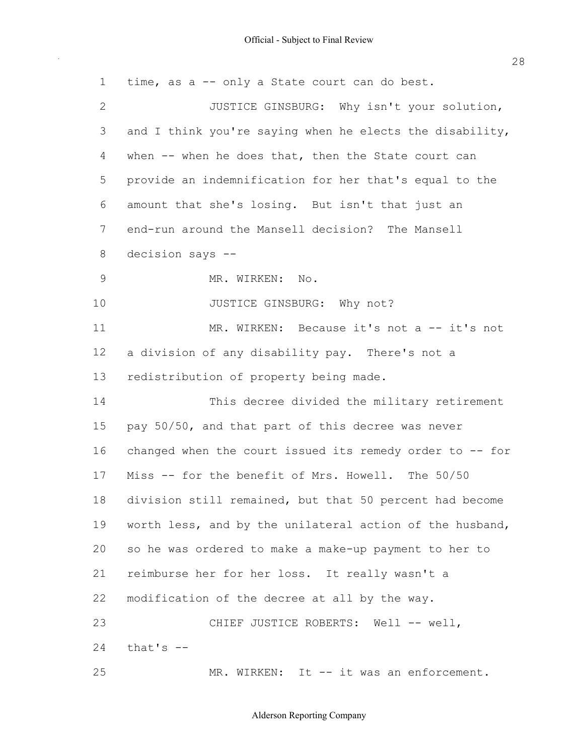time, as a -- only a State court can do best.

JUSTICE GINSBURG: Why isn't your solution, and I think you're saying when he elects the disability, when -- when he does that, then the State court can provide an indemnification for her that's equal to the amount that she's losing. But isn't that just an end-run around the Mansell decision? The Mansell decision says --

MR. WIRKEN: No.

JUSTICE GINSBURG: Why not?

MR. WIRKEN: Because it's not a -- it's not a division of any disability pay. There's not a redistribution of property being made.

This decree divided the military retirement pay 50/50, and that part of this decree was never changed when the court issued its remedy order to -- for Miss -- for the benefit of Mrs. Howell. The 50/50 division still remained, but that 50 percent had become worth less, and by the unilateral action of the husband, so he was ordered to make a make-up payment to her to reimburse her for her loss. It really wasn't a modification of the decree at all by the way.

CHIEF JUSTICE ROBERTS: Well -- well, that's --

MR. WIRKEN: It -- it was an enforcement.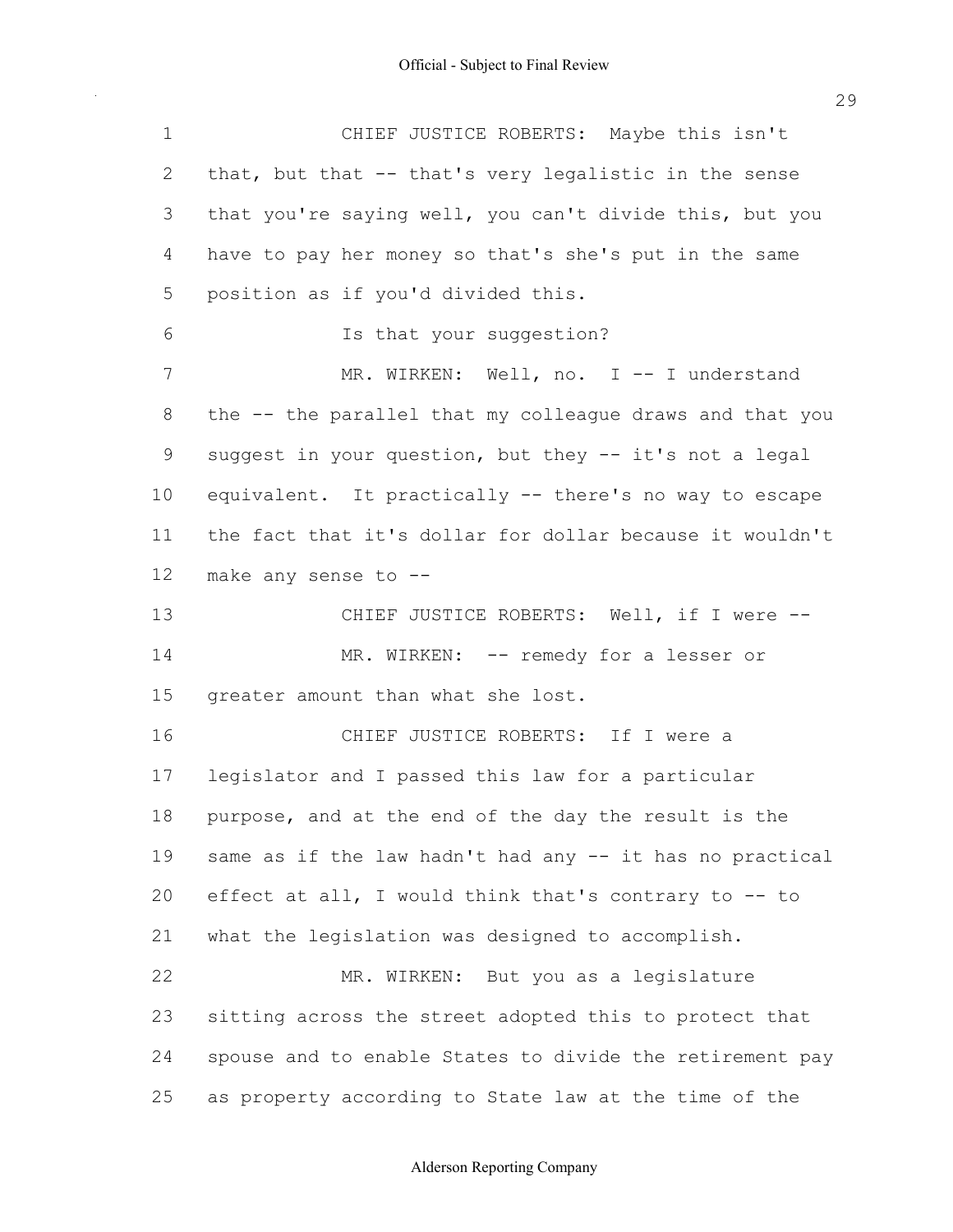CHIEF JUSTICE ROBERTS: Maybe this isn't that, but that -- that's very legalistic in the sense that you're saying well, you can't divide this, but you have to pay her money so that's she's put in the same position as if you'd divided this.

Is that your suggestion?

MR. WIRKEN: Well, no. I -- I understand the -- the parallel that my colleague draws and that you suggest in your question, but they -- it's not a legal equivalent. It practically -- there's no way to escape the fact that it's dollar for dollar because it wouldn't make any sense to --

CHIEF JUSTICE ROBERTS: Well, if I were --

MR. WIRKEN: -- remedy for a lesser or greater amount than what she lost.

CHIEF JUSTICE ROBERTS: If I were a legislator and I passed this law for a particular purpose, and at the end of the day the result is the same as if the law hadn't had any -- it has no practical effect at all, I would think that's contrary to -- to what the legislation was designed to accomplish.

MR. WIRKEN: But you as a legislature sitting across the street adopted this to protect that spouse and to enable States to divide the retirement pay as property according to State law at the time of the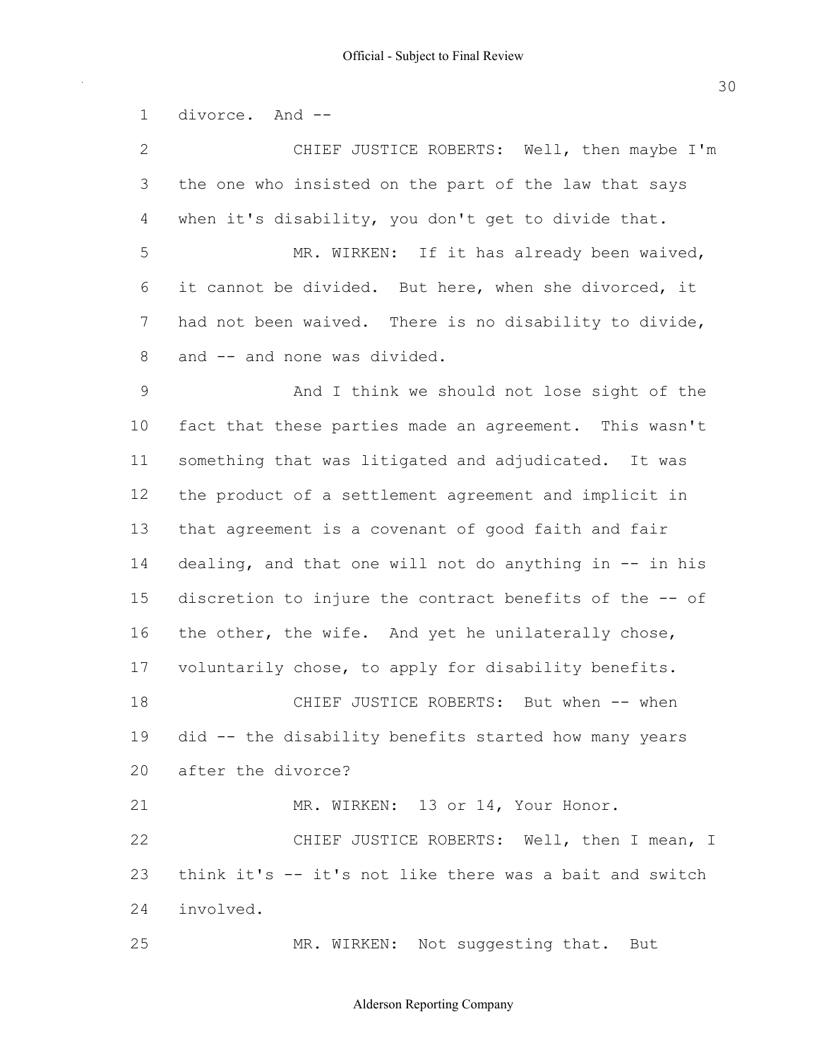divorce. And --

CHIEF JUSTICE ROBERTS: Well, then maybe I'm the one who insisted on the part of the law that says when it's disability, you don't get to divide that.

MR. WIRKEN: If it has already been waived, it cannot be divided. But here, when she divorced, it had not been waived. There is no disability to divide, and -- and none was divided.

And I think we should not lose sight of the fact that these parties made an agreement. This wasn't something that was litigated and adjudicated. It was the product of a settlement agreement and implicit in that agreement is a covenant of good faith and fair dealing, and that one will not do anything in -- in his discretion to injure the contract benefits of the -- of the other, the wife. And yet he unilaterally chose, voluntarily chose, to apply for disability benefits.

CHIEF JUSTICE ROBERTS: But when -- when did -- the disability benefits started how many years after the divorce?

MR. WIRKEN: 13 or 14, Your Honor.

CHIEF JUSTICE ROBERTS: Well, then I mean, I think it's -- it's not like there was a bait and switch involved.

MR. WIRKEN: Not suggesting that. But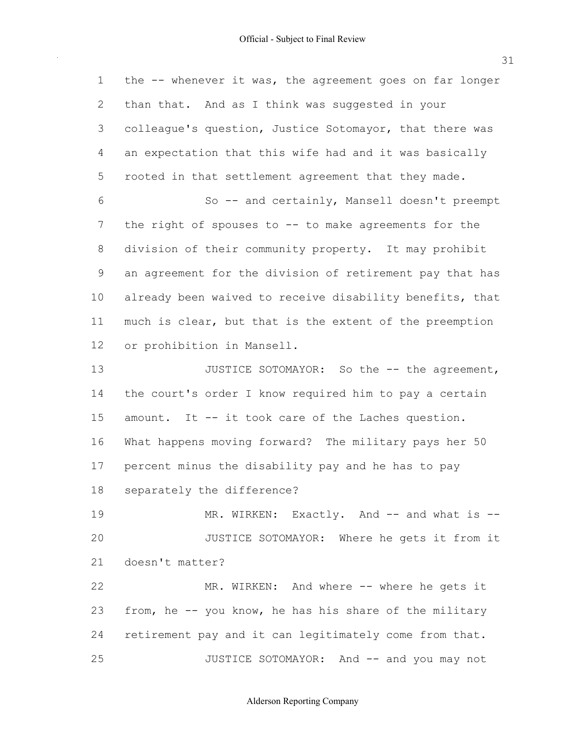the -- whenever it was, the agreement goes on far longer than that. And as I think was suggested in your colleague's question, Justice Sotomayor, that there was an expectation that this wife had and it was basically rooted in that settlement agreement that they made.

So -- and certainly, Mansell doesn't preempt the right of spouses to -- to make agreements for the division of their community property. It may prohibit an agreement for the division of retirement pay that has already been waived to receive disability benefits, that much is clear, but that is the extent of the preemption or prohibition in Mansell.

JUSTICE SOTOMAYOR: So the -- the agreement, the court's order I know required him to pay a certain amount. It -- it took care of the Laches question. What happens moving forward? The military pays her 50 percent minus the disability pay and he has to pay separately the difference?

MR. WIRKEN: Exactly. And -- and what is --

JUSTICE SOTOMAYOR: Where he gets it from it doesn't matter?

MR. WIRKEN: And where -- where he gets it from, he -- you know, he has his share of the military retirement pay and it can legitimately come from that.

JUSTICE SOTOMAYOR: And -- and you may not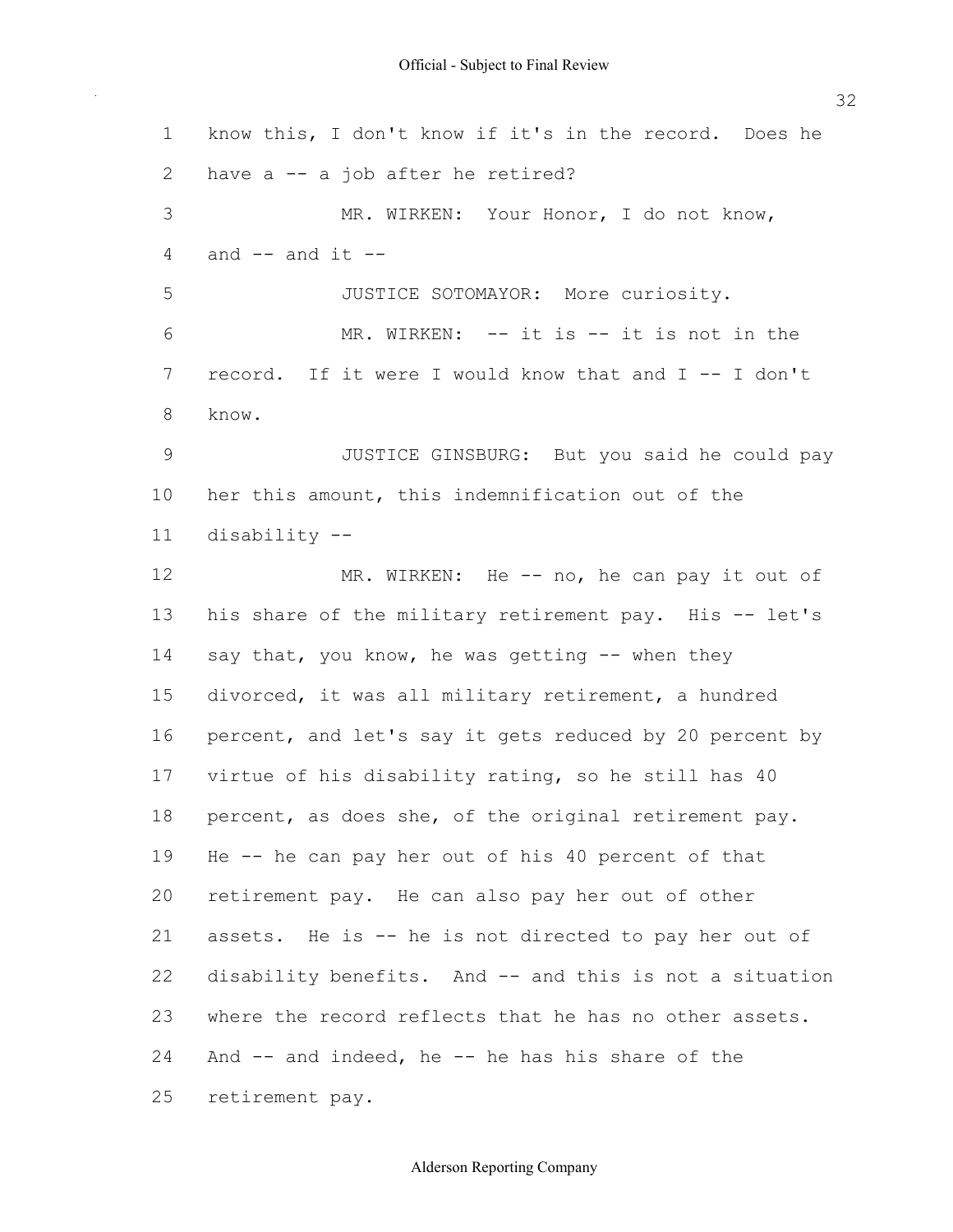know this, I don't know if it's in the record. Does he have a -- a job after he retired?

MR. WIRKEN: Your Honor, I do not know, and -- and it --

JUSTICE SOTOMAYOR: More curiosity.

MR. WIRKEN: -- it is -- it is not in the record. If it were I would know that and I -- I don't know.

JUSTICE GINSBURG: But you said he could pay her this amount, this indemnification out of the disability --

MR. WIRKEN: He -- no, he can pay it out of his share of the military retirement pay. His -- let's say that, you know, he was getting -- when they divorced, it was all military retirement, a hundred percent, and let's say it gets reduced by 20 percent by virtue of his disability rating, so he still has 40 percent, as does she, of the original retirement pay. He -- he can pay her out of his 40 percent of that retirement pay. He can also pay her out of other assets. He is -- he is not directed to pay her out of disability benefits. And -- and this is not a situation where the record reflects that he has no other assets. And -- and indeed, he -- he has his share of the retirement pay.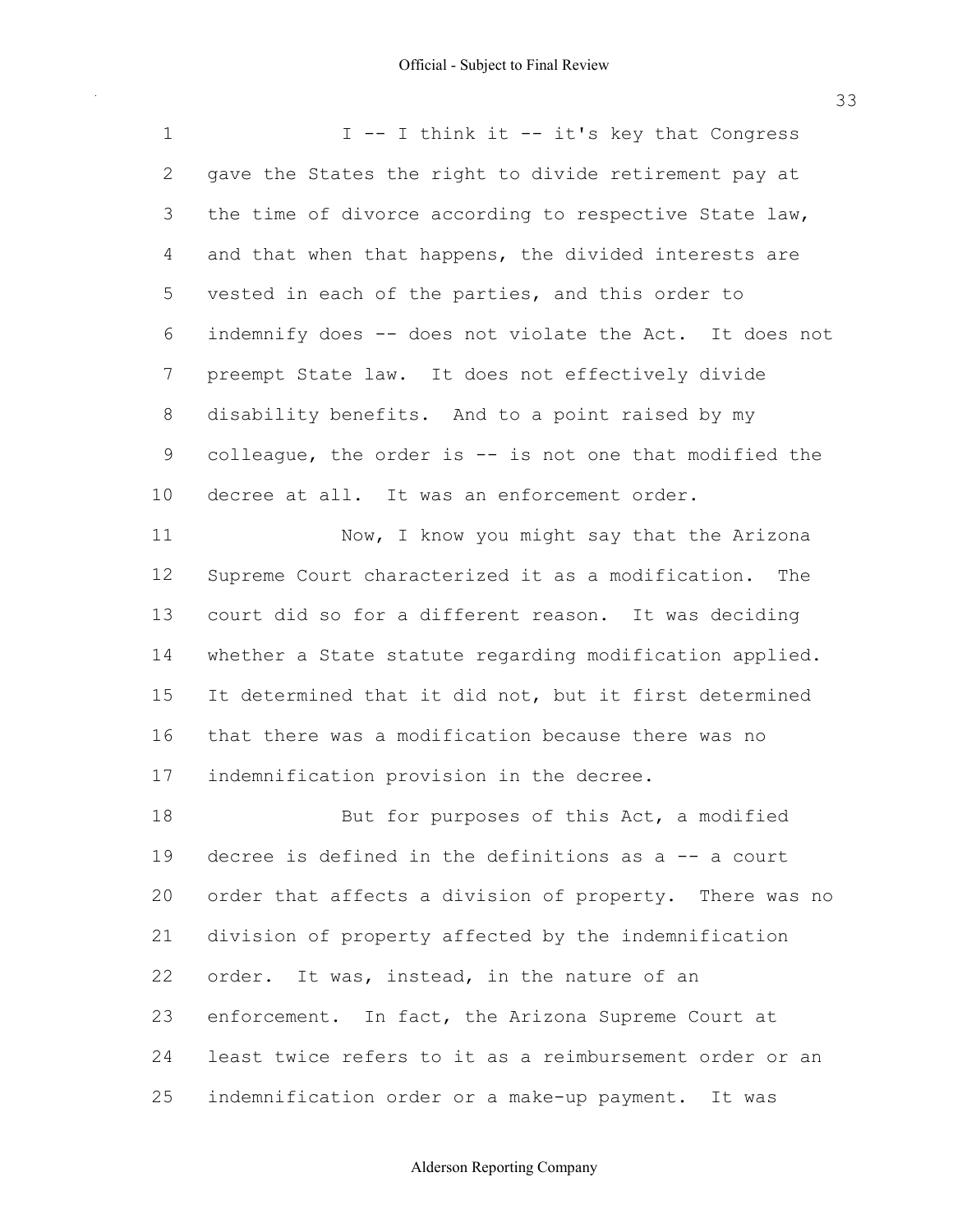I -- I think it -- it's key that Congress gave the States the right to divide retirement pay at the time of divorce according to respective State law, and that when that happens, the divided interests are vested in each of the parties, and this order to indemnify does -- does not violate the Act. It does not preempt State law. It does not effectively divide disability benefits. And to a point raised by my colleague, the order is -- is not one that modified the decree at all. It was an enforcement order.

Now, I know you might say that the Arizona Supreme Court characterized it as a modification. The court did so for a different reason. It was deciding whether a State statute regarding modification applied. It determined that it did not, but it first determined that there was a modification because there was no indemnification provision in the decree.

But for purposes of this Act, a modified decree is defined in the definitions as a -- a court order that affects a division of property. There was no division of property affected by the indemnification order. It was, instead, in the nature of an enforcement. In fact, the Arizona Supreme Court at least twice refers to it as a reimbursement order or an indemnification order or a make-up payment. It was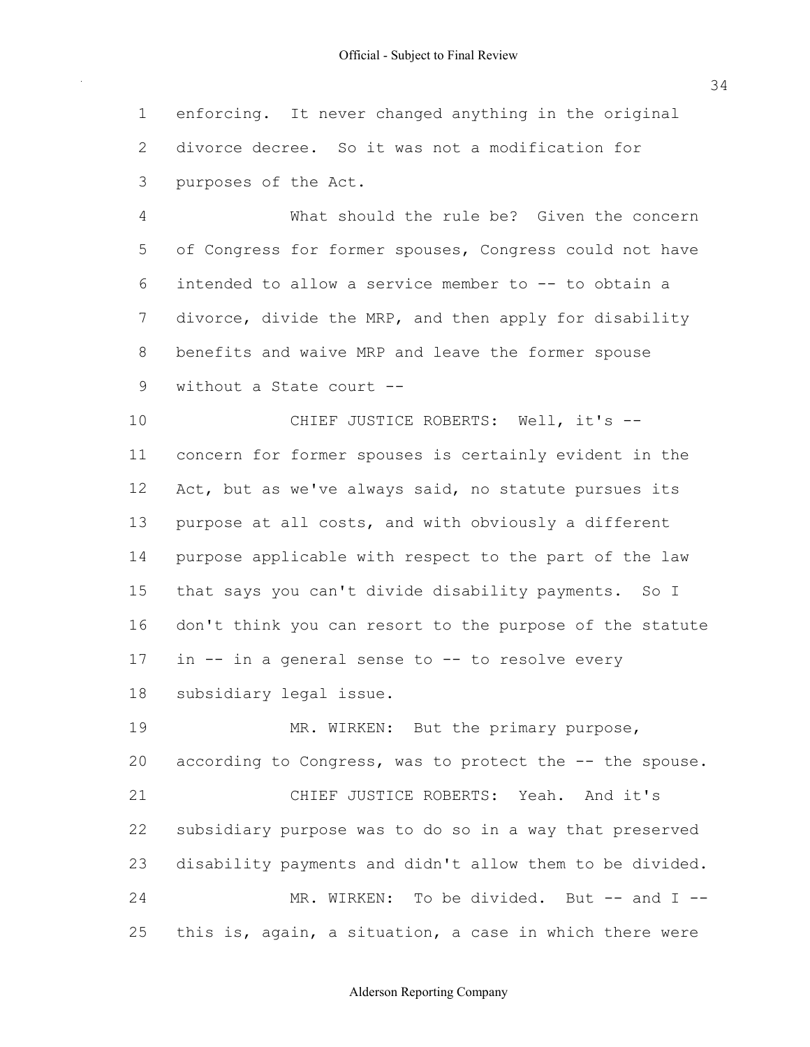enforcing. It never changed anything in the original divorce decree. So it was not a modification for purposes of the Act.

What should the rule be? Given the concern of Congress for former spouses, Congress could not have intended to allow a service member to -- to obtain a divorce, divide the MRP, and then apply for disability benefits and waive MRP and leave the former spouse without a State court --

CHIEF JUSTICE ROBERTS: Well, it's -- concern for former spouses is certainly evident in the Act, but as we've always said, no statute pursues its purpose at all costs, and with obviously a different purpose applicable with respect to the part of the law that says you can't divide disability payments. So I don't think you can resort to the purpose of the statute in -- in a general sense to -- to resolve every subsidiary legal issue.

MR. WIRKEN: But the primary purpose, according to Congress, was to protect the -- the spouse.

CHIEF JUSTICE ROBERTS: Yeah. And it's subsidiary purpose was to do so in a way that preserved disability payments and didn't allow them to be divided.

MR. WIRKEN: To be divided. But -- and I -- this is, again, a situation, a case in which there were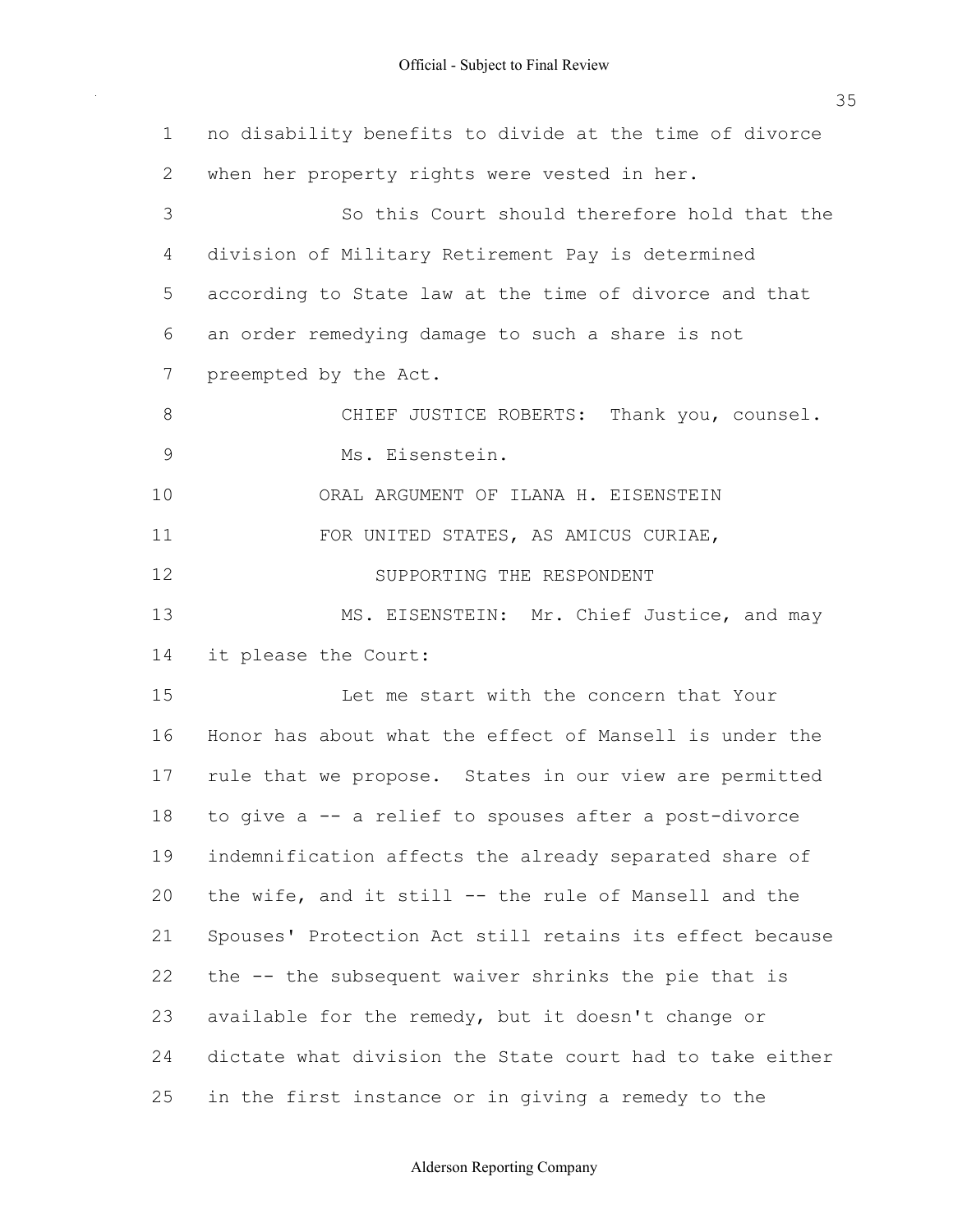no disability benefits to divide at the time of divorce when her property rights were vested in her.

So this Court should therefore hold that the division of Military Retirement Pay is determined according to State law at the time of divorce and that an order remedying damage to such a share is not preempted by the Act.

CHIEF JUSTICE ROBERTS: Thank you, counsel.

Ms. Eisenstein.

ORAL ARGUMENT OF ILANA H. EISENSTEIN
FOR UNITED STATES, AS AMICUS CURIAE,
SUPPORTING THE RESPONDENT

MS. EISENSTEIN: Mr. Chief Justice, and may it please the Court:

Let me start with the concern that Your Honor has about what the effect of Mansell is under the rule that we propose. States in our view are permitted to give a -- a relief to spouses after a post-divorce indemnification affects the already separated share of the wife, and it still -- the rule of Mansell and the Spouses' Protection Act still retains its effect because the -- the subsequent waiver shrinks the pie that is available for the remedy, but it doesn't change or dictate what division the State court had to take either in the first instance or in giving a remedy to the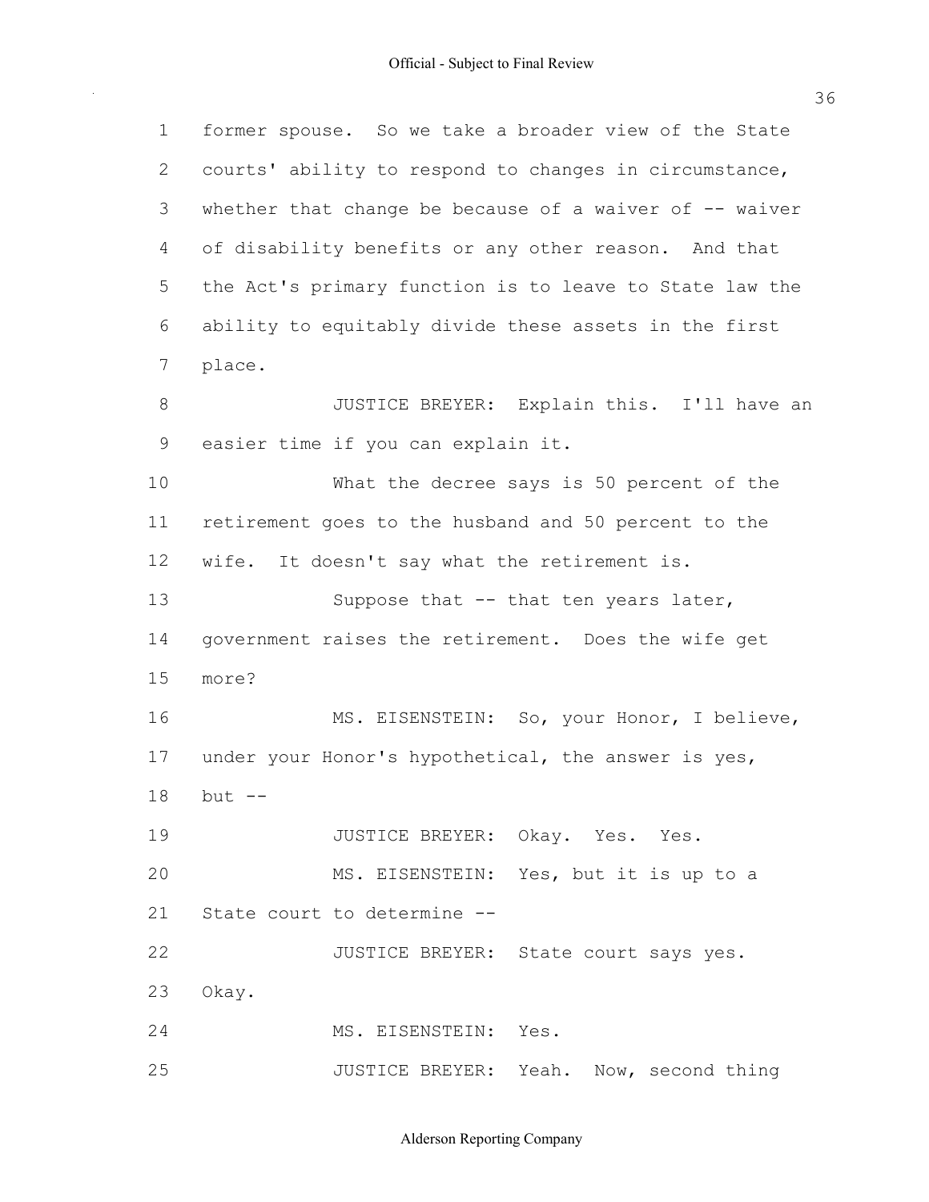former spouse. So we take a broader view of the State courts' ability to respond to changes in circumstance, whether that change be because of a waiver of -- waiver of disability benefits or any other reason. And that the Act's primary function is to leave to State law the ability to equitably divide these assets in the first place.

JUSTICE BREYER: Explain this. I'll have an easier time if you can explain it.

What the decree says is 50 percent of the retirement goes to the husband and 50 percent to the wife. It doesn't say what the retirement is.

Suppose that -- that ten years later, government raises the retirement. Does the wife get more?

MS. EISENSTEIN: So, your Honor, I believe, under your Honor's hypothetical, the answer is yes, but --

JUSTICE BREYER: Okay. Yes. Yes.

MS. EISENSTEIN: Yes, but it is up to a State court to determine --

JUSTICE BREYER: State court says yes. Okay.

MS. EISENSTEIN: Yes.

JUSTICE BREYER: Yeah. Now, second thing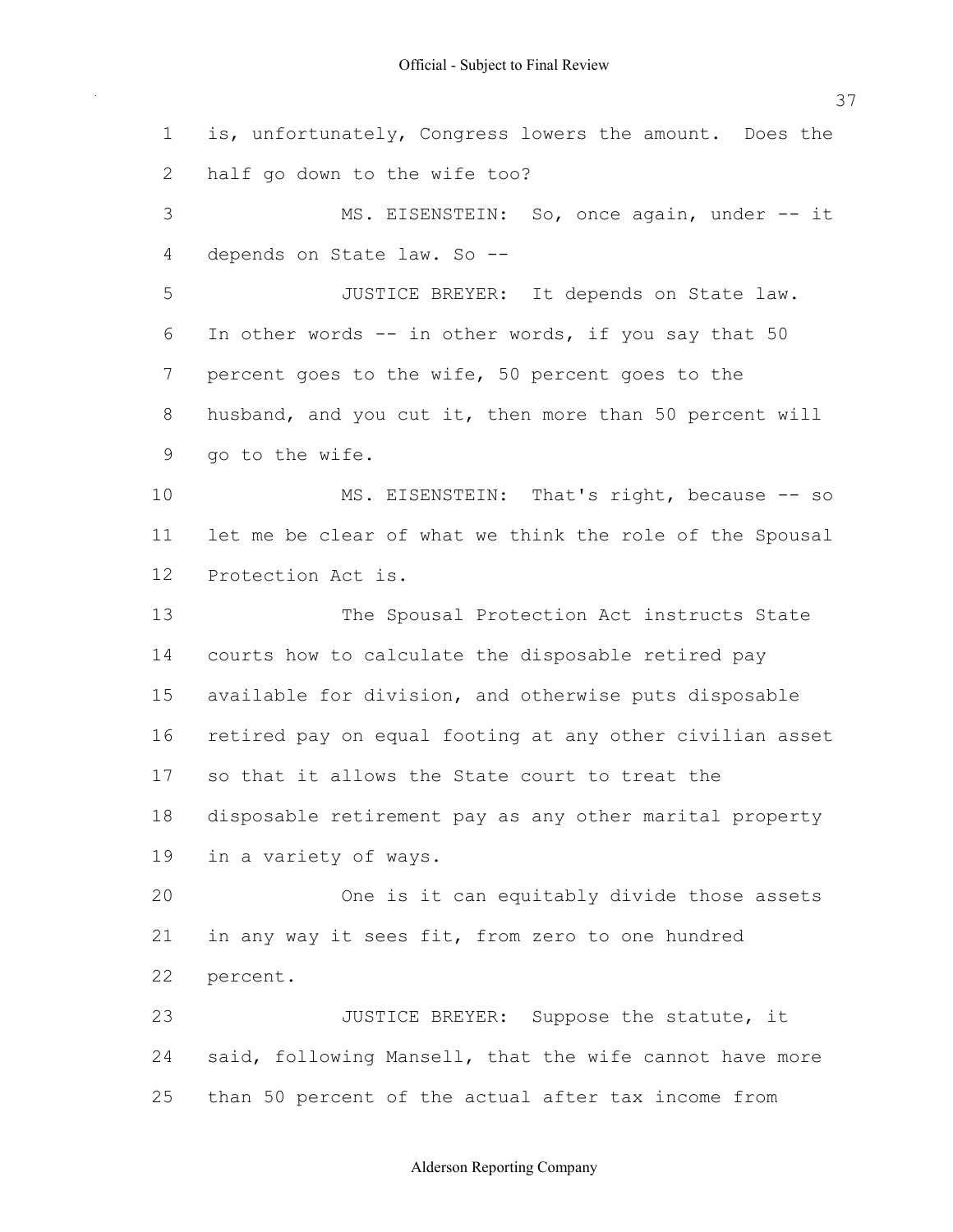is, unfortunately, Congress lowers the amount. Does the half go down to the wife too?

MS. EISENSTEIN: So, once again, under -- it depends on State law. So --

JUSTICE BREYER: It depends on State law. In other words -- in other words, if you say that 50 percent goes to the wife, 50 percent goes to the husband, and you cut it, then more than 50 percent will go to the wife.

MS. EISENSTEIN: That's right, because -- so let me be clear of what we think the role of the Spousal Protection Act is.

The Spousal Protection Act instructs State courts how to calculate the disposable retired pay available for division, and otherwise puts disposable retired pay on equal footing at any other civilian asset so that it allows the State court to treat the disposable retirement pay as any other marital property in a variety of ways.

One is it can equitably divide those assets in any way it sees fit, from zero to one hundred percent.

JUSTICE BREYER: Suppose the statute, it said, following Mansell, that the wife cannot have more than 50 percent of the actual after tax income from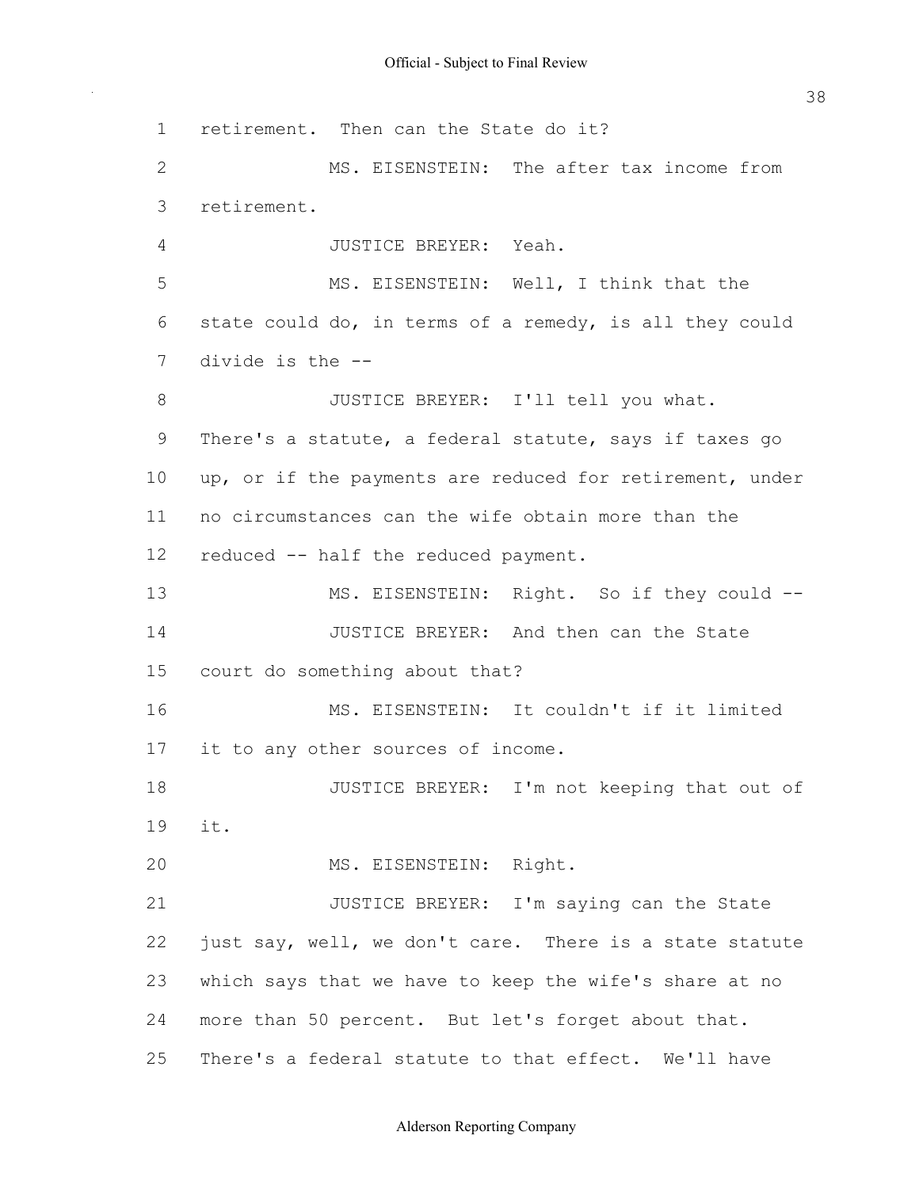retirement. Then can the State do it?

MS. EISENSTEIN: The after tax income from retirement.

JUSTICE BREYER: Yeah.

MS. EISENSTEIN: Well, I think that the state could do, in terms of a remedy, is all they could divide is the --

JUSTICE BREYER: I'll tell you what. There's a statute, a federal statute, says if taxes go up, or if the payments are reduced for retirement, under no circumstances can the wife obtain more than the reduced -- half the reduced payment.

MS. EISENSTEIN: Right. So if they could --

JUSTICE BREYER: And then can the State court do something about that?

MS. EISENSTEIN: It couldn't if it limited it to any other sources of income.

JUSTICE BREYER: I'm not keeping that out of it.

MS. EISENSTEIN: Right.

JUSTICE BREYER: I'm saying can the State just say, well, we don't care. There is a state statute which says that we have to keep the wife's share at no more than 50 percent. But let's forget about that. There's a federal statute to that effect. We'll have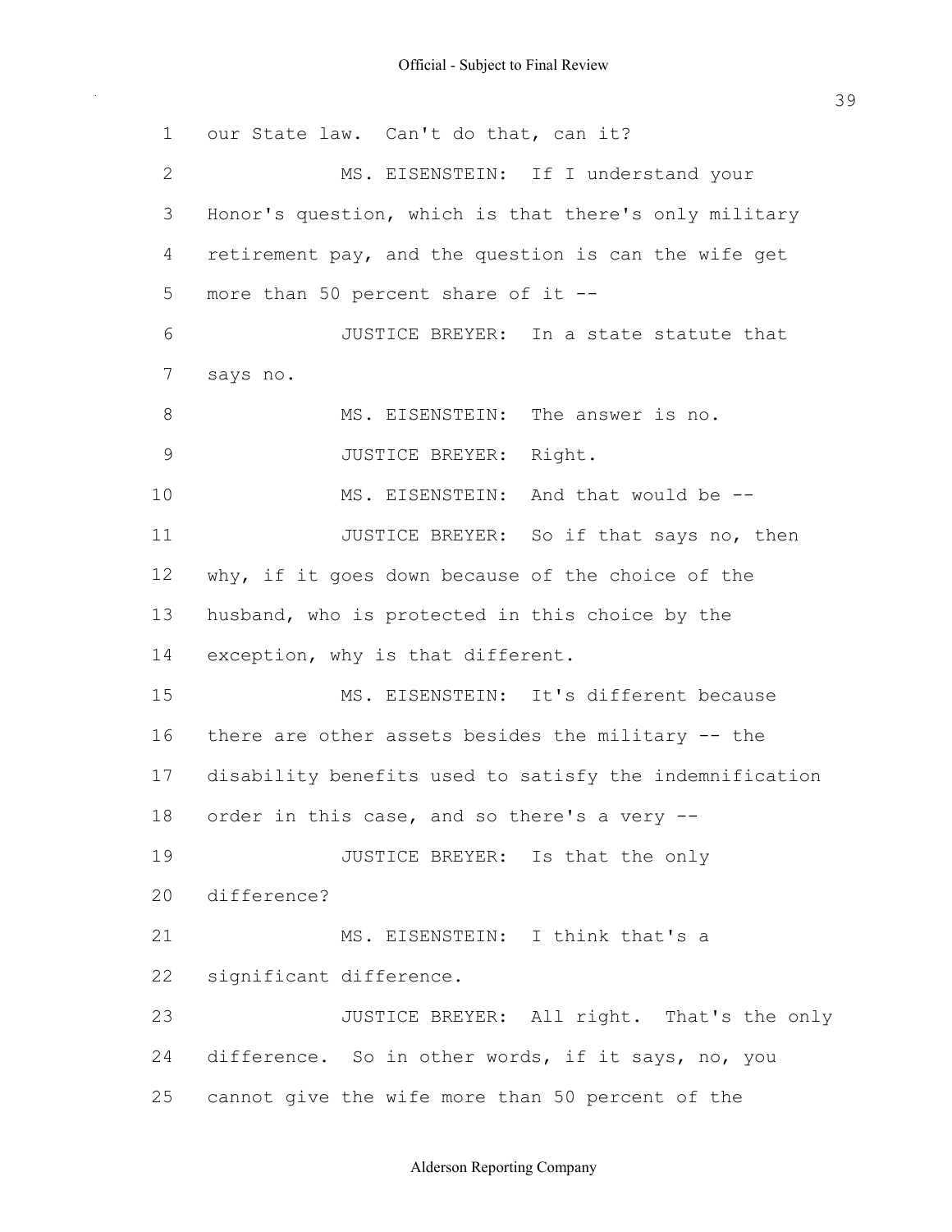our State law. Can't do that, can it?

MS. EISENSTEIN: If I understand your Honor's question, which is that there's only military retirement pay, and the question is can the wife get more than 50 percent share of it --

JUSTICE BREYER: In a state statute that says no.

MS. EISENSTEIN: The answer is no.

JUSTICE BREYER: Right.

MS. EISENSTEIN: And that would be --

JUSTICE BREYER: So if that says no, then why, if it goes down because of the choice of the husband, who is protected in this choice by the exception, why is that different.

MS. EISENSTEIN: It's different because there are other assets besides the military -- the disability benefits used to satisfy the indemnification order in this case, and so there's a very --

JUSTICE BREYER: Is that the only difference?

MS. EISENSTEIN: I think that's a significant difference.

JUSTICE BREYER: All right. That's the only difference. So in other words, if it says, no, you cannot give the wife more than 50 percent of the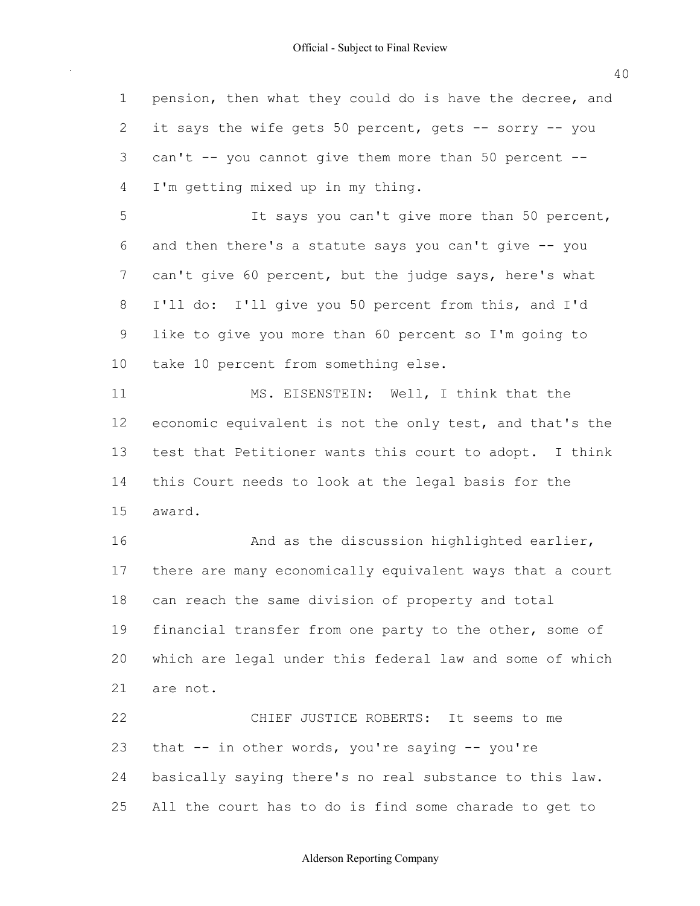pension, then what they could do is have the decree, and it says the wife gets 50 percent, gets -- sorry -- you can't -- you cannot give them more than 50 percent -- I'm getting mixed up in my thing.

It says you can't give more than 50 percent, and then there's a statute says you can't give -- you can't give 60 percent, but the judge says, here's what I'll do: I'll give you 50 percent from this, and I'd like to give you more than 60 percent so I'm going to take 10 percent from something else.

MS. EISENSTEIN: Well, I think that the economic equivalent is not the only test, and that's the test that Petitioner wants this court to adopt. I think this Court needs to look at the legal basis for the award.

And as the discussion highlighted earlier, there are many economically equivalent ways that a court can reach the same division of property and total financial transfer from one party to the other, some of which are legal under this federal law and some of which are not.

CHIEF JUSTICE ROBERTS: It seems to me that -- in other words, you're saying -- you're basically saying there's no real substance to this law. All the court has to do is find some charade to get to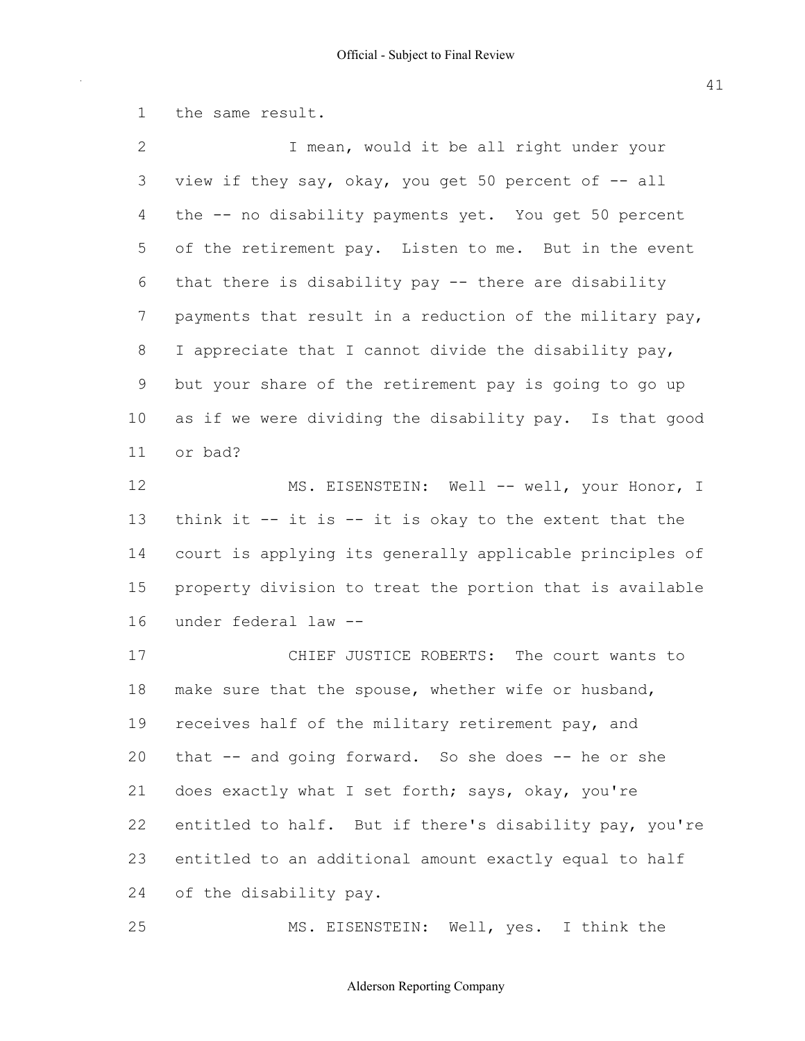1 the same result.

2 I mean, would it be all right under your
3 view if they say, okay, you get 50 percent of -- all
4 the -- no disability payments yet. You get 50 percent
5 of the retirement pay. Listen to me. But in the event
6 that there is disability pay -- there are disability
7 payments that result in a reduction of the military pay,
8 I appreciate that I cannot divide the disability pay,
9 but your share of the retirement pay is going to go up
10 as if we were dividing the disability pay. Is that good
11 or bad?

12 MS. EISENSTEIN: Well -- well, your Honor, I
13 think it -- it is -- it is okay to the extent that the
14 court is applying its generally applicable principles of
15 property division to treat the portion that is available
16 under federal law --

17 CHIEF JUSTICE ROBERTS: The court wants to
18 make sure that the spouse, whether wife or husband,
19 receives half of the military retirement pay, and
20 that -- and going forward. So she does -- he or she
21 does exactly what I set forth; says, okay, you're
22 entitled to half. But if there's disability pay, you're
23 entitled to an additional amount exactly equal to half
24 of the disability pay.

25 MS. EISENSTEIN: Well, yes. I think the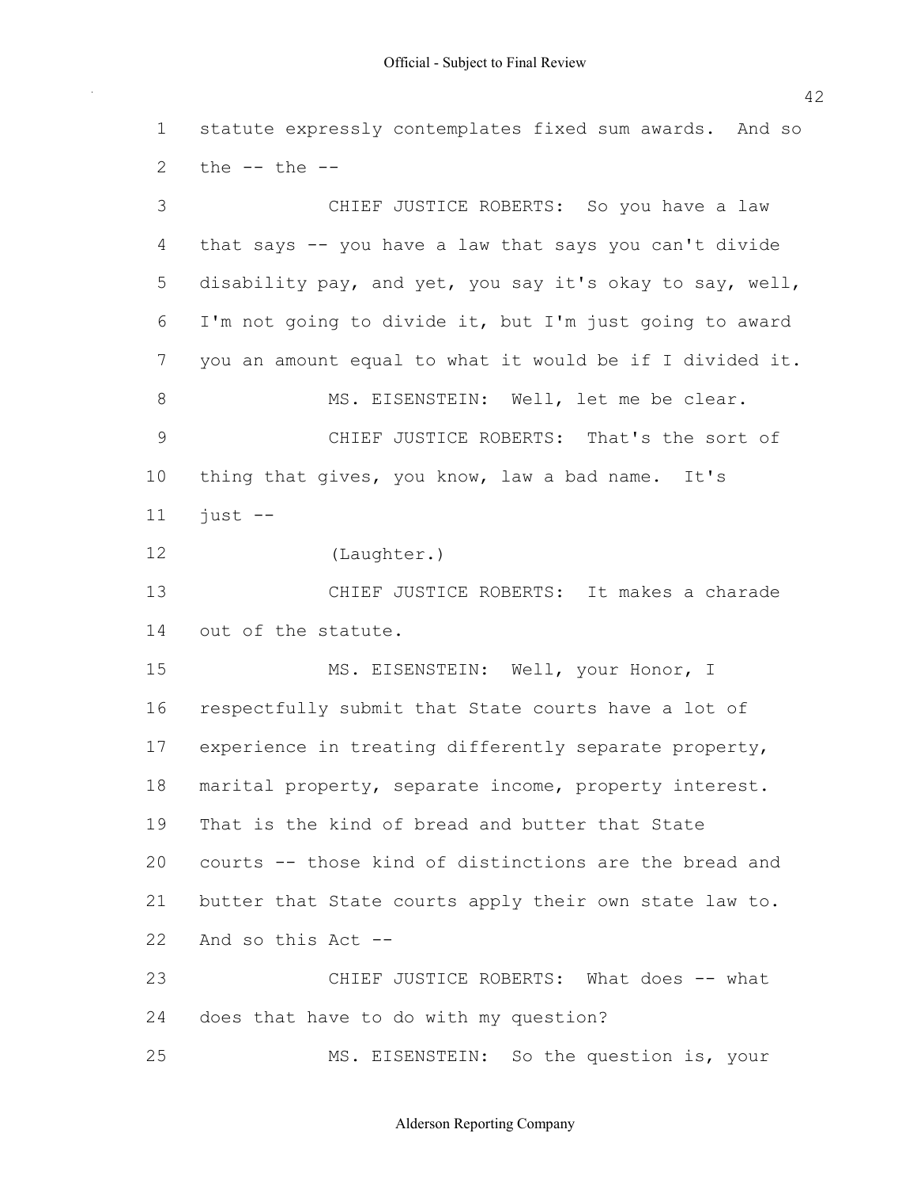statute expressly contemplates fixed sum awards. And so the -- the --

CHIEF JUSTICE ROBERTS: So you have a law that says -- you have a law that says you can't divide disability pay, and yet, you say it's okay to say, well, I'm not going to divide it, but I'm just going to award you an amount equal to what it would be if I divided it.

MS. EISENSTEIN: Well, let me be clear.

CHIEF JUSTICE ROBERTS: That's the sort of thing that gives, you know, law a bad name. It's just --

(Laughter.)

CHIEF JUSTICE ROBERTS: It makes a charade out of the statute.

MS. EISENSTEIN: Well, your Honor, I respectfully submit that State courts have a lot of experience in treating differently separate property, marital property, separate income, property interest. That is the kind of bread and butter that State courts -- those kind of distinctions are the bread and butter that State courts apply their own state law to. And so this Act --

CHIEF JUSTICE ROBERTS: What does -- what does that have to do with my question?

MS. EISENSTEIN: So the question is, your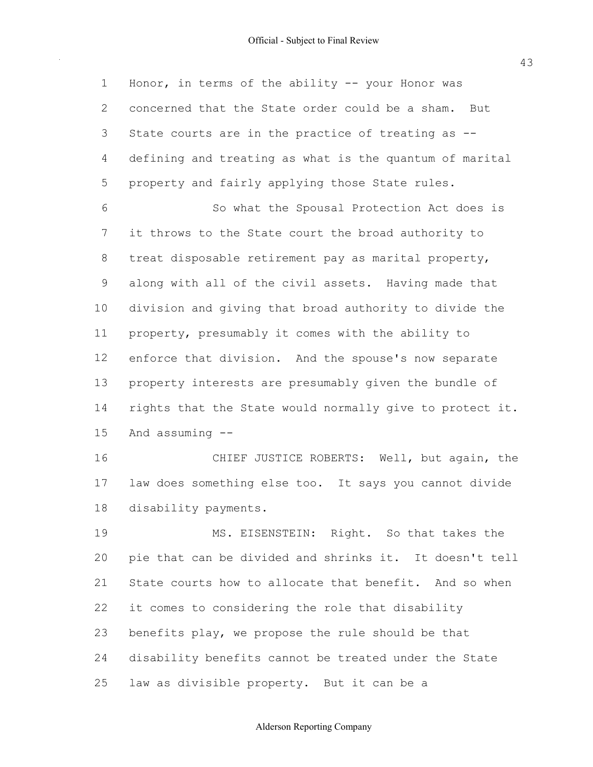Honor, in terms of the ability -- your Honor was concerned that the State order could be a sham. But State courts are in the practice of treating as -- defining and treating as what is the quantum of marital property and fairly applying those State rules.

So what the Spousal Protection Act does is it throws to the State court the broad authority to treat disposable retirement pay as marital property, along with all of the civil assets. Having made that division and giving that broad authority to divide the property, presumably it comes with the ability to enforce that division. And the spouse's now separate property interests are presumably given the bundle of rights that the State would normally give to protect it. And assuming --

CHIEF JUSTICE ROBERTS: Well, but again, the law does something else too. It says you cannot divide disability payments.

MS. EISENSTEIN: Right. So that takes the pie that can be divided and shrinks it. It doesn't tell State courts how to allocate that benefit. And so when it comes to considering the role that disability benefits play, we propose the rule should be that disability benefits cannot be treated under the State law as divisible property. But it can be a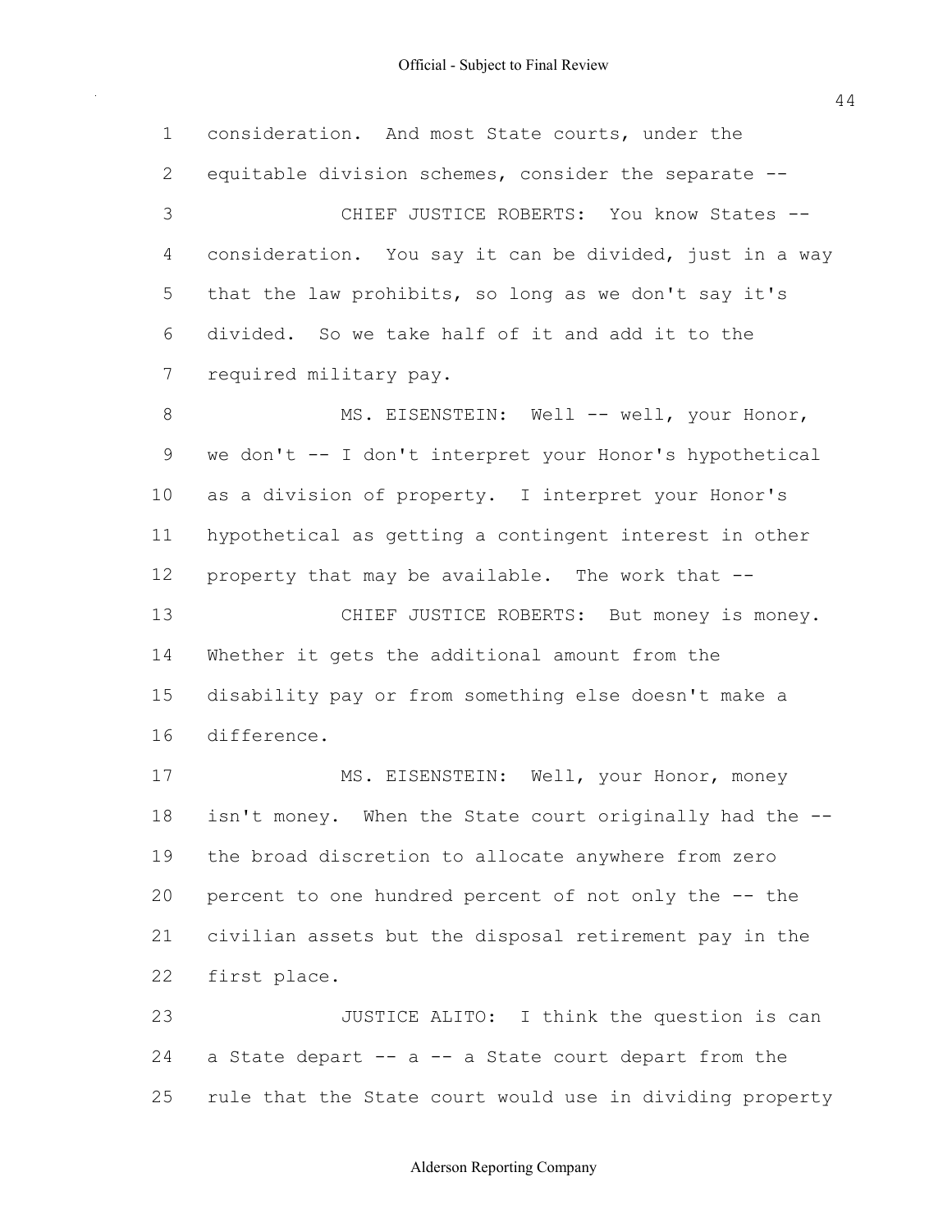1 consideration. And most State courts, under the
2 equitable division schemes, consider the separate --
3 CHIEF JUSTICE ROBERTS: You know States --
4 consideration. You say it can be divided, just in a way
5 that the law prohibits, so long as we don't say it's
6 divided. So we take half of it and add it to the
7 required military pay.
8 MS. EISENSTEIN: Well -- well, your Honor,
9 we don't -- I don't interpret your Honor's hypothetical
10 as a division of property. I interpret your Honor's
11 hypothetical as getting a contingent interest in other
12 property that may be available. The work that --
13 CHIEF JUSTICE ROBERTS: But money is money.
14 Whether it gets the additional amount from the
15 disability pay or from something else doesn't make a
16 difference.
17 MS. EISENSTEIN: Well, your Honor, money
18 isn't money. When the State court originally had the --
19 the broad discretion to allocate anywhere from zero
20 percent to one hundred percent of not only the -- the
21 civilian assets but the disposal retirement pay in the
22 first place.
23 JUSTICE ALITO: I think the question is can
24 a State depart -- a -- a State court depart from the
25 rule that the State court would use in dividing property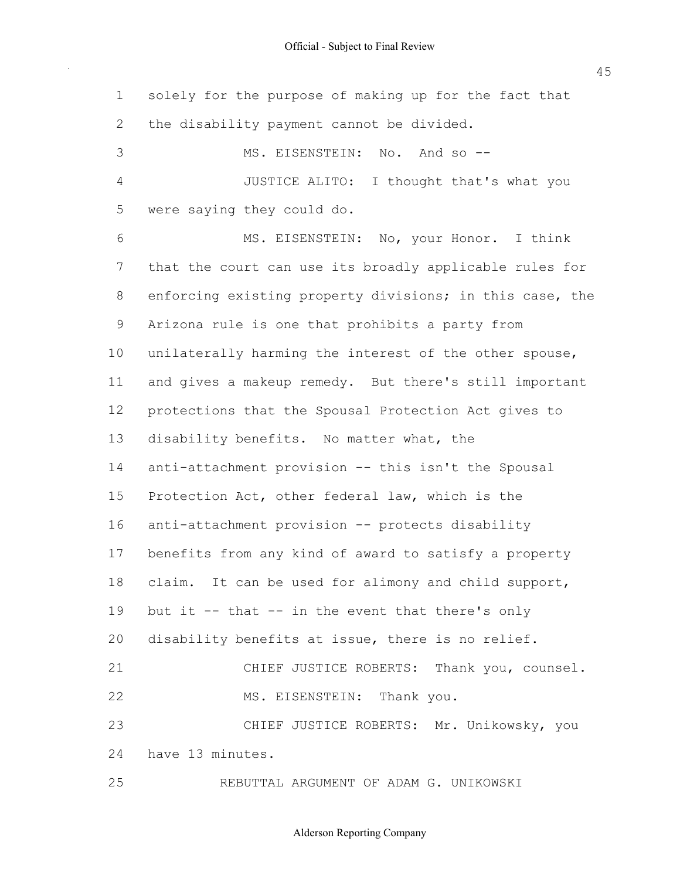solely for the purpose of making up for the fact that the disability payment cannot be divided.

MS. EISENSTEIN: No. And so --

JUSTICE ALITO: I thought that's what you were saying they could do.

MS. EISENSTEIN: No, your Honor. I think that the court can use its broadly applicable rules for enforcing existing property divisions; in this case, the Arizona rule is one that prohibits a party from unilaterally harming the interest of the other spouse, and gives a makeup remedy. But there's still important protections that the Spousal Protection Act gives to disability benefits. No matter what, the anti-attachment provision -- this isn't the Spousal Protection Act, other federal law, which is the anti-attachment provision -- protects disability benefits from any kind of award to satisfy a property claim. It can be used for alimony and child support, but it -- that -- in the event that there's only disability benefits at issue, there is no relief.

CHIEF JUSTICE ROBERTS: Thank you, counsel.

MS. EISENSTEIN: Thank you.

CHIEF JUSTICE ROBERTS: Mr. Unikowsky, you have 13 minutes.

REBUTTAL ARGUMENT OF ADAM G. UNIKOWSKI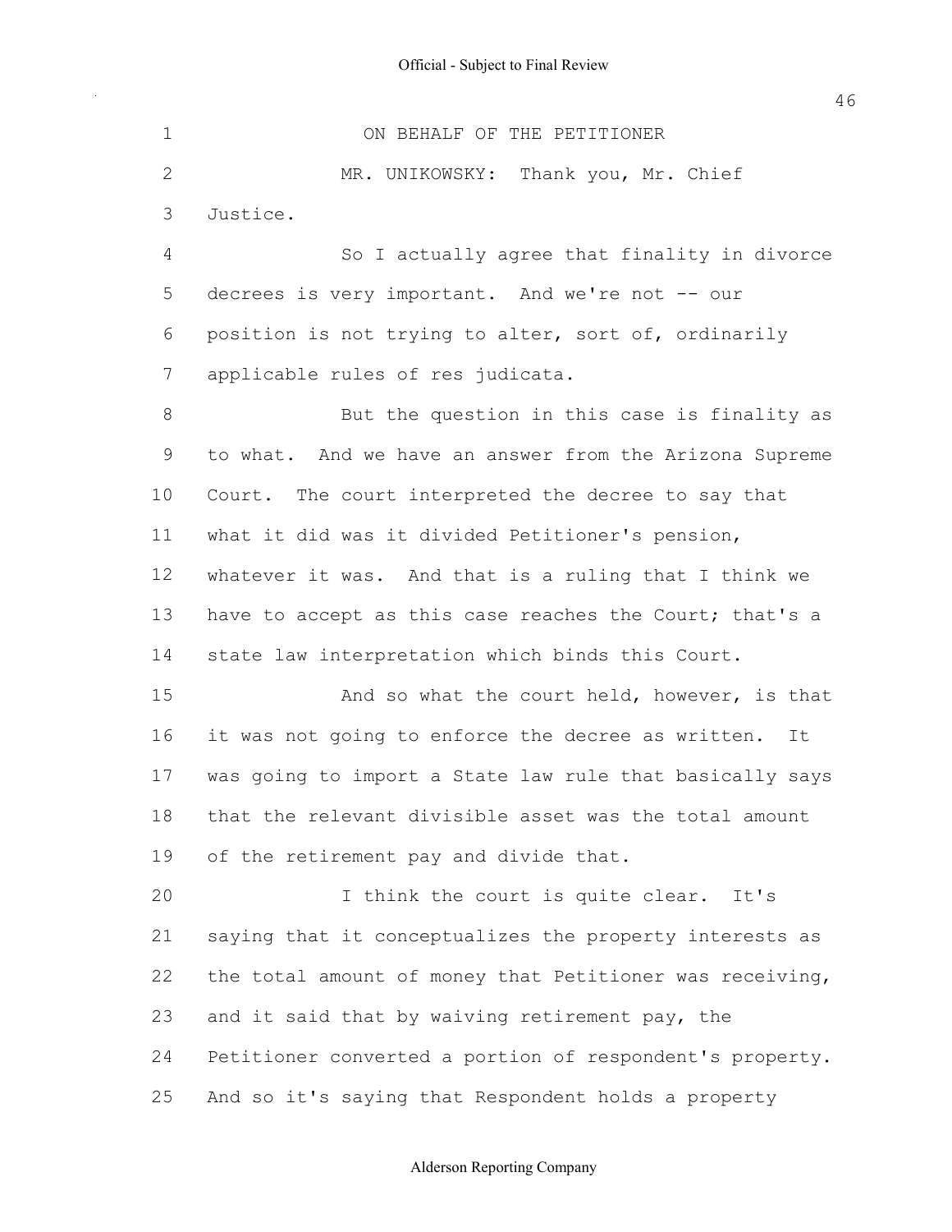ON BEHALF OF THE PETITIONER

MR. UNIKOWSKY: Thank you, Mr. Chief Justice.

So I actually agree that finality in divorce decrees is very important. And we're not -- our position is not trying to alter, sort of, ordinarily applicable rules of res judicata.

But the question in this case is finality as to what. And we have an answer from the Arizona Supreme Court. The court interpreted the decree to say that what it did was it divided Petitioner's pension, whatever it was. And that is a ruling that I think we have to accept as this case reaches the Court; that's a state law interpretation which binds this Court.

And so what the court held, however, is that it was not going to enforce the decree as written. It was going to import a State law rule that basically says that the relevant divisible asset was the total amount of the retirement pay and divide that.

I think the court is quite clear. It's saying that it conceptualizes the property interests as the total amount of money that Petitioner was receiving, and it said that by waiving retirement pay, the Petitioner converted a portion of respondent's property. And so it's saying that Respondent holds a property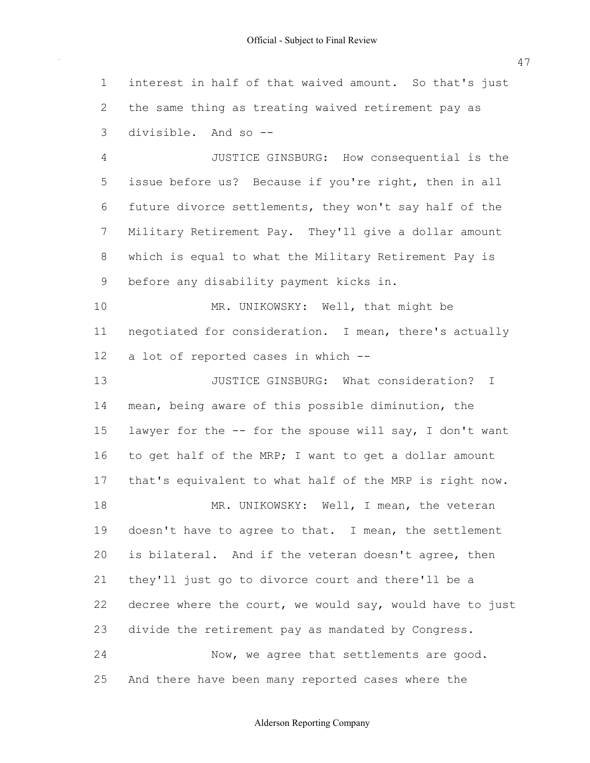1 interest in half of that waived amount. So that's just
2 the same thing as treating waived retirement pay as
3 divisible. And so --

4 JUSTICE GINSBURG: How consequential is the
5 issue before us? Because if you're right, then in all
6 future divorce settlements, they won't say half of the
7 Military Retirement Pay. They'll give a dollar amount
8 which is equal to what the Military Retirement Pay is
9 before any disability payment kicks in.

10 MR. UNIKOWSKY: Well, that might be
11 negotiated for consideration. I mean, there's actually
12 a lot of reported cases in which --

13 JUSTICE GINSBURG: What consideration? I
14 mean, being aware of this possible diminution, the
15 lawyer for the -- for the spouse will say, I don't want
16 to get half of the MRP; I want to get a dollar amount
17 that's equivalent to what half of the MRP is right now.

18 MR. UNIKOWSKY: Well, I mean, the veteran
19 doesn't have to agree to that. I mean, the settlement
20 is bilateral. And if the veteran doesn't agree, then
21 they'll just go to divorce court and there'll be a
22 decree where the court, we would say, would have to just
23 divide the retirement pay as mandated by Congress.

24 Now, we agree that settlements are good.
25 And there have been many reported cases where the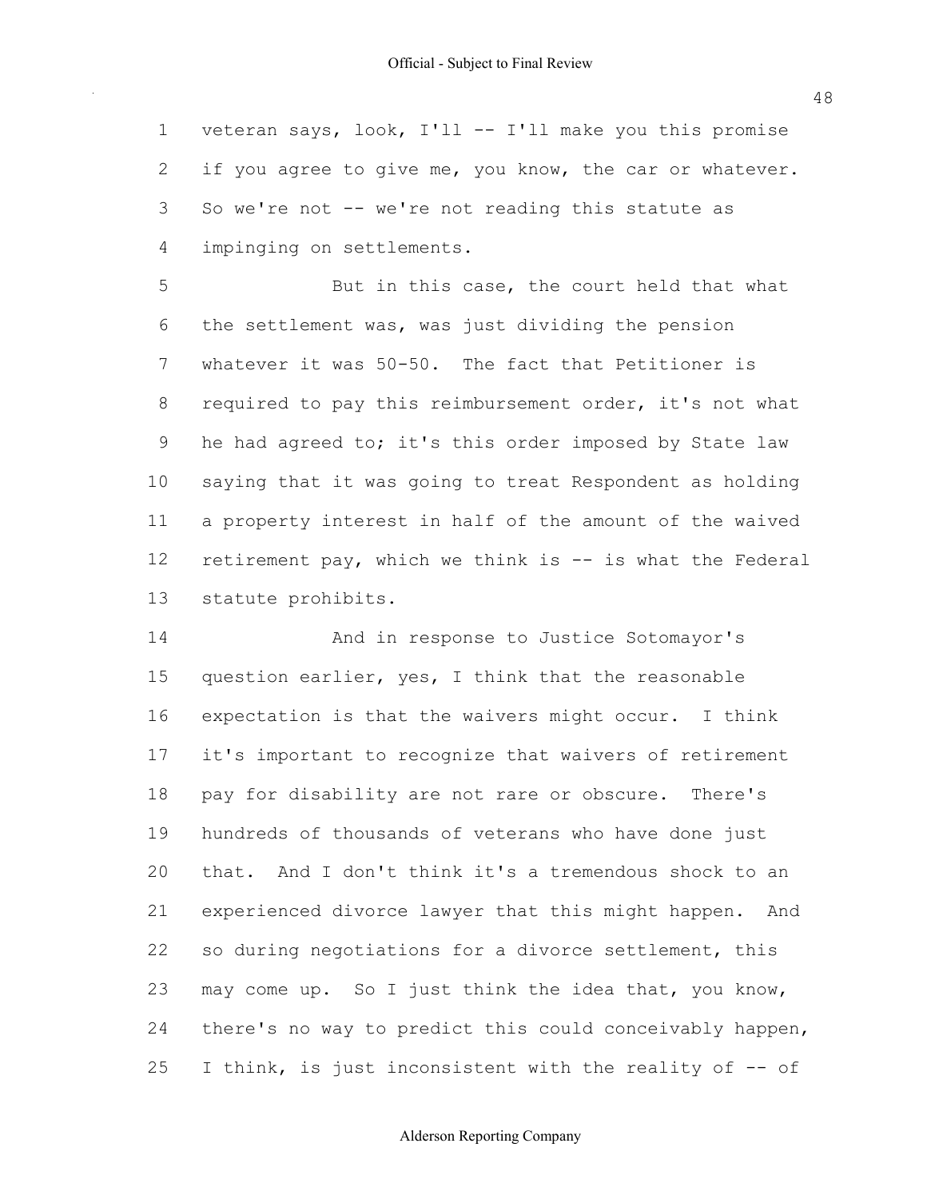veteran says, look, I'll -- I'll make you this promise if you agree to give me, you know, the car or whatever. So we're not -- we're not reading this statute as impinging on settlements.

But in this case, the court held that what the settlement was, was just dividing the pension whatever it was 50-50. The fact that Petitioner is required to pay this reimbursement order, it's not what he had agreed to; it's this order imposed by State law saying that it was going to treat Respondent as holding a property interest in half of the amount of the waived retirement pay, which we think is -- is what the Federal statute prohibits.

And in response to Justice Sotomayor's question earlier, yes, I think that the reasonable expectation is that the waivers might occur. I think it's important to recognize that waivers of retirement pay for disability are not rare or obscure. There's hundreds of thousands of veterans who have done just that. And I don't think it's a tremendous shock to an experienced divorce lawyer that this might happen. And so during negotiations for a divorce settlement, this may come up. So I just think the idea that, you know, there's no way to predict this could conceivably happen, I think, is just inconsistent with the reality of -- of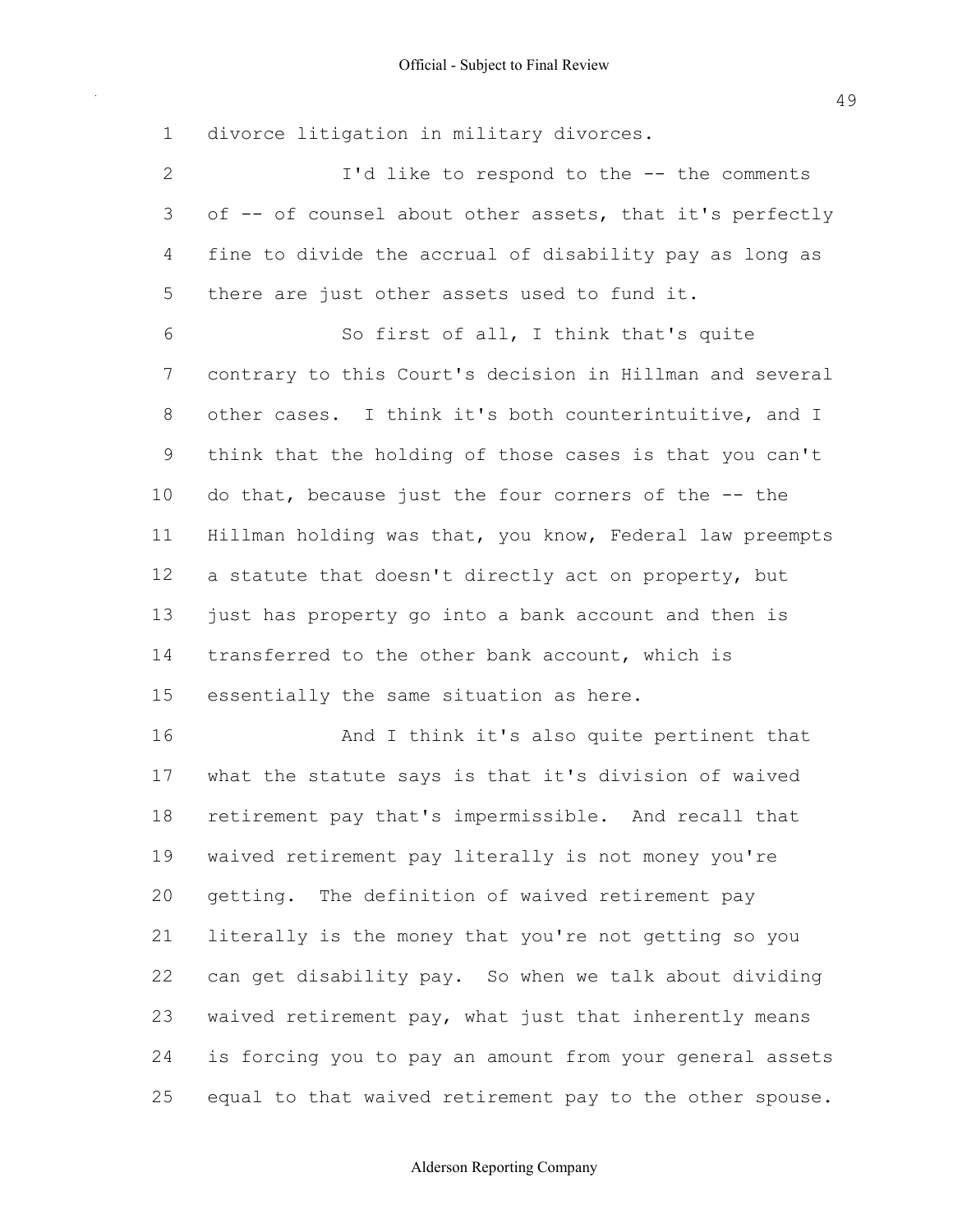divorce litigation in military divorces.

I'd like to respond to the -- the comments of -- of counsel about other assets, that it's perfectly fine to divide the accrual of disability pay as long as there are just other assets used to fund it.

So first of all, I think that's quite contrary to this Court's decision in Hillman and several other cases. I think it's both counterintuitive, and I think that the holding of those cases is that you can't do that, because just the four corners of the -- the Hillman holding was that, you know, Federal law preempts a statute that doesn't directly act on property, but just has property go into a bank account and then is transferred to the other bank account, which is essentially the same situation as here.

And I think it's also quite pertinent that what the statute says is that it's division of waived retirement pay that's impermissible. And recall that waived retirement pay literally is not money you're getting. The definition of waived retirement pay literally is the money that you're not getting so you can get disability pay. So when we talk about dividing waived retirement pay, what just that inherently means is forcing you to pay an amount from your general assets equal to that waived retirement pay to the other spouse.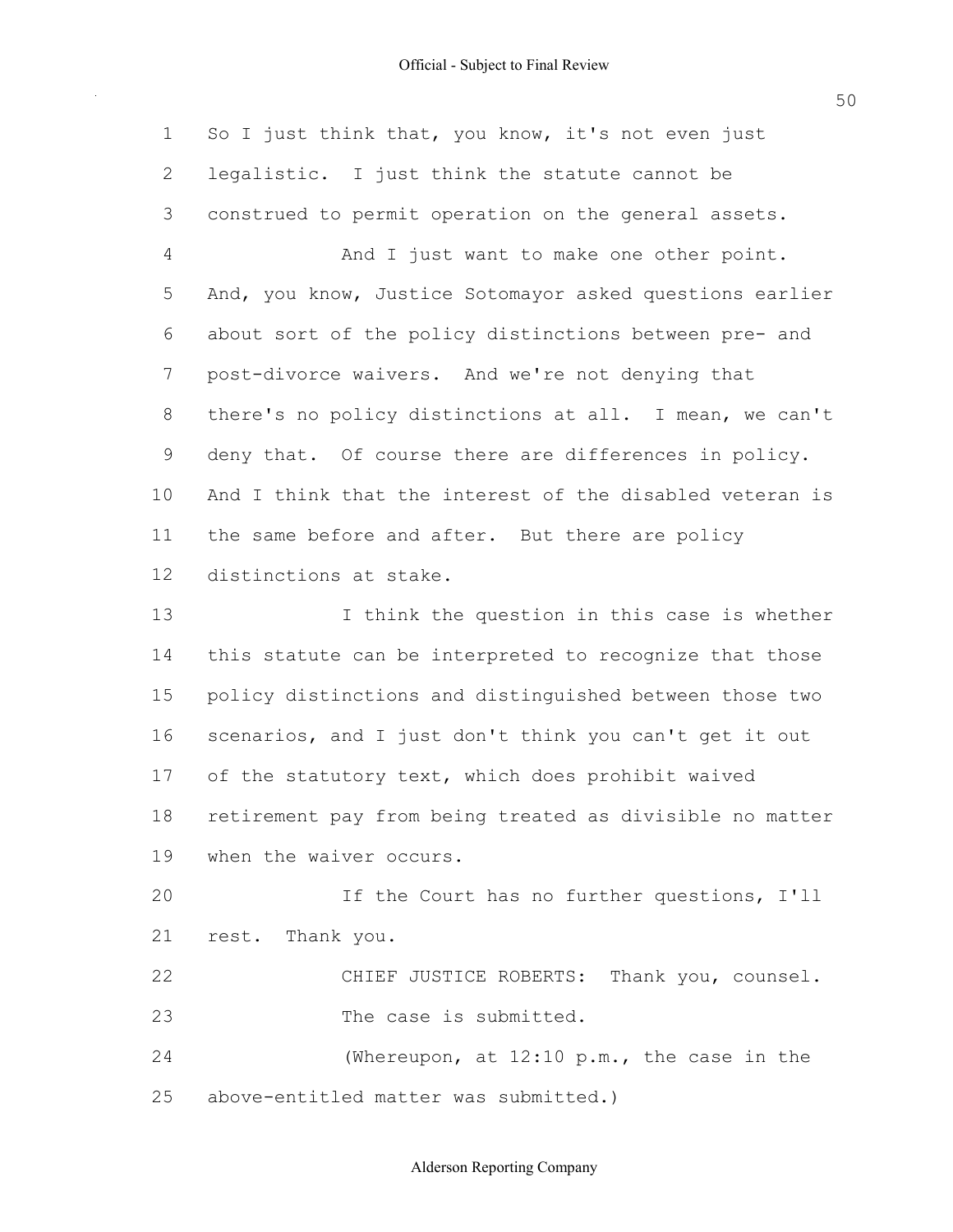So I just think that, you know, it's not even just legalistic. I just think the statute cannot be construed to permit operation on the general assets.

And I just want to make one other point. And, you know, Justice Sotomayor asked questions earlier about sort of the policy distinctions between pre- and post-divorce waivers. And we're not denying that there's no policy distinctions at all. I mean, we can't deny that. Of course there are differences in policy. And I think that the interest of the disabled veteran is the same before and after. But there are policy distinctions at stake.

I think the question in this case is whether this statute can be interpreted to recognize that those policy distinctions and distinguished between those two scenarios, and I just don't think you can't get it out of the statutory text, which does prohibit waived retirement pay from being treated as divisible no matter when the waiver occurs.

If the Court has no further questions, I'll rest. Thank you.

CHIEF JUSTICE ROBERTS: Thank you, counsel. The case is submitted.

(Whereupon, at 12:10 p.m., the case in the above-entitled matter was submitted.)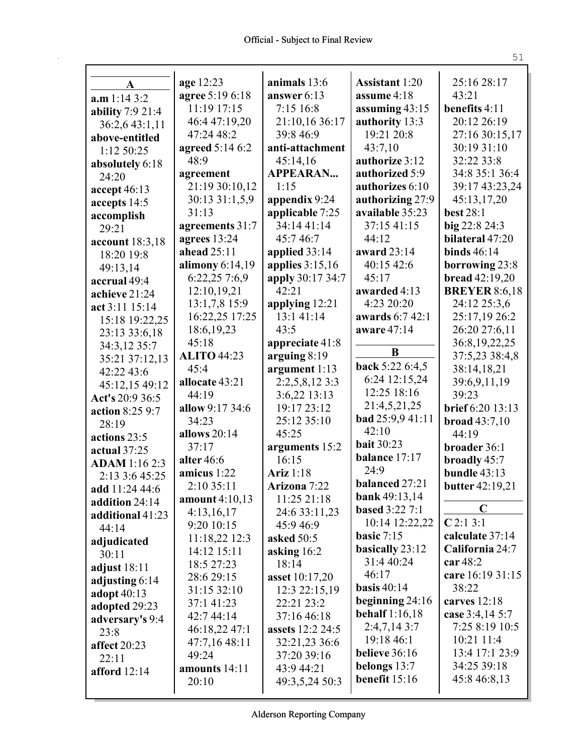## A

**a.m** 1:14 3:2
**ability** 7:9 21:4 36:2,6 43:1,11
**above-entitled** 1:12 50:25
**absolutely** 6:18 24:20
**accept** 46:13
**accepts** 14:5
**accomplish** 29:21
**account** 18:3,18 18:20 19:8 49:13,14
**accrual** 49:4
**achieve** 21:24
**act** 3:11 15:14 15:18 19:22,25 23:13 33:6,18 34:3,12 35:7 35:21 37:12,13 42:22 43:6 45:12,15 49:12
**Act's** 20:9 36:5
**action** 8:25 9:7 28:19
**actions** 23:5
**actual** 37:25
**ADAM** 1:16 2:3 2:13 3:6 45:25
**add** 11:24 44:6
**addition** 24:14
**additional** 41:23 44:14
**adjudicated** 30:11
**adjust** 18:11
**adjusting** 6:14
**adopt** 40:13
**adopted** 29:23
**adversary's** 9:4 23:8
**affect** 20:23 22:11
**afford** 12:14
**age** 12:23
**agree** 5:19 6:18 11:19 17:15 46:4 47:19,20 47:24 48:2
**agreed** 5:14 6:2 48:9
**agreement** 21:19 30:10,12 30:13 31:1,5,9 31:13
**agreements** 31:7
**agrees** 13:24
**ahead** 25:11
**alimony** 6:14,19 6:22,25 7:6,9 12:10,19,21 13:1,7,8 15:9 16:22,25 17:25 18:6,19,23 45:18
**ALITO** 44:23 45:4
**allocate** 43:21 44:19
**allow** 9:17 34:6 34:23
**allows** 20:14 37:17
**alter** 46:6
**amicus** 1:22 2:10 35:11
**amount** 4:10,13 4:13,16,17 9:20 10:15 11:18,22 12:3 14:12 15:11 18:5 27:23 28:6 29:15 31:15 32:10 37:1 41:23 42:7 44:14 46:18,22 47:1 47:7,16 48:11 49:24
**amounts** 14:11 20:10
**animals** 13:6
**answer** 6:13 7:15 16:8 21:10,16 36:17 39:8 46:9
**anti-attachment** 45:14,16
**APPEARAN...** 1:15
**appendix** 9:24
**applicable** 7:25 34:14 41:14 45:7 46:7
**applied** 33:14
**applies** 3:15,16
**apply** 30:17 34:7 42:21
**applying** 12:21 13:1 41:14 43:5
**appreciate** 41:8
**arguing** 8:19
**argument** 1:13 2:2,5,8,12 3:3 3:6,22 13:13 19:17 23:12 25:12 35:10 45:25
**arguments** 15:2 16:15
**Ariz** 1:18
**Arizona** 7:22 11:25 21:18 24:6 33:11,23 45:9 46:9
**asked** 50:5
**asking** 16:2 18:14
**asset** 10:17,20 12:3 22:15,19 22:21 23:2 37:16 46:18
**assets** 12:2 24:5 32:21,23 36:6 37:20 39:16 43:9 44:21 49:3,5,24 50:3
**Assistant** 1:20
**assume** 4:18
**assuming** 43:15
**authority** 13:3 19:21 20:8 43:7,10
**authorize** 3:12
**authorized** 5:9
**authorizes** 6:10
**authorizing** 27:9
**available** 35:23 37:15 41:15 44:12
**award** 23:14 40:15 42:6 45:17
**awarded** 4:13 4:23 20:20
**awards** 6:7 42:1
**aware** 47:14

## B

**back** 5:22 6:4,5 6:24 12:15,24 12:25 18:16 21:4,5,21,25
**bad** 25:9,9 41:11 42:10
**bait** 30:23
**balance** 17:17 24:9
**balanced** 27:21
**bank** 49:13,14
**based** 3:22 7:1 10:14 12:22,22
**basic** 7:15
**basically** 23:12 31:4 40:24 46:17
**basis** 40:14
**beginning** 24:16
**behalf** 1:16,18 2:4,7,14 3:7 19:18 46:1
**believe** 36:16
**belongs** 13:7
**benefit** 15:16 25:16 28:17 43:21
**benefits** 4:11 20:12 26:19 27:16 30:15,17 30:19 31:10 32:22 33:8 34:8 35:1 36:4 39:17 43:23,24 45:13,17,20
**best** 28:1
**big** 22:8 24:3
**bilateral** 47:20
**binds** 46:14
**borrowing** 23:8
**bread** 42:19,20
**BREYER** 8:6,18 24:12 25:3,6 25:17,19 26:2 26:20 27:6,11 36:8,19,22,25 37:5,23 38:4,8 38:14,18,21 39:6,9,11,19 39:23
**brief** 6:20 13:13
**broad** 43:7,10 44:19
**broader** 36:1
**broadly** 45:7
**bundle** 43:13
**butter** 42:19,21

## C

**C** 2:1 3:1
**calculate** 37:14
**California** 24:7
**car** 48:2
**care** 16:19 31:15 38:22
**carves** 12:18
**case** 3:4,14 5:7 7:25 8:19 10:5 10:21 11:4 13:4 17:1 23:9 34:25 39:18 45:8 46:8,13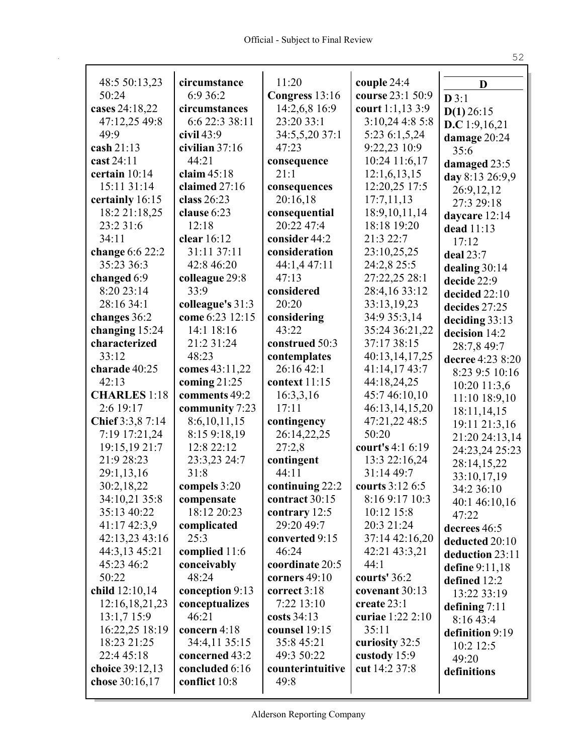48:5 50:13,23 50:24
**cases** 24:18,22 47:12,25 49:8 49:9
**cash** 21:13
**cast** 24:11
**certain** 10:14 15:11 31:14
**certainly** 16:15 18:2 21:18,25 23:2 31:6 34:11
**change** 6:6 22:2 35:23 36:3
**changed** 6:9 8:20 23:14 28:16 34:1
**changes** 36:2
**changing** 15:24
**characterized** 33:12
**charade** 40:25 42:13
**CHARLES** 1:18 2:6 19:17
**Chief** 3:3,8 7:14 7:19 17:21,24 19:15,19 21:7 21:9 28:23 29:1,13,16 30:2,18,22 34:10,21 35:8 35:13 40:22 41:17 42:3,9 42:13,23 43:16 44:3,13 45:21 45:23 46:2 50:22
**child** 12:10,14 12:16,18,21,23 13:1,7 15:9 16:22,25 18:19 18:23 21:25 22:4 45:18
**choice** 39:12,13
**chose** 30:16,17

**circumstance** 6:9 36:2
**circumstances** 6:6 22:3 38:11
**civil** 43:9
**civilian** 37:16 44:21
**claim** 45:18
**claimed** 27:16
**class** 26:23
**clause** 6:23 12:18
**clear** 16:12 31:11 37:11 42:8 46:20
**colleague** 29:8 33:9
**colleague's** 31:3
**come** 6:23 12:15 14:1 18:16 21:2 31:24 48:23
**comes** 43:11,22
**coming** 21:25
**comments** 49:2
**community** 7:23 8:6,10,11,15 8:15 9:18,19 12:8 22:12 23:3,23 24:7 31:8
**compels** 3:20
**compensate** 18:12 20:23
**complicated** 25:3
**complied** 11:6
**conceivably** 48:24
**conception** 9:13
**conceptualizes** 46:21
**concern** 4:18 34:4,11 35:15
**concerned** 43:2
**concluded** 6:16
**conflict** 10:8

11:20
**Congress** 13:16 14:2,6,8 16:9 23:20 33:1 34:5,5,20 37:1 47:23
**consequence** 21:1
**consequences** 20:16,18
**consequential** 20:22 47:4
**consider** 44:2
**consideration** 44:1,4 47:11 47:13
**considered** 20:20
**considering** 43:22
**construed** 50:3
**contemplates** 26:16 42:1
**context** 11:15 16:3,3,16 17:11
**contingency** 26:14,22,25 27:2,8
**contingent** 44:11
**continuing** 22:2
**contract** 30:15
**contrary** 12:5 29:20 49:7
**converted** 9:15 46:24
**coordinate** 20:5
**corners** 49:10
**correct** 3:18 7:22 13:10
**costs** 34:13
**counsel** 19:15 35:8 45:21 49:3 50:22
**counterintuitive** 49:8

**couple** 24:4
**course** 23:1 50:9
**court** 1:1,13 3:9 3:10,24 4:8 5:8 5:23 6:1,5,24 9:22,23 10:9 10:24 11:6,17 12:1,6,13,15 12:20,25 17:5 17:7,11,13 18:9,10,11,14 18:18 19:20 21:3 22:7 23:10,25,25 24:2,8 25:5 27:22,25 28:1 28:4,16 33:12 33:13,19,23 34:9 35:3,14 35:24 36:21,22 37:17 38:15 40:13,14,17,25 41:14,17 43:7 44:18,24,25 45:7 46:10,10 46:13,14,15,20 47:21,22 48:5 50:20
**court's** 4:1 6:19 13:3 22:16,24 31:14 49:7
**courts** 3:12 6:5 8:16 9:17 10:3 10:12 15:8 20:3 21:24 37:14 42:16,20 42:21 43:3,21 44:1
**courts'** 36:2
**covenant** 30:13
**create** 23:1
**curiae** 1:22 2:10 35:11
**curiosity** 32:5
**custody** 15:9
**cut** 14:2 37:8

## D

**D** 3:1
**D(1)** 26:15
**D.C** 1:9,16,21
**damage** 20:24 35:6
**damaged** 23:5
**day** 8:13 26:9,9 26:9,12,12 27:3 29:18
**daycare** 12:14
**dead** 11:13 17:12
**deal** 23:7
**dealing** 30:14
**decide** 22:9
**decided** 22:10
**decides** 27:25
**deciding** 33:13
**decision** 14:2 28:7,8 49:7
**decree** 4:23 8:20 8:23 9:5 10:16 10:20 11:3,6 11:10 18:9,10 18:11,14,15 19:11 21:3,16 21:20 24:13,14 24:23,24 25:23 28:14,15,22 33:10,17,19 34:2 36:10 40:1 46:10,16 47:22
**decrees** 46:5
**deducted** 20:10
**deduction** 23:11
**define** 9:11,18
**defined** 12:2 13:22 33:19
**defining** 7:11 8:16 43:4
**definition** 9:19 10:2 12:5 49:20
**definitions**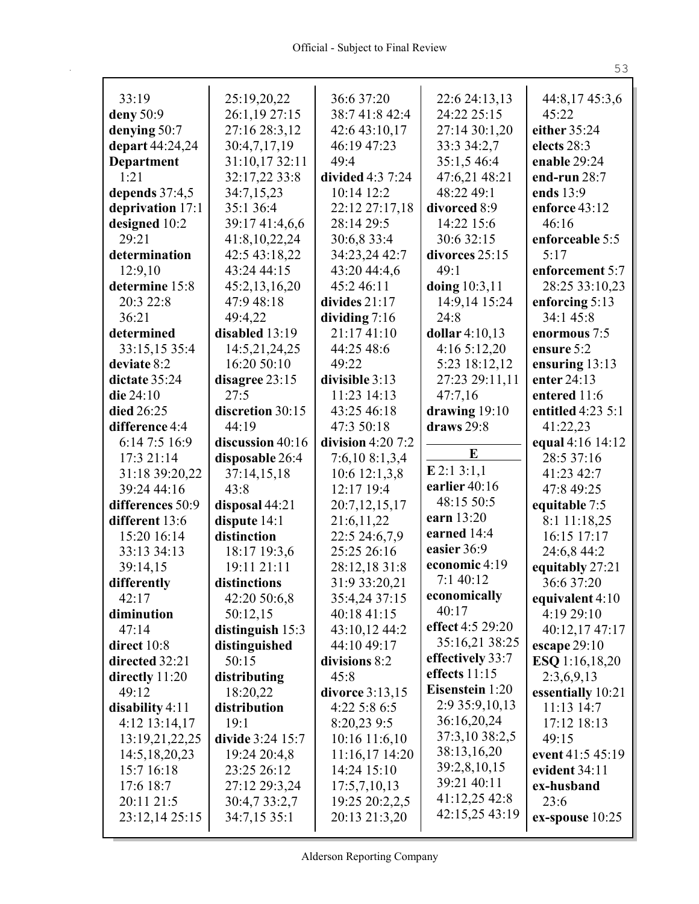33:19
**deny** 50:9
**denying** 50:7
**depart** 44:24,24
**Department** 1:21
**depends** 37:4,5
**deprivation** 17:1
**designed** 10:2 29:21
**determination** 12:9,10
**determine** 15:8 20:3 22:8 36:21
**determined** 33:15,15 35:4
**deviate** 8:2
**dictate** 35:24
**die** 24:10
**died** 26:25
**difference** 4:4 6:14 7:5 16:9 17:3 21:14 31:18 39:20,22 39:24 44:16
**differences** 50:9
**different** 13:6 15:20 16:14 33:13 34:13 39:14,15
**differently** 42:17
**diminution** 47:14
**direct** 10:8
**directed** 32:21
**directly** 11:20 49:12
**disability** 4:11 4:12 13:14,17 13:19,21,22,25 14:5,18,20,23 15:7 16:18 17:6 18:7 20:11 21:5 23:12,14 25:15 25:19,20,22 26:1,19 27:15 27:16 28:3,12 30:4,7,17,19 31:10,17 32:11 32:17,22 33:8 34:7,15,23 35:1 36:4 39:17 41:4,6,6 41:8,10,22,24 42:5 43:18,22 43:24 44:15 45:2,13,16,20 47:9 48:18 49:4,22
**disabled** 13:19 14:5,21,24,25 16:20 50:10
**disagree** 23:15 27:5
**discretion** 30:15 44:19
**discussion** 40:16
**disposable** 26:4 37:14,15,18 43:8
**disposal** 44:21
**dispute** 14:1
**distinction** 18:17 19:3,6 19:11 21:11
**distinctions** 42:20 50:6,8 50:12,15
**distinguish** 15:3
**distinguished** 50:15
**distributing** 18:20,22
**distribution** 19:1
**divide** 3:24 15:7 19:24 20:4,8 23:25 26:12 27:12 29:3,24 30:4,7 33:2,7 34:7,15 35:1 36:6 37:20 38:7 41:8 42:4 42:6 43:10,17 46:19 47:23 49:4
**divided** 4:3 7:24 10:14 12:2 22:12 27:17,18 28:14 29:5 30:6,8 33:4 34:23,24 42:7 43:20 44:4,6 45:2 46:11
**divides** 21:17
**dividing** 7:16 21:17 41:10 44:25 48:6 49:22
**divisible** 3:13 11:23 14:13 43:25 46:18 47:3 50:18
**division** 4:20 7:2 7:6,10 8:1,3,4 10:6 12:1,3,8 12:17 19:4 20:7,12,15,17 21:6,11,22 22:5 24:6,7,9 25:25 26:16 28:12,18 31:8 31:9 33:20,21 35:4,24 37:15 40:18 41:15 43:10,12 44:2 44:10 49:17
**divisions** 8:2 45:8
**divorce** 3:13,15 4:22 5:8 6:5 8:20,23 9:5 10:16 11:6,10 11:16,17 14:20 14:24 15:10 17:5,7,10,13 19:25 20:2,2,5 20:13 21:3,20 22:6 24:13,13 24:22 25:15 27:14 30:1,20 33:3 34:2,7 35:1,5 46:4 47:6,21 48:21 48:22 49:1
**divorced** 8:9 14:22 15:6 30:6 32:15
**divorces** 25:15 49:1
**doing** 10:3,11 14:9,14 15:24 24:8
**dollar** 4:10,13 4:16 5:12,20 5:23 18:12,12 27:23 29:11,11 47:7,16
**drawing** 19:10
**draws** 29:8

## E

**E** 2:1 3:1,1
**earlier** 40:16 48:15 50:5
**earn** 13:20
**earned** 14:4
**easier** 36:9
**economic** 4:19 7:1 40:12
**economically** 40:17
**effect** 4:5 29:20 35:16,21 38:25
**effectively** 33:7
**effects** 11:15
**Eisenstein** 1:20 2:9 35:9,10,13 36:16,20,24 37:3,10 38:2,5 38:13,16,20 39:2,8,10,15 39:21 40:11 41:12,25 42:8 42:15,25 43:19 44:8,17 45:3,6 45:22
**either** 35:24
**elects** 28:3
**enable** 29:24
**end-run** 28:7
**ends** 13:9
**enforce** 43:12 46:16
**enforceable** 5:5 5:17
**enforcement** 5:7 28:25 33:10,23
**enforcing** 5:13 34:1 45:8
**enormous** 7:5
**ensure** 5:2
**ensuring** 13:13
**enter** 24:13
**entered** 11:6
**entitled** 4:23 5:1 41:22,23
**equal** 4:16 14:12 28:5 37:16 41:23 42:7 47:8 49:25
**equitable** 7:5 8:1 11:18,25 16:15 17:17 24:6,8 44:2
**equitably** 27:21 36:6 37:20
**equivalent** 4:10 4:19 29:10 40:12,17 47:17
**escape** 29:10
**ESQ** 1:16,18,20 2:3,6,9,13
**essentially** 10:21 11:13 14:7 17:12 18:13 49:15
**event** 41:5 45:19
**evident** 34:11
**ex-husband** 23:6
**ex-spouse** 10:25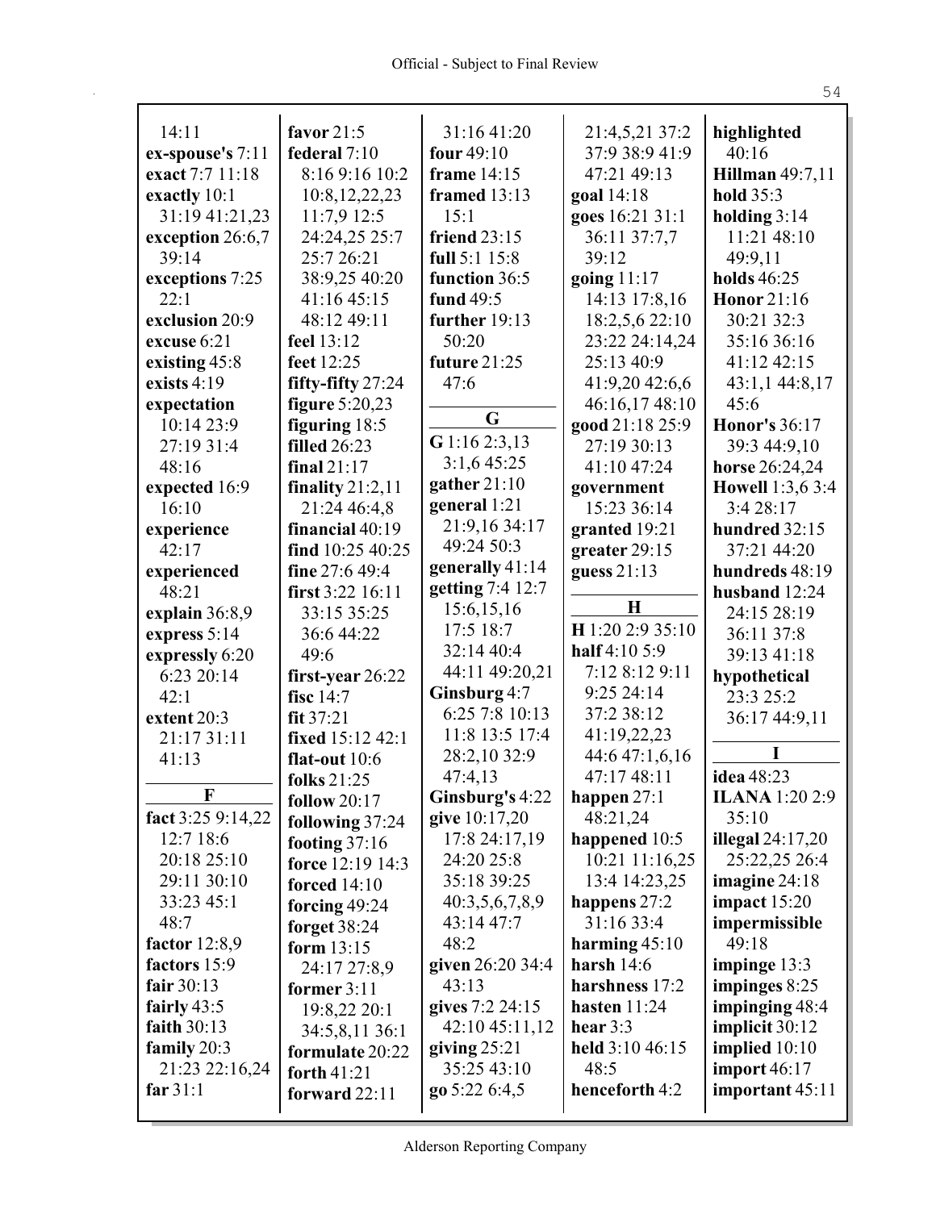14:11
**ex-spouse's** 7:11
**exact** 7:7 11:18
**exactly** 10:1
31:19 41:21,23
**exception** 26:6,7
39:14
**exceptions** 7:25
22:1
**exclusion** 20:9
**excuse** 6:21
**existing** 45:8
**exists** 4:19
**expectation**
10:14 23:9
27:19 31:4
48:16
**expected** 16:9
16:10
**experience**
42:17
**experienced**
48:21
**explain** 36:8,9
**express** 5:14
**expressly** 6:20
6:23 20:14
42:1
**extent** 20:3
21:17 31:11
41:13

**F**

**fact** 3:25 9:14,22
12:7 18:6
20:18 25:10
29:11 30:10
33:23 45:1
48:7
**factor** 12:8,9
**factors** 15:9
**fair** 30:13
**fairly** 43:5
**faith** 30:13
**family** 20:3
21:23 22:16,24
**far** 31:1

**favor** 21:5
**federal** 7:10
8:16 9:16 10:2
10:8,12,22,23
11:7,9 12:5
24:24,25 25:7
25:7 26:21
38:9,25 40:20
41:16 45:15
48:12 49:11
**feel** 13:12
**feet** 12:25
**fifty-fifty** 27:24
**figure** 5:20,23
**figuring** 18:5
**filled** 26:23
**final** 21:17
**finality** 21:2,11
21:24 46:4,8
**financial** 40:19
**find** 10:25 40:25
**fine** 27:6 49:4
**first** 3:22 16:11
33:15 35:25
36:6 44:22
49:6
**first-year** 26:22
**fisc** 14:7
**fit** 37:21
**fixed** 15:12 42:1
**flat-out** 10:6
**folks** 21:25
**follow** 20:17
**following** 37:24
**footing** 37:16
**force** 12:19 14:3
**forced** 14:10
**forcing** 49:24
**forget** 38:24
**form** 13:15
24:17 27:8,9
**former** 3:11
19:8,22 20:1
34:5,8,11 36:1
**formulate** 20:22
**forth** 41:21
**forward** 22:11

31:16 41:20
**four** 49:10
**frame** 14:15
**framed** 13:13
15:1
**friend** 23:15
**full** 5:1 15:8
**function** 36:5
**fund** 49:5
**further** 19:13
50:20
**future** 21:25
47:6

**G**

**G** 1:16 2:3,13
3:1,6 45:25
**gather** 21:10
**general** 1:21
21:9,16 34:17
49:24 50:3
**generally** 41:14
**getting** 7:4 12:7
15:6,15,16
17:5 18:7
32:14 40:4
44:11 49:20,21
**Ginsburg** 4:7
6:25 7:8 10:13
11:8 13:5 17:4
28:2,10 32:9
47:4,13
**Ginsburg's** 4:22
**give** 10:17,20
17:8 24:17,19
24:20 25:8
35:18 39:25
40:3,5,6,7,8,9
43:14 47:7
48:2
**given** 26:20 34:4
43:13
**gives** 7:2 24:15
42:10 45:11,12
**giving** 25:21
35:25 43:10
**go** 5:22 6:4,5

21:4,5,21 37:2
37:9 38:9 41:9
47:21 49:13
**goal** 14:18
**goes** 16:21 31:1
36:11 37:7,7
39:12
**going** 11:17
14:13 17:8,16
18:2,5,6 22:10
23:22 24:14,24
25:13 40:9
41:9,20 42:6,6
46:16,17 48:10
**good** 21:18 25:9
27:19 30:13
41:10 47:24
**government**
15:23 36:14
**granted** 19:21
**greater** 29:15
**guess** 21:13

**H**

**H** 1:20 2:9 35:10
**half** 4:10 5:9
7:12 8:12 9:11
9:25 24:14
37:2 38:12
41:19,22,23
44:6 47:1,6,16
47:17 48:11
**happen** 27:1
48:21,24
**happened** 10:5
10:21 11:16,25
13:4 14:23,25
**happens** 27:2
31:16 33:4
**harming** 45:10
**harsh** 14:6
**harshness** 17:2
**hasten** 11:24
**hear** 3:3
**held** 3:10 46:15
48:5
**henceforth** 4:2

**highlighted**
40:16
**Hillman** 49:7,11
**hold** 35:3
**holding** 3:14
11:21 48:10
49:9,11
**holds** 46:25
**Honor** 21:16
30:21 32:3
35:16 36:16
41:12 42:15
43:1,1 44:8,17
45:6
**Honor's** 36:17
39:3 44:9,10
**horse** 26:24,24
**Howell** 1:3,6 3:4
3:4 28:17
**hundred** 32:15
37:21 44:20
**hundreds** 48:19
**husband** 12:24
24:15 28:19
36:11 37:8
39:13 41:18
**hypothetical**
23:3 25:2
36:17 44:9,11

**I**

**idea** 48:23
**ILANA** 1:20 2:9
35:10
**illegal** 24:17,20
25:22,25 26:4
**imagine** 24:18
**impact** 15:20
**impermissible**
49:18
**impinge** 13:3
**impinges** 8:25
**impinging** 48:4
**implicit** 30:12
**implied** 10:10
**import** 46:17
**important** 45:11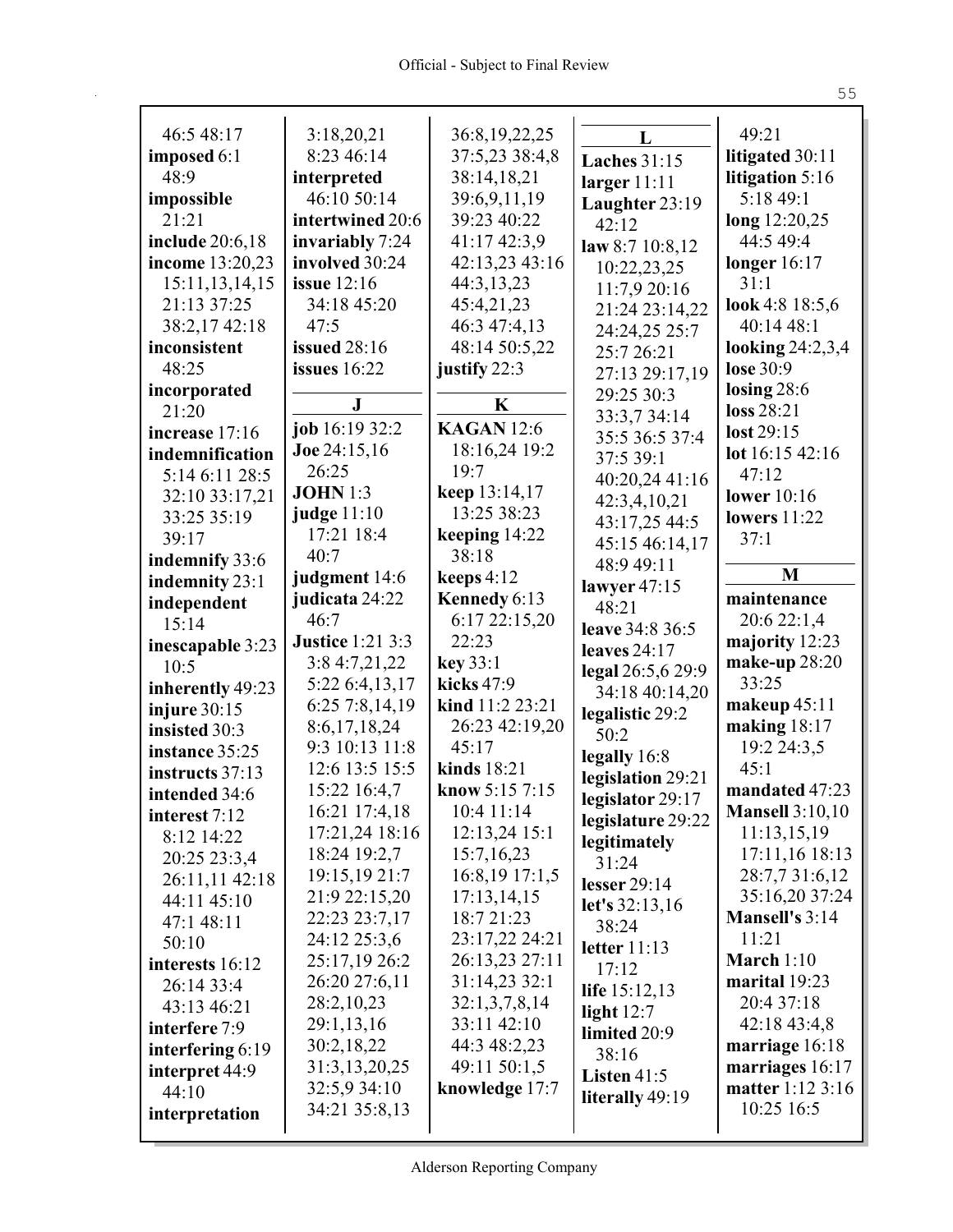46:5 48:17
**imposed** 6:1
48:9
**impossible**
21:21
**include** 20:6,18
**income** 13:20,23
15:11,13,14,15
21:13 37:25
38:2,17 42:18
**inconsistent**
48:25
**incorporated**
21:20
**increase** 17:16
**indemnification**
5:14 6:11 28:5
32:10 33:17,21
33:25 35:19
39:17
**indemnify** 33:6
**indemnity** 23:1
**independent**
15:14
**inescapable** 3:23
10:5
**inherently** 49:23
**injure** 30:15
**insisted** 30:3
**instance** 35:25
**instructs** 37:13
**intended** 34:6
**interest** 7:12
8:12 14:22
20:25 23:3,4
26:11,11 42:18
44:11 45:10
47:1 48:11
50:10
**interests** 16:12
26:14 33:4
43:13 46:21
**interfere** 7:9
**interfering** 6:19
**interpret** 44:9
44:10
**interpretation**
3:18,20,21
8:23 46:14
**interpreted**
46:10 50:14
**intertwined** 20:6
**invariably** 7:24
**involved** 30:24
**issue** 12:16
34:18 45:20
47:5
**issued** 28:16
**issues** 16:22

**J**

**job** 16:19 32:2
**Joe** 24:15,16
26:25
**JOHN** 1:3
**judge** 11:10
17:21 18:4
40:7
**judgment** 14:6
**judicata** 24:22
46:7
**Justice** 1:21 3:3
3:8 4:7,21,22
5:22 6:4,13,17
6:25 7:8,14,19
8:6,17,18,24
9:3 10:13 11:8
12:6 13:5 15:5
15:22 16:4,7
16:21 17:4,18
17:21,24 18:16
18:24 19:2,7
19:15,19 21:7
21:9 22:15,20
22:23 23:7,17
24:12 25:3,6
25:17,19 26:2
26:20 27:6,11
28:2,10,23
29:1,13,16
30:2,18,22
31:3,13,20,25
32:5,9 34:10
34:21 35:8,13
36:8,19,22,25
37:5,23 38:4,8
38:14,18,21
39:6,9,11,19
39:23 40:22
41:17 42:3,9
42:13,23 43:16
44:3,13,23
45:4,21,23
46:3 47:4,13
48:14 50:5,22
**justify** 22:3

**K**

**KAGAN** 12:6
18:16,24 19:2
19:7
**keep** 13:14,17
13:25 38:23
**keeping** 14:22
38:18
**keeps** 4:12
**Kennedy** 6:13
6:17 22:15,20
22:23
**key** 33:1
**kicks** 47:9
**kind** 11:2 23:21
26:23 42:19,20
45:17
**kinds** 18:21
**know** 5:15 7:15
10:4 11:14
12:13,24 15:1
15:7,16,23
16:8,19 17:1,5
17:13,14,15
18:7 21:23
23:17,22 24:21
26:13,23 27:11
31:14,23 32:1
32:1,3,7,8,14
33:11 42:10
44:3 48:2,23
49:11 50:1,5
**knowledge** 17:7

**L**

**Laches** 31:15
**larger** 11:11
**Laughter** 23:19
42:12
**law** 8:7 10:8,12
10:22,23,25
11:7,9 20:16
21:24 23:14,22
24:24,25 25:7
25:7 26:21
27:13 29:17,19
29:25 30:3
33:3,7 34:14
35:5 36:5 37:4
37:5 39:1
40:20,24 41:16
42:3,4,10,21
43:17,25 44:5
45:15 46:14,17
48:9 49:11
**lawyer** 47:15
48:21
**leave** 34:8 36:5
**leaves** 24:17
**legal** 26:5,6 29:9
34:18 40:14,20
**legalistic** 29:2
50:2
**legally** 16:8
**legislation** 29:21
**legislator** 29:17
**legislature** 29:22
**legitimately**
31:24
**lesser** 29:14
**let's** 32:13,16
38:24
**letter** 11:13
17:12
**life** 15:12,13
**light** 12:7
**limited** 20:9
38:16
**Listen** 41:5
**literally** 49:19
49:21
**litigated** 30:11
**litigation** 5:16
5:18 49:1
**long** 12:20,25
44:5 49:4
**longer** 16:17
31:1
**look** 4:8 18:5,6
40:14 48:1
**looking** 24:2,3,4
**lose** 30:9
**losing** 28:6
**loss** 28:21
**lost** 29:15
**lot** 16:15 42:16
47:12
**lower** 10:16
**lowers** 11:22
37:1

**M**

**maintenance**
20:6 22:1,4
**majority** 12:23
**make-up** 28:20
33:25
**makeup** 45:11
**making** 18:17
19:2 24:3,5
45:1
**mandated** 47:23
**Mansell** 3:10,10
11:13,15,19
17:11,16 18:13
28:7,7 31:6,12
35:16,20 37:24
**Mansell's** 3:14
11:21
**March** 1:10
**marital** 19:23
20:4 37:18
42:18 43:4,8
**marriage** 16:18
**marriages** 16:17
**matter** 1:12 3:16
10:25 16:5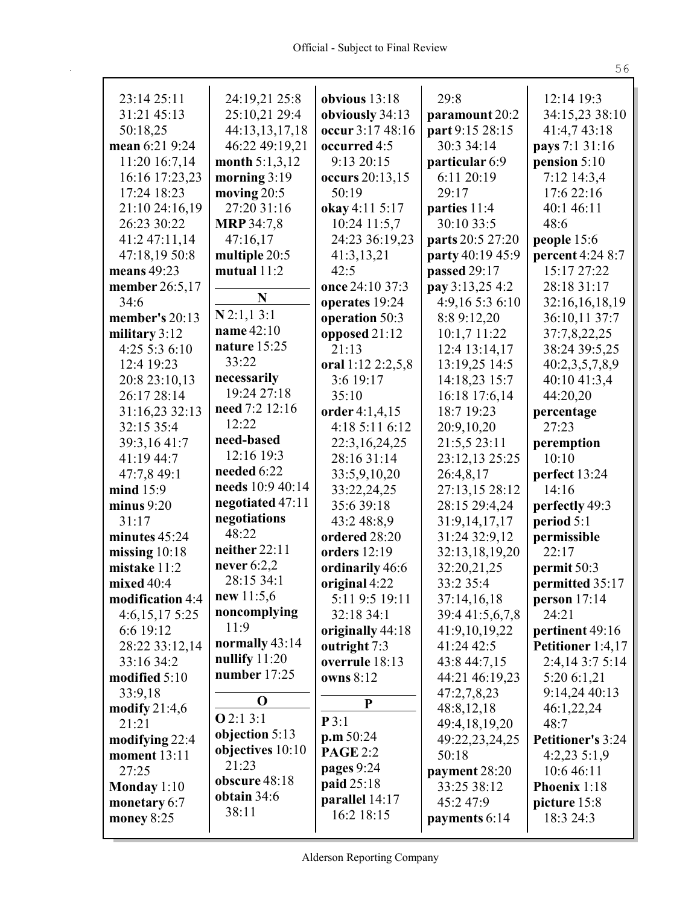23:14 25:11
31:21 45:13
50:18,25
**mean** 6:21 9:24
11:20 16:7,14
16:16 17:23,23
17:24 18:23
21:10 24:16,19
26:23 30:22
41:2 47:11,14
47:18,19 50:8
**means** 49:23
**member** 26:5,17
34:6
**member's** 20:13
**military** 3:12
4:25 5:3 6:10
12:4 19:23
20:8 23:10,13
26:17 28:14
31:16,23 32:13
32:15 35:4
39:3,16 41:7
41:19 44:7
47:7,8 49:1
**mind** 15:9
**minus** 9:20
31:17
**minutes** 45:24
**missing** 10:18
**mistake** 11:2
**mixed** 40:4
**modification** 4:4
4:6,15,17 5:25
6:6 19:12
28:22 33:12,14
33:16 34:2
**modified** 5:10
33:9,18
**modify** 21:4,6
21:21
**modifying** 22:4
**moment** 13:11
27:25
**Monday** 1:10
**monetary** 6:7
**money** 8:25

24:19,21 25:8
25:10,21 29:4
44:13,13,17,18
46:22 49:19,21
**month** 5:1,3,12
**morning** 3:19
**moving** 20:5
27:20 31:16
**MRP** 34:7,8
47:16,17
**multiple** 20:5
**mutual** 11:2

**N**

**N** 2:1,1 3:1
**name** 42:10
**nature** 15:25
33:22
**necessarily**
19:24 27:18
**need** 7:2 12:16
12:22
**need-based**
12:16 19:3
**needed** 6:22
**needs** 10:9 40:14
**negotiated** 47:11
**negotiations**
48:22
**neither** 22:11
**never** 6:2,2
28:15 34:1
**new** 11:5,6
**noncomplying**
11:9
**normally** 43:14
**nullify** 11:20
**number** 17:25

**O**

**O** 2:1 3:1
**objection** 5:13
**objectives** 10:10
21:23
**obscure** 48:18
**obtain** 34:6
38:11

**obvious** 13:18
**obviously** 34:13
**occur** 3:17 48:16
**occurred** 4:5
9:13 20:15
**occurs** 20:13,15
50:19
**okay** 4:11 5:17
10:24 11:5,7
24:23 36:19,23
41:3,13,21
42:5
**once** 24:10 37:3
**operates** 19:24
**operation** 50:3
**opposed** 21:12
21:13
**oral** 1:12 2:2,5,8
3:6 19:17
35:10
**order** 4:1,4,15
4:18 5:11 6:12
22:3,16,24,25
28:16 31:14
33:5,9,10,20
33:22,24,25
35:6 39:18
43:2 48:8,9
**ordered** 28:20
**orders** 12:19
**ordinarily** 46:6
**original** 4:22
5:11 9:5 19:11
32:18 34:1
**originally** 44:18
**outright** 7:3
**overrule** 18:13
**owns** 8:12

**P**

**P** 3:1
**p.m** 50:24
**PAGE** 2:2
**pages** 9:24
**paid** 25:18
**parallel** 14:17
16:2 18:15

29:8
**paramount** 20:2
**part** 9:15 28:15
30:3 34:14
**particular** 6:9
6:11 20:19
29:17
**parties** 11:4
30:10 33:5
**parts** 20:5 27:20
**party** 40:19 45:9
**passed** 29:17
**pay** 3:13,25 4:2
4:9,16 5:3 6:10
8:8 9:12,20
10:1,7 11:22
12:4 13:14,17
13:19,25 14:5
14:18,23 15:7
16:18 17:6,14
18:7 19:23
20:9,10,20
21:5,5 23:11
23:12,13 25:25
26:4,8,17
27:13,15 28:12
28:15 29:4,24
31:9,14,17,17
31:24 32:9,12
32:13,18,19,20
32:20,21,25
33:2 35:4
37:14,16,18
39:4 41:5,6,7,8
41:9,10,19,22
41:24 42:5
43:8 44:7,15
44:21 46:19,23
47:2,7,8,23
48:8,12,18
49:4,18,19,20
49:22,23,24,25
50:18
**payment** 28:20
33:25 38:12
45:2 47:9
**payments** 6:14

12:14 19:3
34:15,23 38:10
41:4,7 43:18
**pays** 7:1 31:16
**pension** 5:10
7:12 14:3,4
17:6 22:16
40:1 46:11
48:6
**people** 15:6
**percent** 4:24 8:7
15:17 27:22
28:18 31:17
32:16,16,18,19
36:10,11 37:7
37:7,8,22,25
38:24 39:5,25
40:2,3,5,7,8,9
40:10 41:3,4
44:20,20
**percentage**
27:23
**peremption**
10:10
**perfect** 13:24
14:16
**perfectly** 49:3
**period** 5:1
**permissible**
22:17
**permit** 50:3
**permitted** 35:17
**person** 17:14
24:21
**pertinent** 49:16
**Petitioner** 1:4,17
2:4,14 3:7 5:14
5:20 6:1,21
9:14,24 40:13
46:1,22,24
48:7
**Petitioner's** 3:24
4:2,23 5:1,9
10:6 46:11
**Phoenix** 1:18
**picture** 15:8
18:3 24:3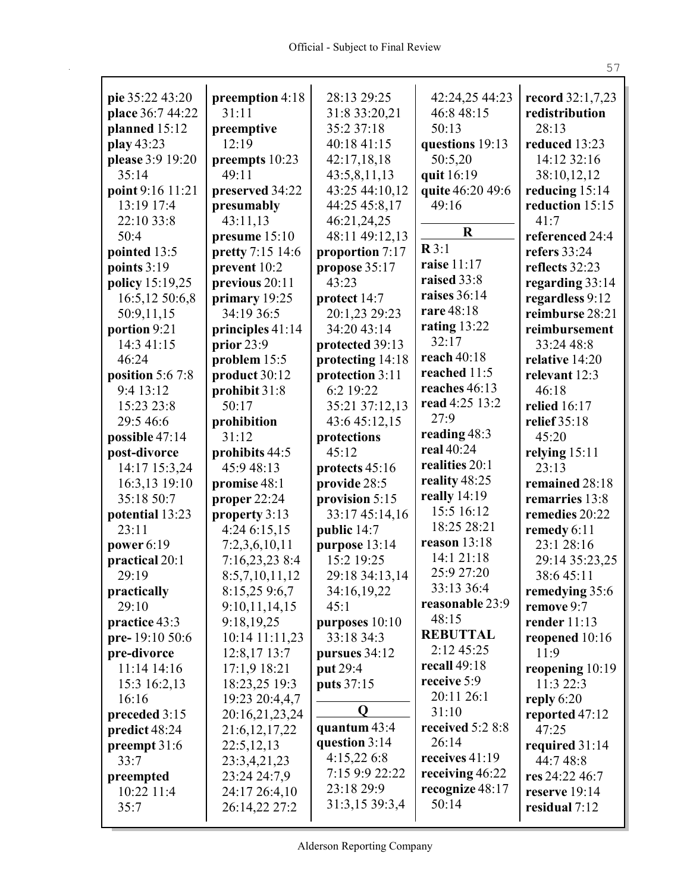**pie** 35:22 43:20
**place** 36:7 44:22
**planned** 15:12
**play** 43:23
**please** 3:9 19:20 35:14
**point** 9:16 11:21 13:19 17:4 22:10 33:8 50:4
**pointed** 13:5
**points** 3:19
**policy** 15:19,25 16:5,12 50:6,8 50:9,11,15
**portion** 9:21 14:3 41:15 46:24
**position** 5:6 7:8 9:4 13:12 15:23 23:8 29:5 46:6
**possible** 47:14
**post-divorce** 14:17 15:3,24 16:3,13 19:10 35:18 50:7
**potential** 13:23 23:11
**power** 6:19
**practical** 20:1 29:19
**practically** 29:10
**practice** 43:3
**pre-** 19:10 50:6
**pre-divorce** 11:14 14:16 15:3 16:2,13 16:16
**preceded** 3:15
**predict** 48:24
**preempt** 31:6 33:7
**preempted** 10:22 11:4 35:7
**preemption** 4:18 31:11
**preemptive** 12:19
**preempts** 10:23 49:11
**preserved** 34:22
**presumably** 43:11,13
**presume** 15:10
**pretty** 7:15 14:6
**prevent** 10:2
**previous** 20:11
**primary** 19:25 34:19 36:5
**principles** 41:14
**prior** 23:9
**problem** 15:5
**product** 30:12
**prohibit** 31:8 50:17
**prohibition** 31:12
**prohibits** 44:5 45:9 48:13
**promise** 48:1
**proper** 22:24
**property** 3:13 4:24 6:15,15 7:2,3,6,10,11 7:16,23,23 8:4 8:5,7,10,11,12 8:15,25 9:6,7 9:10,11,14,15 9:18,19,25 10:14 11:11,23 12:8,17 13:7 17:1,9 18:21 18:23,25 19:3 19:23 20:4,4,7 20:16,21,23,24 21:6,12,17,22 22:5,12,13 23:3,4,21,23 23:24 24:7,9 24:17 26:4,10 26:14,22 27:2 28:13 29:25 31:8 33:20,21 35:2 37:18 40:18 41:15 42:17,18,18 43:5,8,11,13 43:25 44:10,12 44:25 45:8,17 46:21,24,25 48:11 49:12,13
**proportion** 7:17
**propose** 35:17 43:23
**protect** 14:7 20:1,23 29:23 34:20 43:14
**protected** 39:13
**protecting** 14:18
**protection** 3:11 6:2 19:22 35:21 37:12,13 43:6 45:12,15
**protections** 45:12
**protects** 45:16
**provide** 28:5
**provision** 5:15 33:17 45:14,16
**public** 14:7
**purpose** 13:14 15:2 19:25 29:18 34:13,14 34:16,19,22 45:1
**purposes** 10:10 33:18 34:3
**pursues** 34:12
**put** 29:4
**puts** 37:15

**Q**

**quantum** 43:4
**question** 3:14 4:15,22 6:8 7:15 9:9 22:22 23:18 29:9 31:3,15 39:3,4 42:24,25 44:23 46:8 48:15 50:13
**questions** 19:13 50:5,20
**quit** 16:19
**quite** 46:20 49:6 49:16

**R**

**R** 3:1
**raise** 11:17
**raised** 33:8
**raises** 36:14
**rare** 48:18
**rating** 13:22 32:17
**reach** 40:18
**reached** 11:5
**reaches** 46:13
**read** 4:25 13:2 27:9
**reading** 48:3
**real** 40:24
**realities** 20:1
**reality** 48:25
**really** 14:19 15:5 16:12 18:25 28:21
**reason** 13:18 14:1 21:18 25:9 27:20 33:13 36:4
**reasonable** 23:9 48:15
**REBUTTAL** 2:12 45:25
**recall** 49:18
**receive** 5:9 20:11 26:1 31:10
**received** 5:2 8:8 26:14
**receives** 41:19
**receiving** 46:22
**recognize** 48:17 50:14
**record** 32:1,7,23
**redistribution** 28:13
**reduced** 13:23 14:12 32:16 38:10,12,12
**reducing** 15:14
**reduction** 15:15 41:7
**referenced** 24:4
**refers** 33:24
**reflects** 32:23
**regarding** 33:14
**regardless** 9:12
**reimburse** 28:21
**reimbursement** 33:24 48:8
**relative** 14:20
**relevant** 12:3 46:18
**relied** 16:17
**relief** 35:18 45:20
**relying** 15:11 23:13
**remained** 28:18
**remarries** 13:8
**remedies** 20:22
**remedy** 6:11 23:1 28:16 29:14 35:23,25 38:6 45:11
**remedying** 35:6
**remove** 9:7
**render** 11:13
**reopened** 10:16 11:9
**reopening** 10:19 11:3 22:3
**reply** 6:20
**reported** 47:12 47:25
**required** 31:14 44:7 48:8
**res** 24:22 46:7
**reserve** 19:14
**residual** 7:12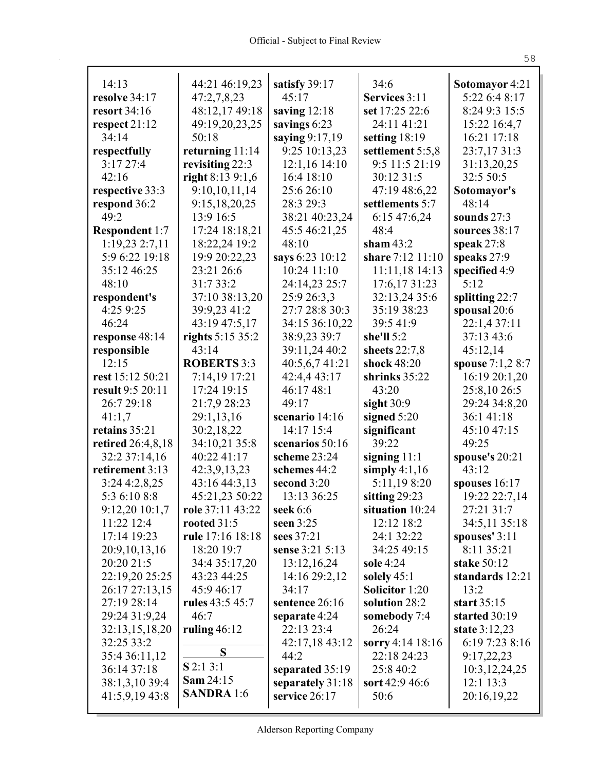14:13
**resolve** 34:17
**resort** 34:16
**respect** 21:12 34:14
**respectfully** 3:17 27:4 42:16
**respective** 33:3
**respond** 36:2 49:2
**Respondent** 1:7 1:19,23 2:7,11 5:9 6:22 19:18 35:12 46:25 48:10
**respondent's** 4:25 9:25 46:24
**response** 48:14
**responsible** 12:15
**rest** 15:12 50:21
**result** 9:5 20:11 26:7 29:18 41:1,7
**retains** 35:21
**retired** 26:4,8,18 32:2 37:14,16
**retirement** 3:13 3:24 4:2,8,25 5:3 6:10 8:8 9:12,20 10:1,7 11:22 12:4 17:14 19:23 20:9,10,13,16 20:20 21:5 22:19,20 25:25 26:17 27:13,15 27:19 28:14 29:24 31:9,24 32:13,15,18,20 32:25 33:2 35:4 36:11,12 36:14 37:18 38:1,3,10 39:4 41:5,9,19 43:8 44:21 46:19,23 47:2,7,8,23 48:12,17 49:18 49:19,20,23,25 50:18
**returning** 11:14
**revisiting** 22:3
**right** 8:13 9:1,6 9:10,10,11,14 9:15,18,20,25 13:9 16:5 17:24 18:18,21 18:22,24 19:2 19:9 20:22,23 23:21 26:6 31:7 33:2 37:10 38:13,20 39:9,23 41:2 43:19 47:5,17
**rights** 5:15 35:2 43:14
**ROBERTS** 3:3 7:14,19 17:21 17:24 19:15 21:7,9 28:23 29:1,13,16 30:2,18,22 34:10,21 35:8 40:22 41:17 42:3,9,13,23 43:16 44:3,13 45:21,23 50:22
**role** 37:11 43:22
**rooted** 31:5
**rule** 17:16 18:18 18:20 19:7 34:4 35:17,20 43:23 44:25 45:9 46:17
**rules** 43:5 45:7 46:7
**ruling** 46:12

**S**

**S** 2:1 3:1
**Sam** 24:15
**SANDRA** 1:6
**satisfy** 39:17 45:17
**saving** 12:18
**savings** 6:23
**saying** 9:17,19 9:25 10:13,23 12:1,16 14:10 16:4 18:10 25:6 26:10 28:3 29:3 38:21 40:23,24 45:5 46:21,25 48:10
**says** 6:23 10:12 10:24 11:10 24:14,23 25:7 25:9 26:3,3 27:7 28:8 30:3 34:15 36:10,22 38:9,23 39:7 39:11,24 40:2 40:5,6,7 41:21 42:4,4 43:17 46:17 48:1 49:17
**scenario** 14:16 14:17 15:4
**scenarios** 50:16
**scheme** 23:24
**schemes** 44:2
**second** 3:20 13:13 36:25
**seek** 6:6
**seen** 3:25
**sees** 37:21
**sense** 3:21 5:13 13:12,16,24 14:16 29:2,12 34:17
**sentence** 26:16
**separate** 4:24 22:13 23:4 42:17,18 43:12 44:2
**separated** 35:19
**separately** 31:18
**service** 26:17
34:6
**Services** 3:11
**set** 17:25 22:6 24:11 41:21
**setting** 18:19
**settlement** 5:5,8 9:5 11:5 21:19 30:12 31:5 47:19 48:6,22
**settlements** 5:7 6:15 47:6,24 48:4
**sham** 43:2
**share** 7:12 11:10 11:11,18 14:13 17:6,17 31:23 32:13,24 35:6 35:19 38:23 39:5 41:9
**she'll** 5:2
**sheets** 22:7,8
**shock** 48:20
**shrinks** 35:22 43:20
**sight** 30:9
**signed** 5:20
**significant** 39:22
**signing** 11:1
**simply** 4:1,16 5:11,19 8:20
**sitting** 29:23
**situation** 10:24 12:12 18:2 24:1 32:22 34:25 49:15
**sole** 4:24
**solely** 45:1
**Solicitor** 1:20
**solution** 28:2
**somebody** 7:4 26:24
**sorry** 4:14 18:16 22:18 24:23 25:8 40:2
**sort** 42:9 46:6 50:6
**Sotomayor** 4:21 5:22 6:4 8:17 8:24 9:3 15:5 15:22 16:4,7 16:21 17:18 23:7,17 31:3 31:13,20,25 32:5 50:5
**Sotomayor's** 48:14
**sounds** 27:3
**sources** 38:17
**speak** 27:8
**speaks** 27:9
**specified** 4:9 5:12
**splitting** 22:7
**spousal** 20:6 22:1,4 37:11 37:13 43:6 45:12,14
**spouse** 7:1,2 8:7 16:19 20:1,20 25:8,10 26:5 29:24 34:8,20 36:1 41:18 45:10 47:15 49:25
**spouse's** 20:21 43:12
**spouses** 16:17 19:22 22:7,14 27:21 31:7 34:5,11 35:18
**spouses'** 3:11 8:11 35:21
**stake** 50:12
**standards** 12:21 13:2
**start** 35:15
**started** 30:19
**state** 3:12,23 6:19 7:23 8:16 9:17,22,23 10:3,12,24,25 12:1 13:3 20:16,19,22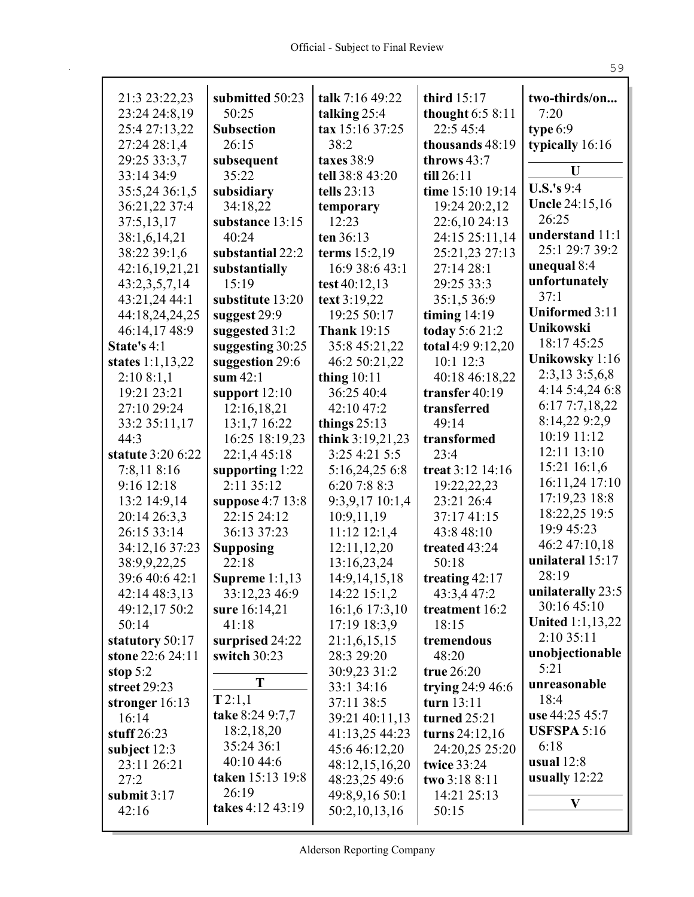21:3 23:22,23 23:24 24:8,19 25:4 27:13,22 27:24 28:1,4 29:25 33:3,7 33:14 34:9 35:5,24 36:1,5 36:21,22 37:4 37:5,13,17 38:1,6,14,21 38:22 39:1,6 42:16,19,21,21 43:2,3,5,7,14 43:21,24 44:1 44:18,24,24,25 46:14,17 48:9

**State's** 4:1

**states** 1:1,13,22 2:10 8:1,1 19:21 23:21 27:10 29:24 33:2 35:11,17 44:3

**statute** 3:20 6:22 7:8,11 8:16 9:16 12:18 13:2 14:9,14 20:14 26:3,3 26:15 33:14 34:12,16 37:23 38:9,9,22,25 39:6 40:6 42:1 42:14 48:3,13 49:12,17 50:2 50:14

**statutory** 50:17

**stone** 22:6 24:11

**stop** 5:2

**street** 29:23

**stronger** 16:13 16:14

**stuff** 26:23

**subject** 12:3 23:11 26:21 27:2

**submit** 3:17 42:16

**submitted** 50:23 50:25

**Subsection** 26:15

**subsequent** 35:22

**subsidiary** 34:18,22

**substance** 13:15 40:24

**substantial** 22:2

**substantially** 15:19

**substitute** 13:20

**suggest** 29:9

**suggested** 31:2

**suggesting** 30:25

**suggestion** 29:6

**sum** 42:1

**support** 12:10 12:16,18,21 13:1,7 16:22 16:25 18:19,23 22:1,4 45:18

**supporting** 1:22 2:11 35:12

**suppose** 4:7 13:8 22:15 24:12 36:13 37:23

**Supposing** 22:18

**Supreme** 1:1,13 33:12,23 46:9

**sure** 16:14,21 41:18

**surprised** 24:22

**switch** 30:23

**T**

**T** 2:1,1

**take** 8:24 9:7,7 18:2,18,20 35:24 36:1 40:10 44:6

**taken** 15:13 19:8 26:19

**takes** 4:12 43:19

**talk** 7:16 49:22

**talking** 25:4

**tax** 15:16 37:25 38:2

**taxes** 38:9

**tell** 38:8 43:20

**tells** 23:13

**temporary** 12:23

**ten** 36:13

**terms** 15:2,19 16:9 38:6 43:1

**test** 40:12,13

**text** 3:19,22 19:25 50:17

**Thank** 19:15 35:8 45:21,22 46:2 50:21,22

**thing** 10:11 36:25 40:4 42:10 47:2

**things** 25:13

**think** 3:19,21,23 3:25 4:21 5:5 5:16,24,25 6:8 6:20 7:8 8:3 9:3,9,17 10:1,4 10:9,11,19 11:12 12:1,4 12:11,12,20 13:16,23,24 14:9,14,15,18 14:22 15:1,2 16:1,6 17:3,10 17:19 18:3,9 21:1,6,15,15 28:3 29:20 30:9,23 31:2 33:1 34:16 37:11 38:5 39:21 40:11,13 41:13,25 44:23 45:6 46:12,20 48:12,15,16,20 48:23,25 49:6 49:8,9,16 50:1 50:2,10,13,16

**third** 15:17

**thought** 6:5 8:11 22:5 45:4

**thousands** 48:19

**throws** 43:7

**till** 26:11

**time** 15:10 19:14 19:24 20:2,12 22:6,10 24:13 24:15 25:11,14 25:21,23 27:13 27:14 28:1 29:25 33:3 35:1,5 36:9

**timing** 14:19

**today** 5:6 21:2

**total** 4:9 9:12,20 10:1 12:3 40:18 46:18,22

**transfer** 40:19

**transferred** 49:14

**transformed** 23:4

**treat** 3:12 14:16 19:22,22,23 23:21 26:4 37:17 41:15 43:8 48:10

**treated** 43:24 50:18

**treating** 42:17 43:3,4 47:2

**treatment** 16:2 18:15

**tremendous** 48:20

**true** 26:20

**trying** 24:9 46:6

**turn** 13:11

**turned** 25:21

**turns** 24:12,16 24:20,25 25:20

**twice** 33:24

**two** 3:18 8:11 14:21 25:13 50:15

**two-thirds/on...** 7:20

**type** 6:9

**typically** 16:16

**U**

**U.S.'s** 9:4

**Uncle** 24:15,16 26:25

**understand** 11:1 25:1 29:7 39:2

**unequal** 8:4

**unfortunately** 37:1

**Uniformed** 3:11

**Unikowski** 18:17 45:25

**Unikowsky** 1:16 2:3,13 3:5,6,8 4:14 5:4,24 6:8 6:17 7:7,18,22 8:14,22 9:2,9 10:19 11:12 12:11 13:10 15:21 16:1,6 16:11,24 17:10 17:19,23 18:8 18:22,25 19:5 19:9 45:23 46:2 47:10,18

**unilateral** 15:17 28:19

**unilaterally** 23:5 30:16 45:10

**United** 1:1,13,22 2:10 35:11

**unobjectionable** 5:21

**unreasonable** 18:4

**use** 44:25 45:7

**USFSPA** 5:16 6:18

**usual** 12:8

**usually** 12:22

**V**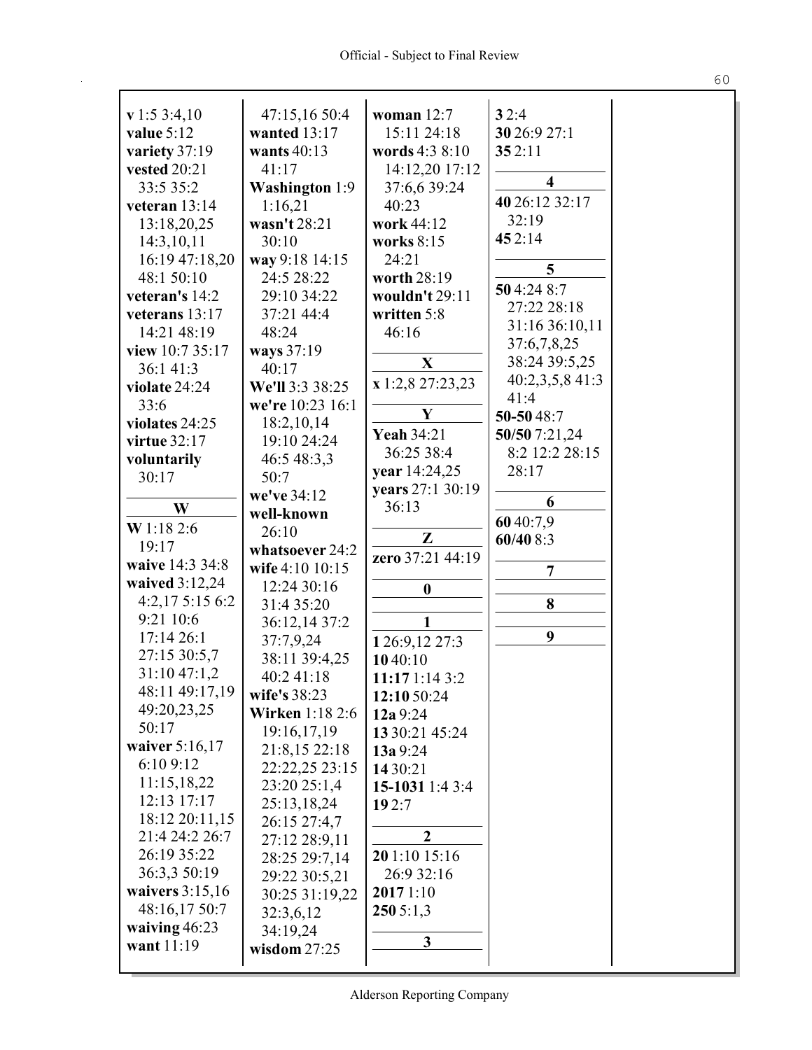**v** 1:5 3:4,10
**value** 5:12
**variety** 37:19
**vested** 20:21 33:5 35:2
**veteran** 13:14 13:18,20,25 14:3,10,11 16:19 47:18,20 48:1 50:10
**veteran's** 14:2
**veterans** 13:17 14:21 48:19
**view** 10:7 35:17 36:1 41:3
**violate** 24:24 33:6
**violates** 24:25
**virtue** 32:17
**voluntarily** 30:17

### W

**W** 1:18 2:6 19:17
**waive** 14:3 34:8
**waived** 3:12,24 4:2,17 5:15 6:2 9:21 10:6 17:14 26:1 27:15 30:5,7 31:10 47:1,2 48:11 49:17,19 49:20,23,25 50:17
**waiver** 5:16,17 6:10 9:12 11:15,18,22 12:13 17:17 18:12 20:11,15 21:4 24:2 26:7 26:19 35:22 36:3,3 50:19
**waivers** 3:15,16 48:16,17 50:7
**waiving** 46:23
**want** 11:19 47:15,16 50:4
**wanted** 13:17
**wants** 40:13 41:17
**Washington** 1:9 1:16,21
**wasn't** 28:21 30:10
**way** 9:18 14:15 24:5 28:22 29:10 34:22 37:21 44:4 48:24
**ways** 37:19 40:17
**We'll** 3:3 38:25
**we're** 10:23 16:1 18:2,10,14 19:10 24:24 46:5 48:3,3 50:7
**we've** 34:12
**well-known** 26:10
**whatsoever** 24:2
**wife** 4:10 10:15 12:24 30:16 31:4 35:20 36:12,14 37:2 37:7,9,24 38:11 39:4,25 40:2 41:18
**wife's** 38:23
**Wirken** 1:18 2:6 19:16,17,19 21:8,15 22:18 22:22,25 23:15 23:20 25:1,4 25:13,18,24 26:15 27:4,7 27:12 28:9,11 28:25 29:7,14 29:22 30:5,21 30:25 31:19,22 32:3,6,12 34:19,24
**wisdom** 27:25
**woman** 12:7 15:11 24:18
**words** 4:3 8:10 14:12,20 17:12 37:6,6 39:24 40:23
**work** 44:12
**works** 8:15 24:21
**worth** 28:19
**wouldn't** 29:11
**written** 5:8 46:16

### X

**x** 1:2,8 27:23,23

### Y

**Yeah** 34:21 36:25 38:4
**year** 14:24,25
**years** 27:1 30:19 36:13

### Z

**zero** 37:21 44:19

### 0

### 1

**1** 26:9,12 27:3
**10** 40:10
**11:17** 1:14 3:2
**12:10** 50:24
**12a** 9:24
**13** 30:21 45:24
**13a** 9:24
**14** 30:21
**15-1031** 1:4 3:4
**19** 2:7

### 2

**20** 1:10 15:16 26:9 32:16
**2017** 1:10
**250** 5:1,3

### 3

**3** 2:4
**30** 26:9 27:1
**35** 2:11

### 4

**40** 26:12 32:17 32:19
**45** 2:14

### 5

**50** 4:24 8:7 27:22 28:18 31:16 36:10,11 37:6,7,8,25 38:24 39:5,25 40:2,3,5,8 41:3 41:4
**50-50** 48:7
**50/50** 7:21,24 8:2 12:2 28:15 28:17

### 6

**60** 40:7,9
**60/40** 8:3

### 7

### 8

### 9